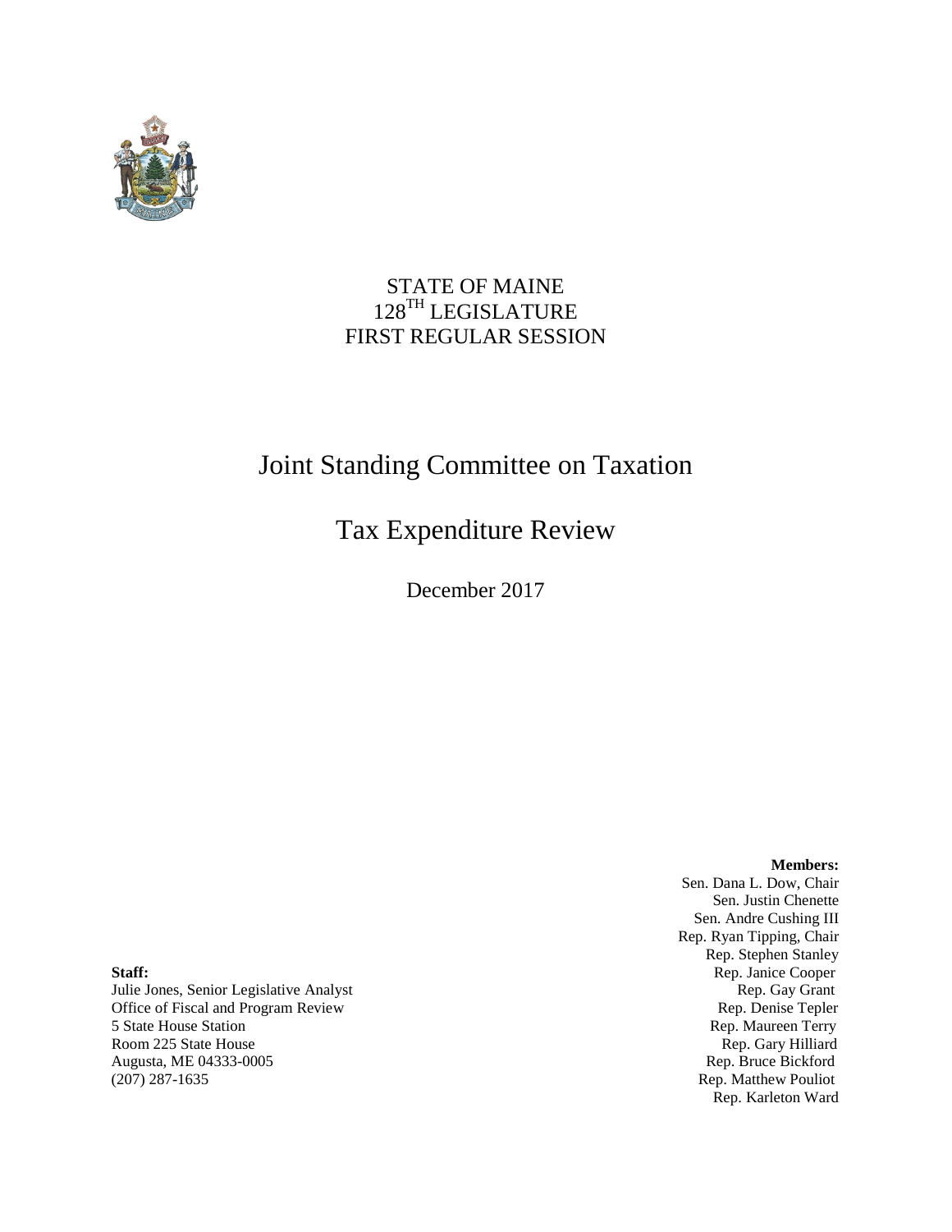STATE OF MAINE
128TH LEGISLATURE
FIRST REGULAR SESSION

# Joint Standing Committee on Taxation

# Tax Expenditure Review

December 2017

**Members:**
Sen. Dana L. Dow, Chair
Sen. Justin Chenette
Sen. Andre Cushing III
Rep. Ryan Tipping, Chair
Rep. Stephen Stanley
Rep. Janice Cooper
Rep. Gay Grant
Rep. Denise Tepler
Rep. Maureen Terry
Rep. Gary Hilliard
Rep. Bruce Bickford
Rep. Matthew Pouliot
Rep. Karleton Ward

**Staff:**
Julie Jones, Senior Legislative Analyst
Office of Fiscal and Program Review
5 State House Station
Room 225 State House
Augusta, ME 04333-0005
(207) 287-1635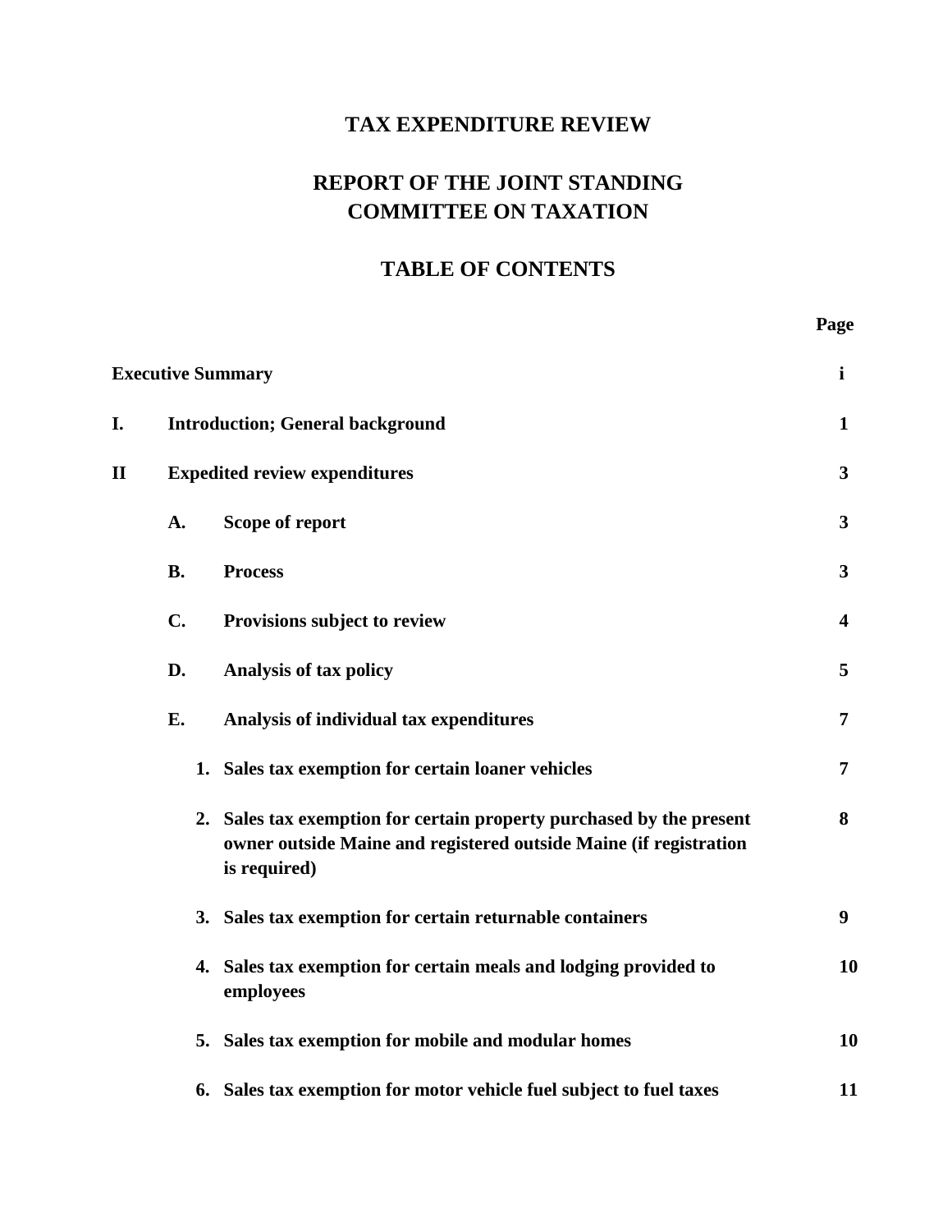# TAX EXPENDITURE REVIEW

# REPORT OF THE JOINT STANDING COMMITTEE ON TAXATION

## TABLE OF CONTENTS

| | | | Page |
|---|---|---|---|
| **Executive Summary** | | | **i** |
| **I.** | **Introduction; General background** | | **1** |
| **II** | **Expedited review expenditures** | | **3** |
| | **A.** | **Scope of report** | **3** |
| | **B.** | **Process** | **3** |
| | **C.** | **Provisions subject to review** | **4** |
| | **D.** | **Analysis of tax policy** | **5** |
| | **E.** | **Analysis of individual tax expenditures** | **7** |
| | | **1. Sales tax exemption for certain loaner vehicles** | **7** |
| | | **2. Sales tax exemption for certain property purchased by the present owner outside Maine and registered outside Maine (if registration is required)** | **8** |
| | | **3. Sales tax exemption for certain returnable containers** | **9** |
| | | **4. Sales tax exemption for certain meals and lodging provided to employees** | **10** |
| | | **5. Sales tax exemption for mobile and modular homes** | **10** |
| | | **6. Sales tax exemption for motor vehicle fuel subject to fuel taxes** | **11** |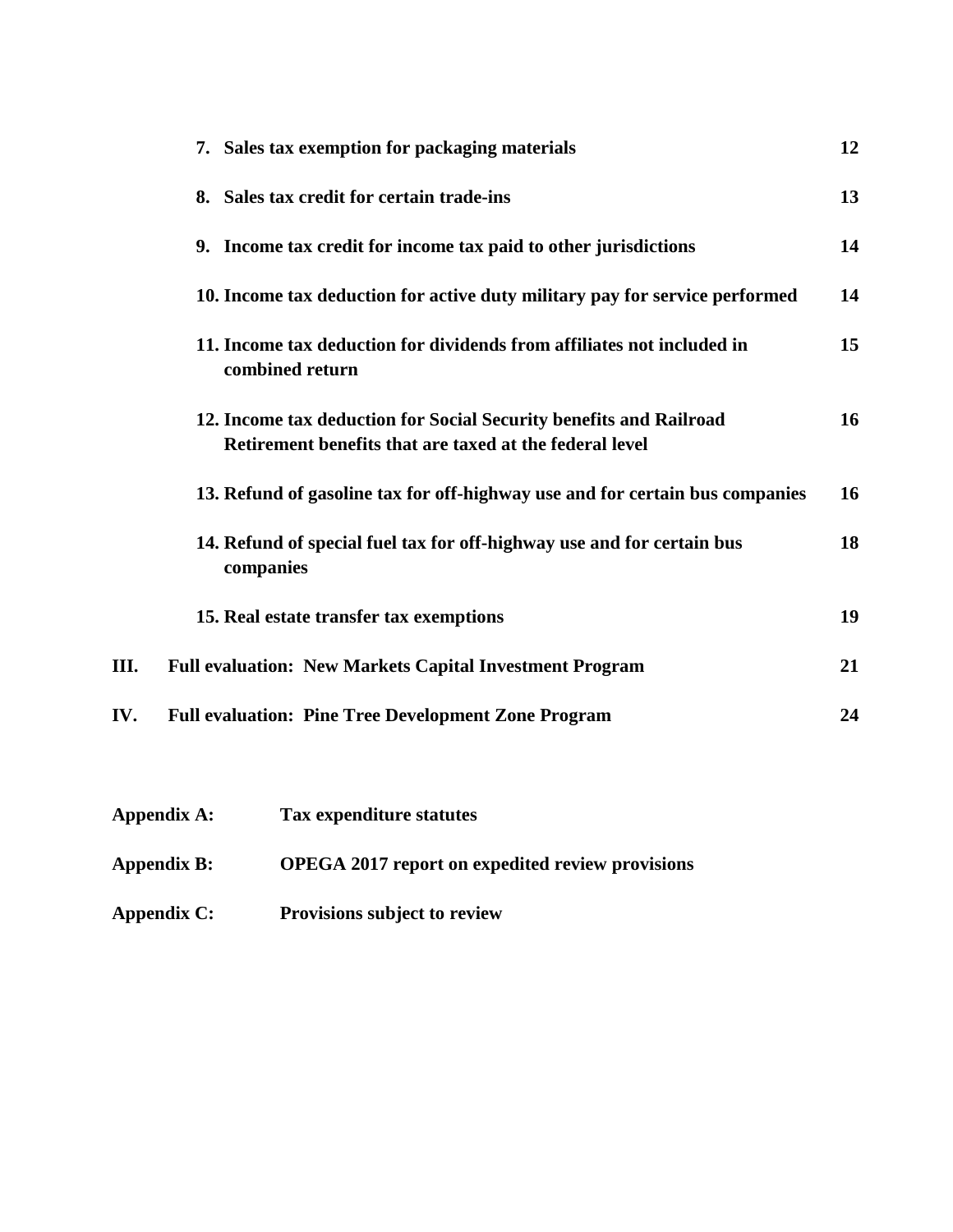| | | |
|---|---|---|
| | **7. Sales tax exemption for packaging materials** | **12** |
| | **8. Sales tax credit for certain trade-ins** | **13** |
| | **9. Income tax credit for income tax paid to other jurisdictions** | **14** |
| | **10. Income tax deduction for active duty military pay for service performed** | **14** |
| | **11. Income tax deduction for dividends from affiliates not included in combined return** | **15** |
| | **12. Income tax deduction for Social Security benefits and Railroad Retirement benefits that are taxed at the federal level** | **16** |
| | **13. Refund of gasoline tax for off-highway use and for certain bus companies** | **16** |
| | **14. Refund of special fuel tax for off-highway use and for certain bus companies** | **18** |
| | **15. Real estate transfer tax exemptions** | **19** |
| **III.** | **Full evaluation: New Markets Capital Investment Program** | **21** |
| **IV.** | **Full evaluation: Pine Tree Development Zone Program** | **24** |

**Appendix A:** **Tax expenditure statutes**

**Appendix B:** **OPEGA 2017 report on expedited review provisions**

**Appendix C:** **Provisions subject to review**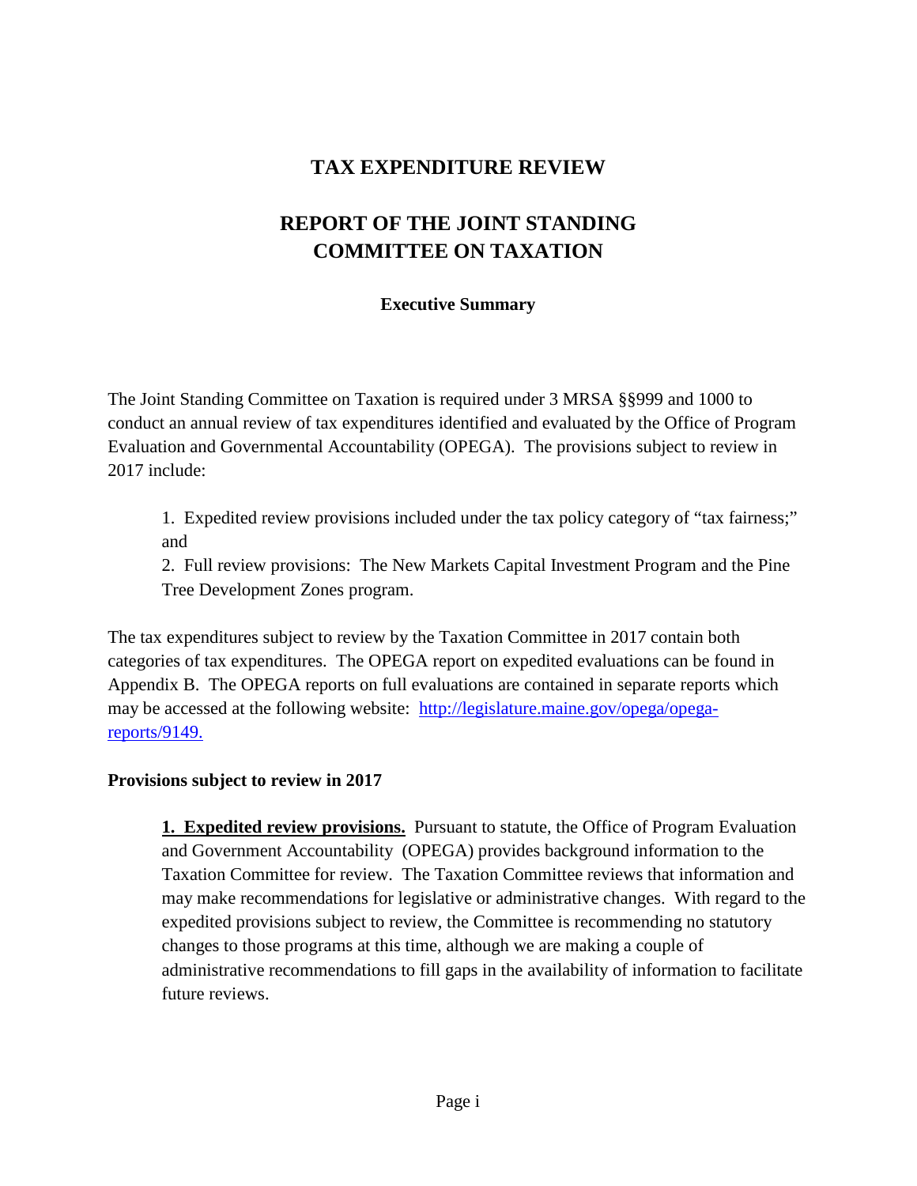# TAX EXPENDITURE REVIEW

# REPORT OF THE JOINT STANDING COMMITTEE ON TAXATION

### Executive Summary

The Joint Standing Committee on Taxation is required under 3 MRSA §§999 and 1000 to conduct an annual review of tax expenditures identified and evaluated by the Office of Program Evaluation and Governmental Accountability (OPEGA). The provisions subject to review in 2017 include:

1. Expedited review provisions included under the tax policy category of "tax fairness;" and
2. Full review provisions: The New Markets Capital Investment Program and the Pine Tree Development Zones program.

The tax expenditures subject to review by the Taxation Committee in 2017 contain both categories of tax expenditures. The OPEGA report on expedited evaluations can be found in Appendix B. The OPEGA reports on full evaluations are contained in separate reports which may be accessed at the following website: [http://legislature.maine.gov/opega/opega-reports/9149.](http://legislature.maine.gov/opega/opega-reports/9149)

**Provisions subject to review in 2017**

**1. Expedited review provisions.** Pursuant to statute, the Office of Program Evaluation and Government Accountability (OPEGA) provides background information to the Taxation Committee for review. The Taxation Committee reviews that information and may make recommendations for legislative or administrative changes. With regard to the expedited provisions subject to review, the Committee is recommending no statutory changes to those programs at this time, although we are making a couple of administrative recommendations to fill gaps in the availability of information to facilitate future reviews.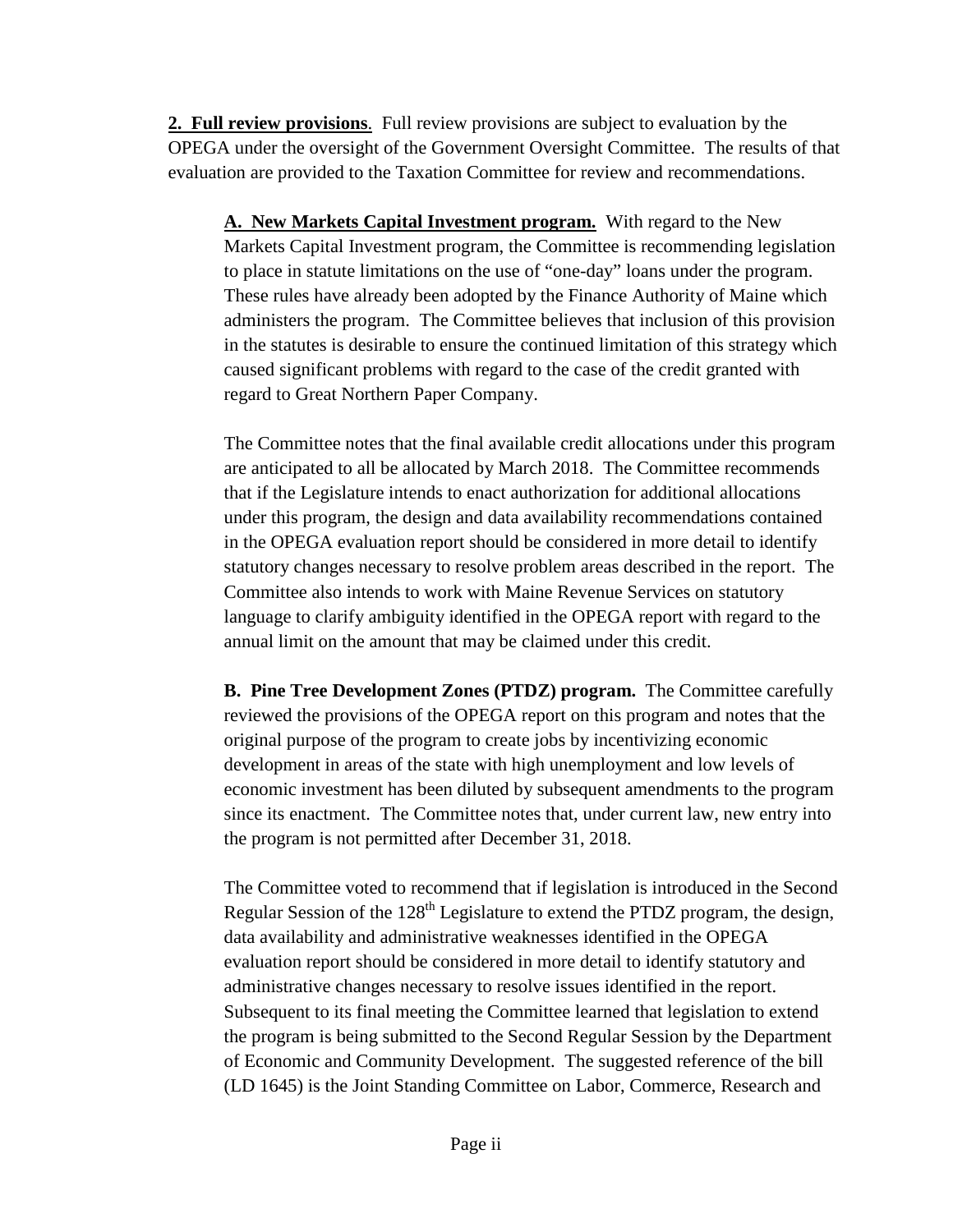**2. Full review provisions**. Full review provisions are subject to evaluation by the OPEGA under the oversight of the Government Oversight Committee. The results of that evaluation are provided to the Taxation Committee for review and recommendations.

**A. New Markets Capital Investment program.** With regard to the New Markets Capital Investment program, the Committee is recommending legislation to place in statute limitations on the use of "one-day" loans under the program. These rules have already been adopted by the Finance Authority of Maine which administers the program. The Committee believes that inclusion of this provision in the statutes is desirable to ensure the continued limitation of this strategy which caused significant problems with regard to the case of the credit granted with regard to Great Northern Paper Company.

The Committee notes that the final available credit allocations under this program are anticipated to all be allocated by March 2018. The Committee recommends that if the Legislature intends to enact authorization for additional allocations under this program, the design and data availability recommendations contained in the OPEGA evaluation report should be considered in more detail to identify statutory changes necessary to resolve problem areas described in the report. The Committee also intends to work with Maine Revenue Services on statutory language to clarify ambiguity identified in the OPEGA report with regard to the annual limit on the amount that may be claimed under this credit.

**B. Pine Tree Development Zones (PTDZ) program.** The Committee carefully reviewed the provisions of the OPEGA report on this program and notes that the original purpose of the program to create jobs by incentivizing economic development in areas of the state with high unemployment and low levels of economic investment has been diluted by subsequent amendments to the program since its enactment. The Committee notes that, under current law, new entry into the program is not permitted after December 31, 2018.

The Committee voted to recommend that if legislation is introduced in the Second Regular Session of the 128th Legislature to extend the PTDZ program, the design, data availability and administrative weaknesses identified in the OPEGA evaluation report should be considered in more detail to identify statutory and administrative changes necessary to resolve issues identified in the report. Subsequent to its final meeting the Committee learned that legislation to extend the program is being submitted to the Second Regular Session by the Department of Economic and Community Development. The suggested reference of the bill (LD 1645) is the Joint Standing Committee on Labor, Commerce, Research and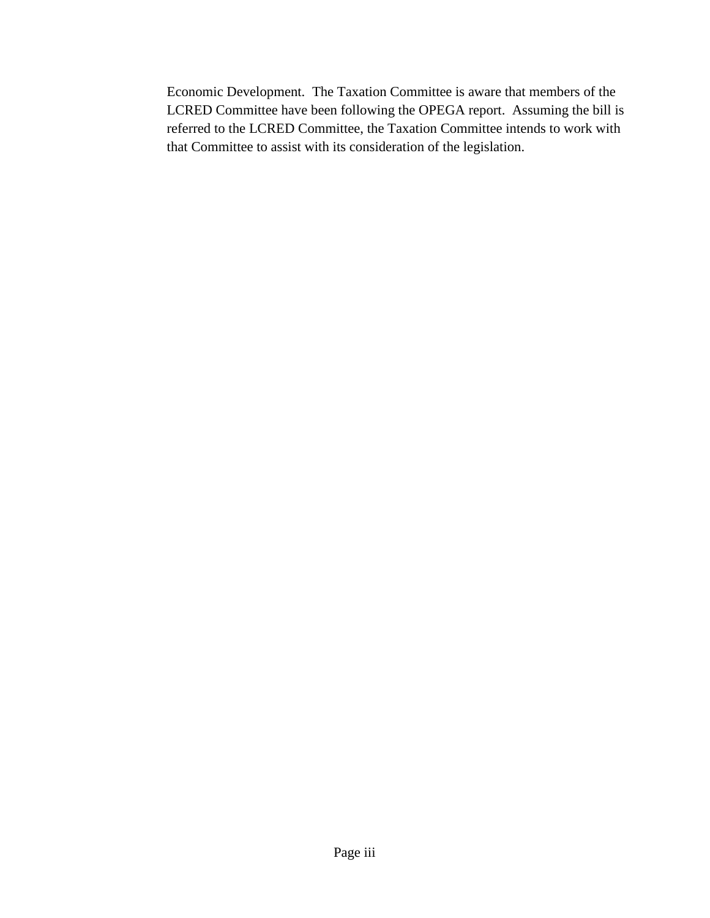Economic Development.  The Taxation Committee is aware that members of the LCRED Committee have been following the OPEGA report.  Assuming the bill is referred to the LCRED Committee, the Taxation Committee intends to work with that Committee to assist with its consideration of the legislation.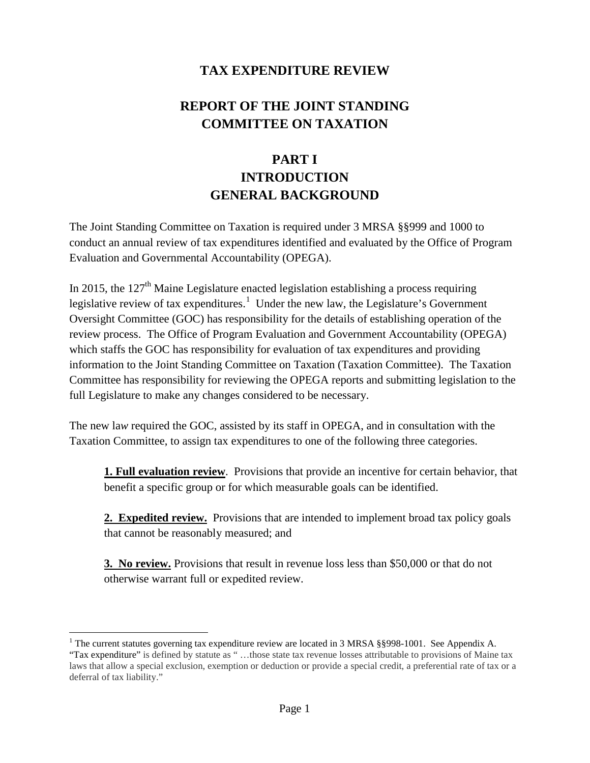# TAX EXPENDITURE REVIEW

# REPORT OF THE JOINT STANDING COMMITTEE ON TAXATION

## PART I
## INTRODUCTION
## GENERAL BACKGROUND

The Joint Standing Committee on Taxation is required under 3 MRSA §§999 and 1000 to conduct an annual review of tax expenditures identified and evaluated by the Office of Program Evaluation and Governmental Accountability (OPEGA).

In 2015, the 127th Maine Legislature enacted legislation establishing a process requiring legislative review of tax expenditures.[1] Under the new law, the Legislature's Government Oversight Committee (GOC) has responsibility for the details of establishing operation of the review process. The Office of Program Evaluation and Government Accountability (OPEGA) which staffs the GOC has responsibility for evaluation of tax expenditures and providing information to the Joint Standing Committee on Taxation (Taxation Committee). The Taxation Committee has responsibility for reviewing the OPEGA reports and submitting legislation to the full Legislature to make any changes considered to be necessary.

The new law required the GOC, assisted by its staff in OPEGA, and in consultation with the Taxation Committee, to assign tax expenditures to one of the following three categories.

> **1. Full evaluation review**. Provisions that provide an incentive for certain behavior, that benefit a specific group or for which measurable goals can be identified.
>
> **2. Expedited review.** Provisions that are intended to implement broad tax policy goals that cannot be reasonably measured; and
>
> **3. No review.** Provisions that result in revenue loss less than $50,000 or that do not otherwise warrant full or expedited review.

[1] The current statutes governing tax expenditure review are located in 3 MRSA §§998-1001. See Appendix A. "Tax expenditure" is defined by statute as " …those state tax revenue losses attributable to provisions of Maine tax laws that allow a special exclusion, exemption or deduction or provide a special credit, a preferential rate of tax or a deferral of tax liability."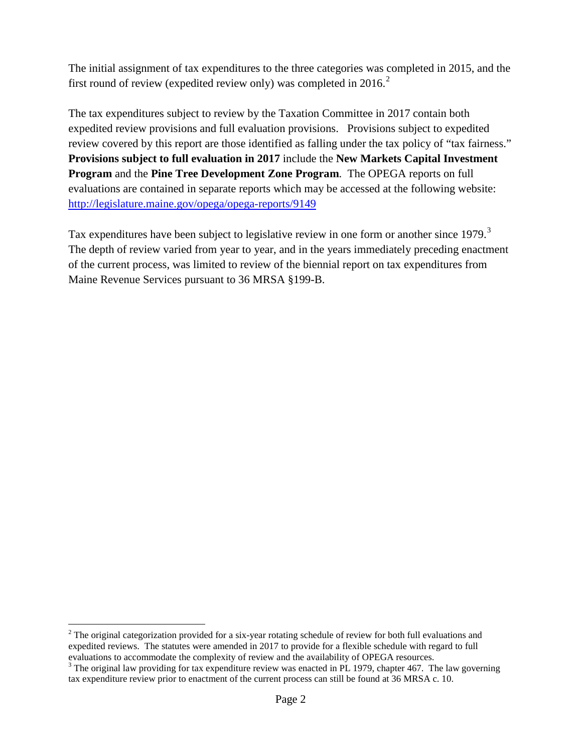The initial assignment of tax expenditures to the three categories was completed in 2015, and the first round of review (expedited review only) was completed in 2016.[2]

The tax expenditures subject to review by the Taxation Committee in 2017 contain both expedited review provisions and full evaluation provisions. Provisions subject to expedited review covered by this report are those identified as falling under the tax policy of "tax fairness." **Provisions subject to full evaluation in 2017** include the **New Markets Capital Investment Program** and the **Pine Tree Development Zone Program**. The OPEGA reports on full evaluations are contained in separate reports which may be accessed at the following website: [http://legislature.maine.gov/opega/opega-reports/9149](http://legislature.maine.gov/opega/opega-reports/9149)

Tax expenditures have been subject to legislative review in one form or another since 1979.[3] The depth of review varied from year to year, and in the years immediately preceding enactment of the current process, was limited to review of the biennial report on tax expenditures from Maine Revenue Services pursuant to 36 MRSA §199-B.

---

[2] The original categorization provided for a six-year rotating schedule of review for both full evaluations and expedited reviews. The statutes were amended in 2017 to provide for a flexible schedule with regard to full evaluations to accommodate the complexity of review and the availability of OPEGA resources.

[3] The original law providing for tax expenditure review was enacted in PL 1979, chapter 467. The law governing tax expenditure review prior to enactment of the current process can still be found at 36 MRSA c. 10.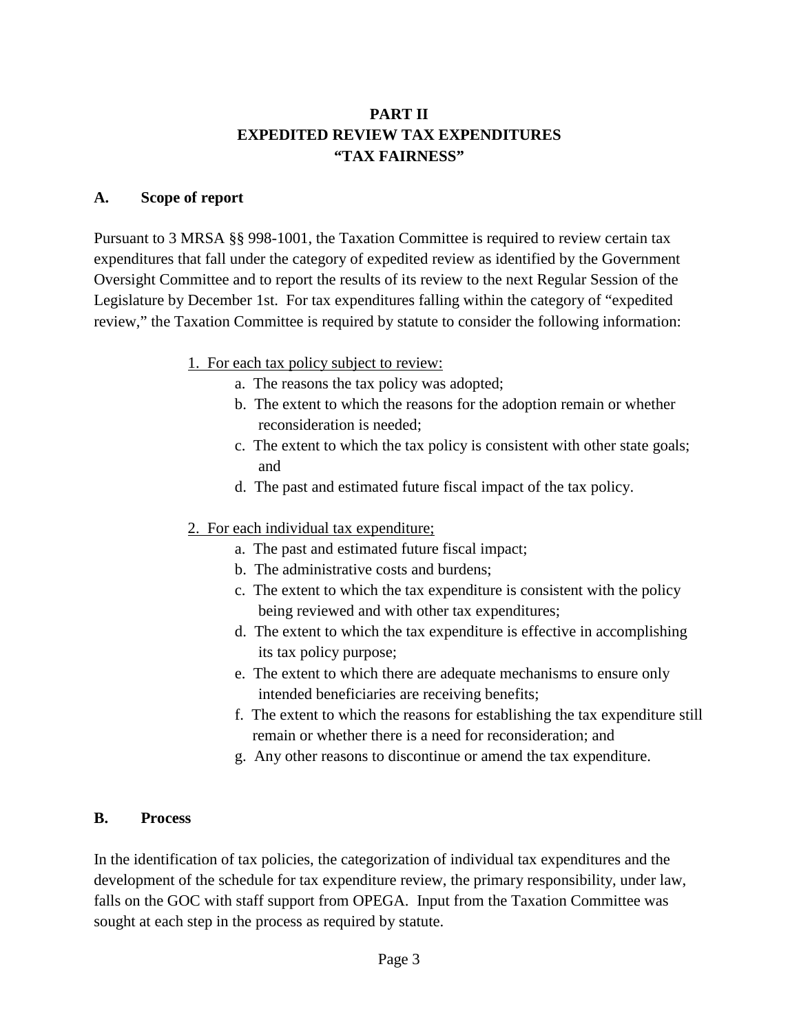# PART II
# EXPEDITED REVIEW TAX EXPENDITURES
# "TAX FAIRNESS"

## A. Scope of report

Pursuant to 3 MRSA §§ 998-1001, the Taxation Committee is required to review certain tax expenditures that fall under the category of expedited review as identified by the Government Oversight Committee and to report the results of its review to the next Regular Session of the Legislature by December 1st. For tax expenditures falling within the category of "expedited review," the Taxation Committee is required by statute to consider the following information:

1. <u>For each tax policy subject to review:</u>
   - a. The reasons the tax policy was adopted;
   - b. The extent to which the reasons for the adoption remain or whether reconsideration is needed;
   - c. The extent to which the tax policy is consistent with other state goals; and
   - d. The past and estimated future fiscal impact of the tax policy.

2. <u>For each individual tax expenditure;</u>
   - a. The past and estimated future fiscal impact;
   - b. The administrative costs and burdens;
   - c. The extent to which the tax expenditure is consistent with the policy being reviewed and with other tax expenditures;
   - d. The extent to which the tax expenditure is effective in accomplishing its tax policy purpose;
   - e. The extent to which there are adequate mechanisms to ensure only intended beneficiaries are receiving benefits;
   - f. The extent to which the reasons for establishing the tax expenditure still remain or whether there is a need for reconsideration; and
   - g. Any other reasons to discontinue or amend the tax expenditure.

## B. Process

In the identification of tax policies, the categorization of individual tax expenditures and the development of the schedule for tax expenditure review, the primary responsibility, under law, falls on the GOC with staff support from OPEGA. Input from the Taxation Committee was sought at each step in the process as required by statute.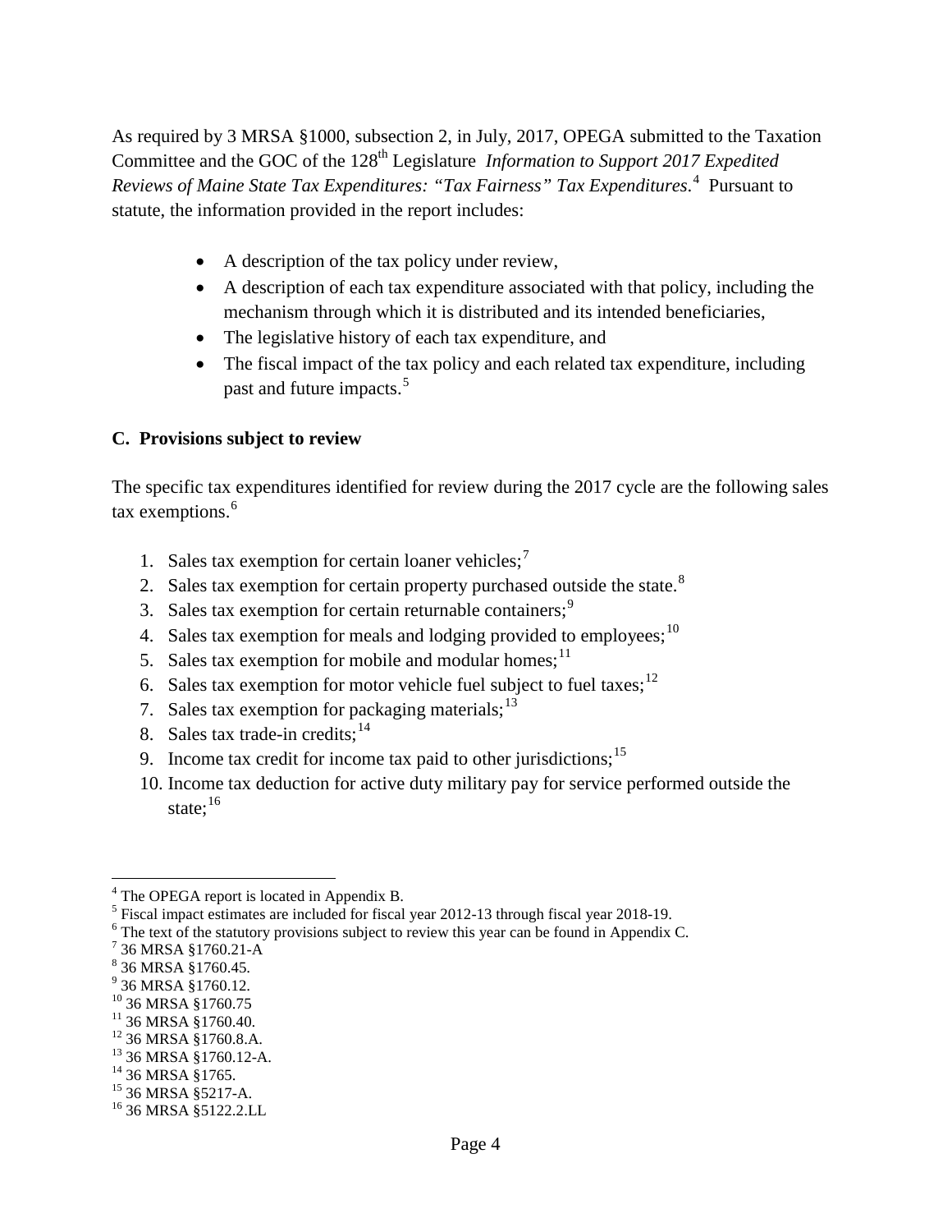As required by 3 MRSA §1000, subsection 2, in July, 2017, OPEGA submitted to the Taxation Committee and the GOC of the 128th Legislature *Information to Support 2017 Expedited Reviews of Maine State Tax Expenditures: "Tax Fairness" Tax Expenditures*.[4] Pursuant to statute, the information provided in the report includes:

- A description of the tax policy under review,
- A description of each tax expenditure associated with that policy, including the mechanism through which it is distributed and its intended beneficiaries,
- The legislative history of each tax expenditure, and
- The fiscal impact of the tax policy and each related tax expenditure, including past and future impacts.[5]

**C. Provisions subject to review**

The specific tax expenditures identified for review during the 2017 cycle are the following sales tax exemptions.[6]

1. Sales tax exemption for certain loaner vehicles;[7]
2. Sales tax exemption for certain property purchased outside the state.[8]
3. Sales tax exemption for certain returnable containers;[9]
4. Sales tax exemption for meals and lodging provided to employees;[10]
5. Sales tax exemption for mobile and modular homes;[11]
6. Sales tax exemption for motor vehicle fuel subject to fuel taxes;[12]
7. Sales tax exemption for packaging materials;[13]
8. Sales tax trade-in credits;[14]
9. Income tax credit for income tax paid to other jurisdictions;[15]
10. Income tax deduction for active duty military pay for service performed outside the state;[16]

---

[4] The OPEGA report is located in Appendix B.
[5] Fiscal impact estimates are included for fiscal year 2012-13 through fiscal year 2018-19.
[6] The text of the statutory provisions subject to review this year can be found in Appendix C.
[7] 36 MRSA §1760.21-A
[8] 36 MRSA §1760.45.
[9] 36 MRSA §1760.12.
[10] 36 MRSA §1760.75
[11] 36 MRSA §1760.40.
[12] 36 MRSA §1760.8.A.
[13] 36 MRSA §1760.12-A.
[14] 36 MRSA §1765.
[15] 36 MRSA §5217-A.
[16] 36 MRSA §5122.2.LL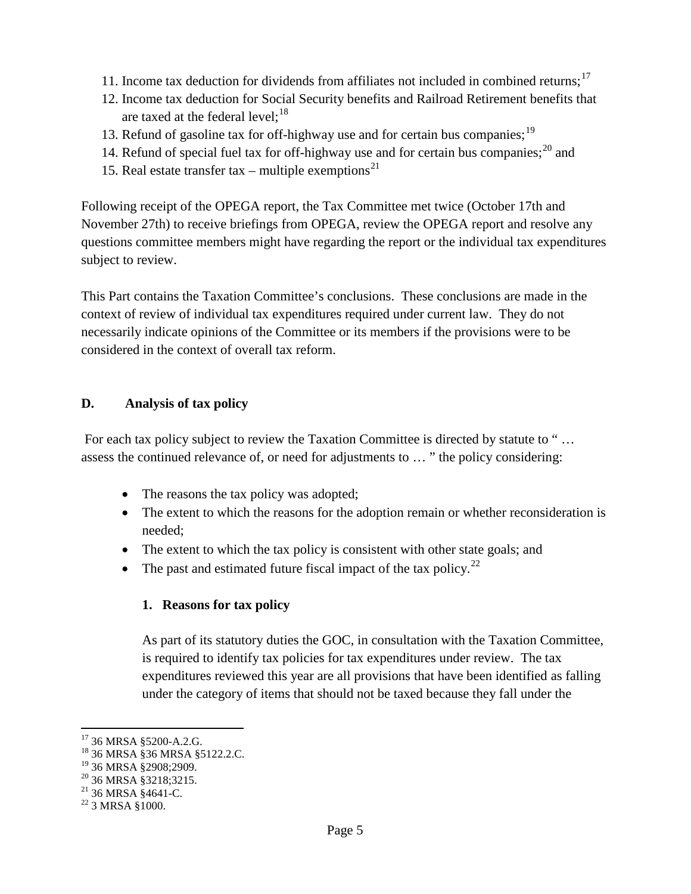11. Income tax deduction for dividends from affiliates not included in combined returns;[17]
12. Income tax deduction for Social Security benefits and Railroad Retirement benefits that are taxed at the federal level;[18]
13. Refund of gasoline tax for off-highway use and for certain bus companies;[19]
14. Refund of special fuel tax for off-highway use and for certain bus companies;[20] and
15. Real estate transfer tax – multiple exemptions[21]

Following receipt of the OPEGA report, the Tax Committee met twice (October 17th and November 27th) to receive briefings from OPEGA, review the OPEGA report and resolve any questions committee members might have regarding the report or the individual tax expenditures subject to review.

This Part contains the Taxation Committee's conclusions. These conclusions are made in the context of review of individual tax expenditures required under current law. They do not necessarily indicate opinions of the Committee or its members if the provisions were to be considered in the context of overall tax reform.

## D. Analysis of tax policy

For each tax policy subject to review the Taxation Committee is directed by statute to " … assess the continued relevance of, or need for adjustments to … " the policy considering:

- The reasons the tax policy was adopted;
- The extent to which the reasons for the adoption remain or whether reconsideration is needed;
- The extent to which the tax policy is consistent with other state goals; and
- The past and estimated future fiscal impact of the tax policy.[22]

### 1. Reasons for tax policy

As part of its statutory duties the GOC, in consultation with the Taxation Committee, is required to identify tax policies for tax expenditures under review. The tax expenditures reviewed this year are all provisions that have been identified as falling under the category of items that should not be taxed because they fall under the

---

[17] 36 MRSA §5200-A.2.G.
[18] 36 MRSA §36 MRSA §5122.2.C.
[19] 36 MRSA §2908;2909.
[20] 36 MRSA §3218;3215.
[21] 36 MRSA §4641-C.
[22] 3 MRSA §1000.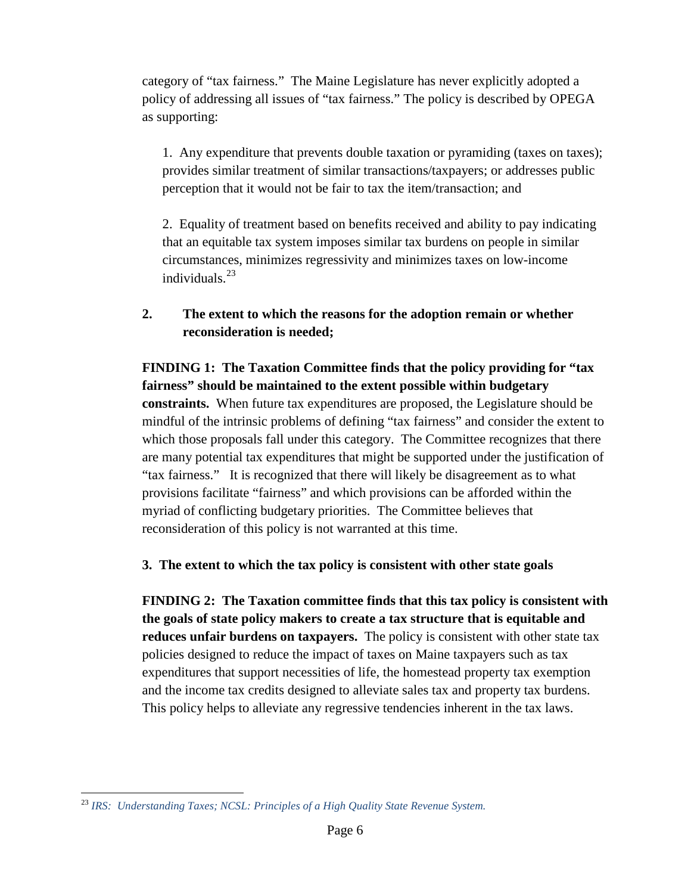category of "tax fairness." The Maine Legislature has never explicitly adopted a policy of addressing all issues of "tax fairness." The policy is described by OPEGA as supporting:

1. Any expenditure that prevents double taxation or pyramiding (taxes on taxes); provides similar treatment of similar transactions/taxpayers; or addresses public perception that it would not be fair to tax the item/transaction; and

2. Equality of treatment based on benefits received and ability to pay indicating that an equitable tax system imposes similar tax burdens on people in similar circumstances, minimizes regressivity and minimizes taxes on low-income individuals.[23]

**2. The extent to which the reasons for the adoption remain or whether reconsideration is needed;**

**FINDING 1: The Taxation Committee finds that the policy providing for "tax fairness" should be maintained to the extent possible within budgetary constraints.** When future tax expenditures are proposed, the Legislature should be mindful of the intrinsic problems of defining "tax fairness" and consider the extent to which those proposals fall under this category. The Committee recognizes that there are many potential tax expenditures that might be supported under the justification of "tax fairness." It is recognized that there will likely be disagreement as to what provisions facilitate "fairness" and which provisions can be afforded within the myriad of conflicting budgetary priorities. The Committee believes that reconsideration of this policy is not warranted at this time.

**3. The extent to which the tax policy is consistent with other state goals**

**FINDING 2: The Taxation committee finds that this tax policy is consistent with the goals of state policy makers to create a tax structure that is equitable and reduces unfair burdens on taxpayers.** The policy is consistent with other state tax policies designed to reduce the impact of taxes on Maine taxpayers such as tax expenditures that support necessities of life, the homestead property tax exemption and the income tax credits designed to alleviate sales tax and property tax burdens. This policy helps to alleviate any regressive tendencies inherent in the tax laws.

---

[23] *IRS: Understanding Taxes; NCSL: Principles of a High Quality State Revenue System.*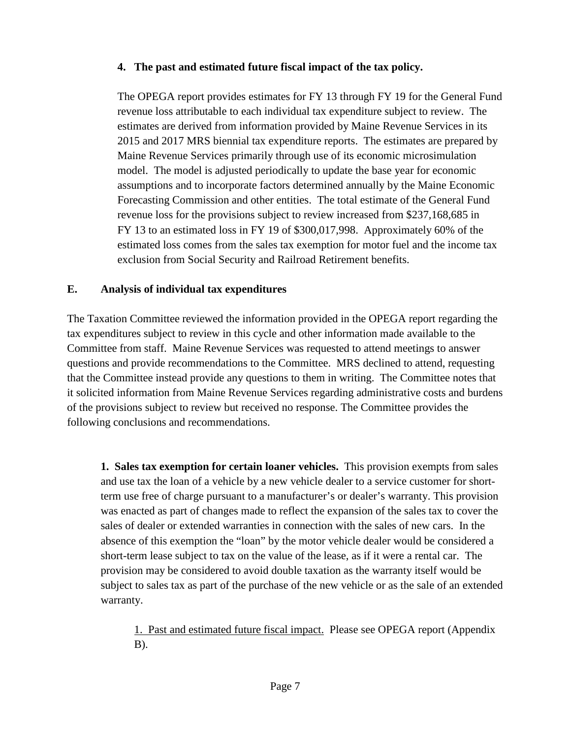**4. The past and estimated future fiscal impact of the tax policy.**

The OPEGA report provides estimates for FY 13 through FY 19 for the General Fund revenue loss attributable to each individual tax expenditure subject to review. The estimates are derived from information provided by Maine Revenue Services in its 2015 and 2017 MRS biennial tax expenditure reports. The estimates are prepared by Maine Revenue Services primarily through use of its economic microsimulation model. The model is adjusted periodically to update the base year for economic assumptions and to incorporate factors determined annually by the Maine Economic Forecasting Commission and other entities. The total estimate of the General Fund revenue loss for the provisions subject to review increased from $237,168,685 in FY 13 to an estimated loss in FY 19 of $300,017,998. Approximately 60% of the estimated loss comes from the sales tax exemption for motor fuel and the income tax exclusion from Social Security and Railroad Retirement benefits.

## E. Analysis of individual tax expenditures

The Taxation Committee reviewed the information provided in the OPEGA report regarding the tax expenditures subject to review in this cycle and other information made available to the Committee from staff. Maine Revenue Services was requested to attend meetings to answer questions and provide recommendations to the Committee. MRS declined to attend, requesting that the Committee instead provide any questions to them in writing. The Committee notes that it solicited information from Maine Revenue Services regarding administrative costs and burdens of the provisions subject to review but received no response. The Committee provides the following conclusions and recommendations.

**1. Sales tax exemption for certain loaner vehicles.** This provision exempts from sales and use tax the loan of a vehicle by a new vehicle dealer to a service customer for short-term use free of charge pursuant to a manufacturer's or dealer's warranty. This provision was enacted as part of changes made to reflect the expansion of the sales tax to cover the sales of dealer or extended warranties in connection with the sales of new cars. In the absence of this exemption the "loan" by the motor vehicle dealer would be considered a short-term lease subject to tax on the value of the lease, as if it were a rental car. The provision may be considered to avoid double taxation as the warranty itself would be subject to sales tax as part of the purchase of the new vehicle or as the sale of an extended warranty.

1. Past and estimated future fiscal impact. Please see OPEGA report (Appendix B).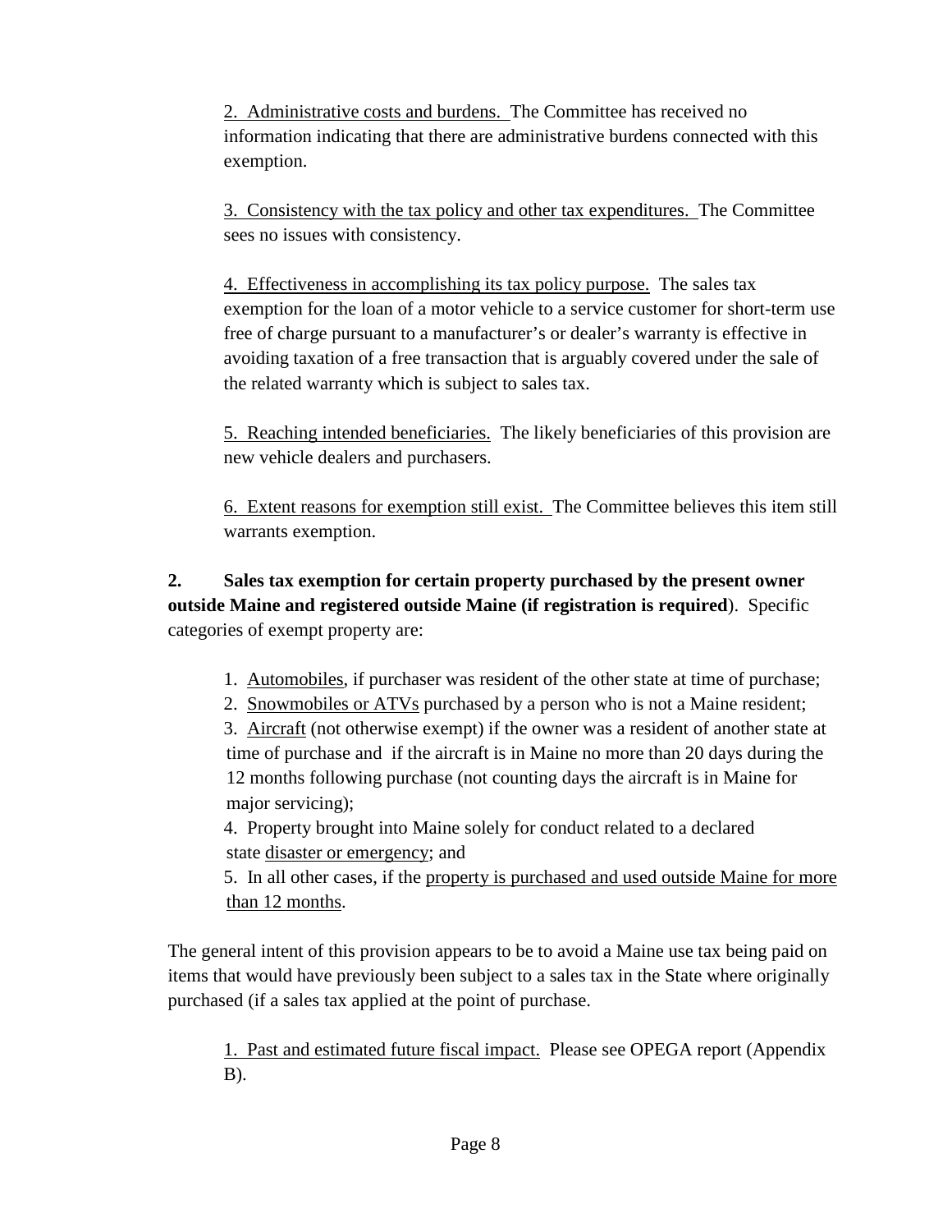2. Administrative costs and burdens. The Committee has received no information indicating that there are administrative burdens connected with this exemption.

3. Consistency with the tax policy and other tax expenditures. The Committee sees no issues with consistency.

4. Effectiveness in accomplishing its tax policy purpose. The sales tax exemption for the loan of a motor vehicle to a service customer for short-term use free of charge pursuant to a manufacturer's or dealer's warranty is effective in avoiding taxation of a free transaction that is arguably covered under the sale of the related warranty which is subject to sales tax.

5. Reaching intended beneficiaries. The likely beneficiaries of this provision are new vehicle dealers and purchasers.

6. Extent reasons for exemption still exist. The Committee believes this item still warrants exemption.

**2. Sales tax exemption for certain property purchased by the present owner outside Maine and registered outside Maine (if registration is required**). Specific categories of exempt property are:

1. Automobiles, if purchaser was resident of the other state at time of purchase;
2. Snowmobiles or ATVs purchased by a person who is not a Maine resident;
3. Aircraft (not otherwise exempt) if the owner was a resident of another state at time of purchase and if the aircraft is in Maine no more than 20 days during the 12 months following purchase (not counting days the aircraft is in Maine for major servicing);
4. Property brought into Maine solely for conduct related to a declared state disaster or emergency; and
5. In all other cases, if the property is purchased and used outside Maine for more than 12 months.

The general intent of this provision appears to be to avoid a Maine use tax being paid on items that would have previously been subject to a sales tax in the State where originally purchased (if a sales tax applied at the point of purchase.

1. Past and estimated future fiscal impact. Please see OPEGA report (Appendix B).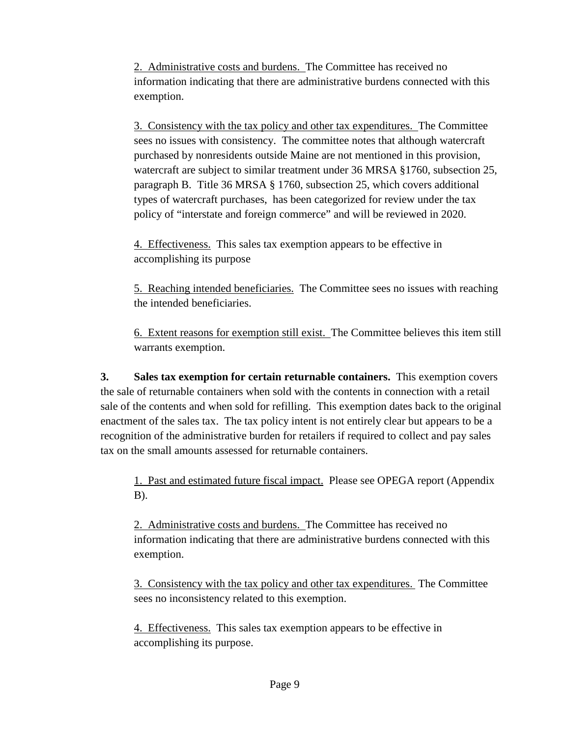2. Administrative costs and burdens. The Committee has received no information indicating that there are administrative burdens connected with this exemption.

3. Consistency with the tax policy and other tax expenditures. The Committee sees no issues with consistency. The committee notes that although watercraft purchased by nonresidents outside Maine are not mentioned in this provision, watercraft are subject to similar treatment under 36 MRSA §1760, subsection 25, paragraph B. Title 36 MRSA § 1760, subsection 25, which covers additional types of watercraft purchases, has been categorized for review under the tax policy of "interstate and foreign commerce" and will be reviewed in 2020.

4. Effectiveness. This sales tax exemption appears to be effective in accomplishing its purpose

5. Reaching intended beneficiaries. The Committee sees no issues with reaching the intended beneficiaries.

6. Extent reasons for exemption still exist. The Committee believes this item still warrants exemption.

**3. Sales tax exemption for certain returnable containers.** This exemption covers the sale of returnable containers when sold with the contents in connection with a retail sale of the contents and when sold for refilling. This exemption dates back to the original enactment of the sales tax. The tax policy intent is not entirely clear but appears to be a recognition of the administrative burden for retailers if required to collect and pay sales tax on the small amounts assessed for returnable containers.

1. Past and estimated future fiscal impact. Please see OPEGA report (Appendix B).

2. Administrative costs and burdens. The Committee has received no information indicating that there are administrative burdens connected with this exemption.

3. Consistency with the tax policy and other tax expenditures. The Committee sees no inconsistency related to this exemption.

4. Effectiveness. This sales tax exemption appears to be effective in accomplishing its purpose.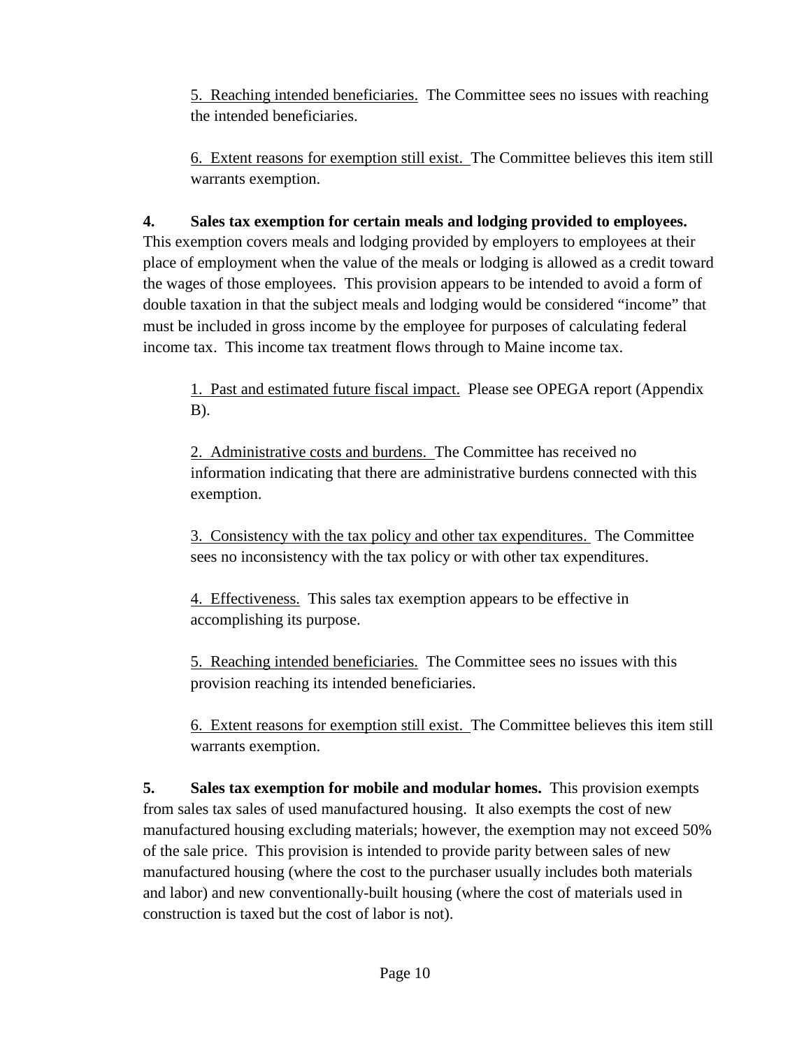5. Reaching intended beneficiaries. The Committee sees no issues with reaching the intended beneficiaries.

6. Extent reasons for exemption still exist. The Committee believes this item still warrants exemption.

**4. Sales tax exemption for certain meals and lodging provided to employees.** This exemption covers meals and lodging provided by employers to employees at their place of employment when the value of the meals or lodging is allowed as a credit toward the wages of those employees. This provision appears to be intended to avoid a form of double taxation in that the subject meals and lodging would be considered "income" that must be included in gross income by the employee for purposes of calculating federal income tax. This income tax treatment flows through to Maine income tax.

1. Past and estimated future fiscal impact. Please see OPEGA report (Appendix B).

2. Administrative costs and burdens. The Committee has received no information indicating that there are administrative burdens connected with this exemption.

3. Consistency with the tax policy and other tax expenditures. The Committee sees no inconsistency with the tax policy or with other tax expenditures.

4. Effectiveness. This sales tax exemption appears to be effective in accomplishing its purpose.

5. Reaching intended beneficiaries. The Committee sees no issues with this provision reaching its intended beneficiaries.

6. Extent reasons for exemption still exist. The Committee believes this item still warrants exemption.

**5. Sales tax exemption for mobile and modular homes.** This provision exempts from sales tax sales of used manufactured housing. It also exempts the cost of new manufactured housing excluding materials; however, the exemption may not exceed 50% of the sale price. This provision is intended to provide parity between sales of new manufactured housing (where the cost to the purchaser usually includes both materials and labor) and new conventionally-built housing (where the cost of materials used in construction is taxed but the cost of labor is not).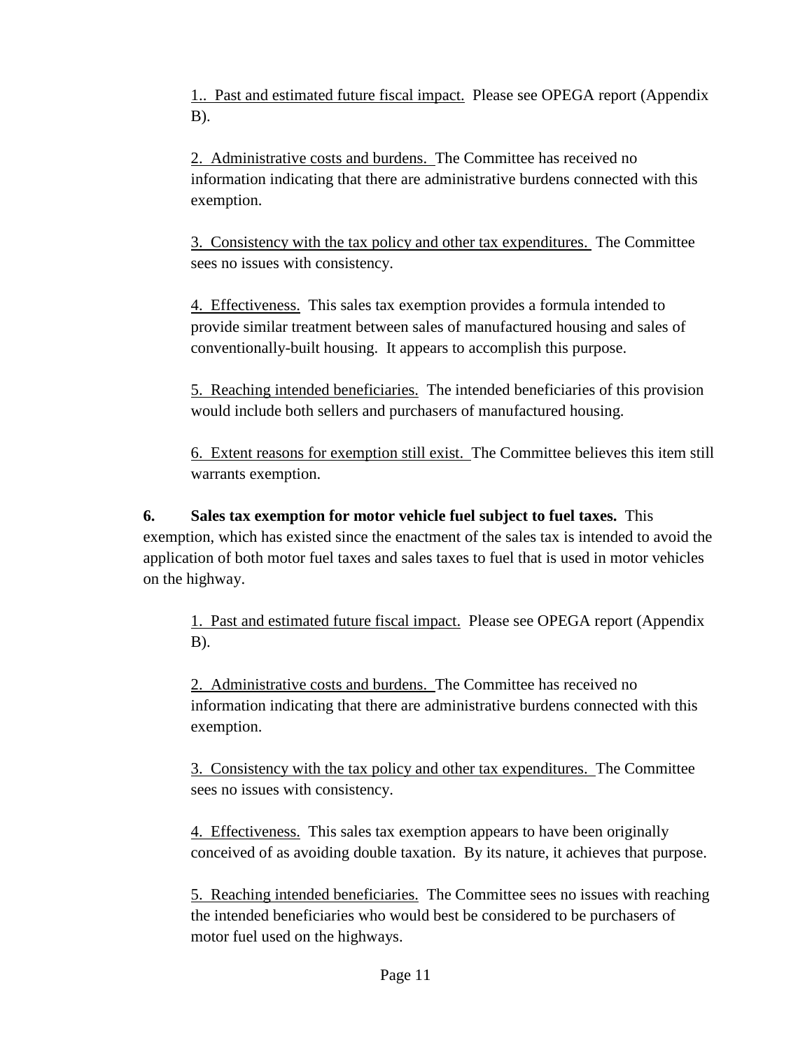1.. <u>Past and estimated future fiscal impact.</u> Please see OPEGA report (Appendix B).

2. <u>Administrative costs and burdens.</u> The Committee has received no information indicating that there are administrative burdens connected with this exemption.

3. <u>Consistency with the tax policy and other tax expenditures.</u> The Committee sees no issues with consistency.

4. <u>Effectiveness.</u> This sales tax exemption provides a formula intended to provide similar treatment between sales of manufactured housing and sales of conventionally-built housing. It appears to accomplish this purpose.

5. <u>Reaching intended beneficiaries.</u> The intended beneficiaries of this provision would include both sellers and purchasers of manufactured housing.

6. <u>Extent reasons for exemption still exist.</u> The Committee believes this item still warrants exemption.

**6. Sales tax exemption for motor vehicle fuel subject to fuel taxes.** This exemption, which has existed since the enactment of the sales tax is intended to avoid the application of both motor fuel taxes and sales taxes to fuel that is used in motor vehicles on the highway.

1. <u>Past and estimated future fiscal impact.</u> Please see OPEGA report (Appendix B).

2. <u>Administrative costs and burdens.</u> The Committee has received no information indicating that there are administrative burdens connected with this exemption.

3. <u>Consistency with the tax policy and other tax expenditures.</u> The Committee sees no issues with consistency.

4. <u>Effectiveness.</u> This sales tax exemption appears to have been originally conceived of as avoiding double taxation. By its nature, it achieves that purpose.

5. <u>Reaching intended beneficiaries.</u> The Committee sees no issues with reaching the intended beneficiaries who would best be considered to be purchasers of motor fuel used on the highways.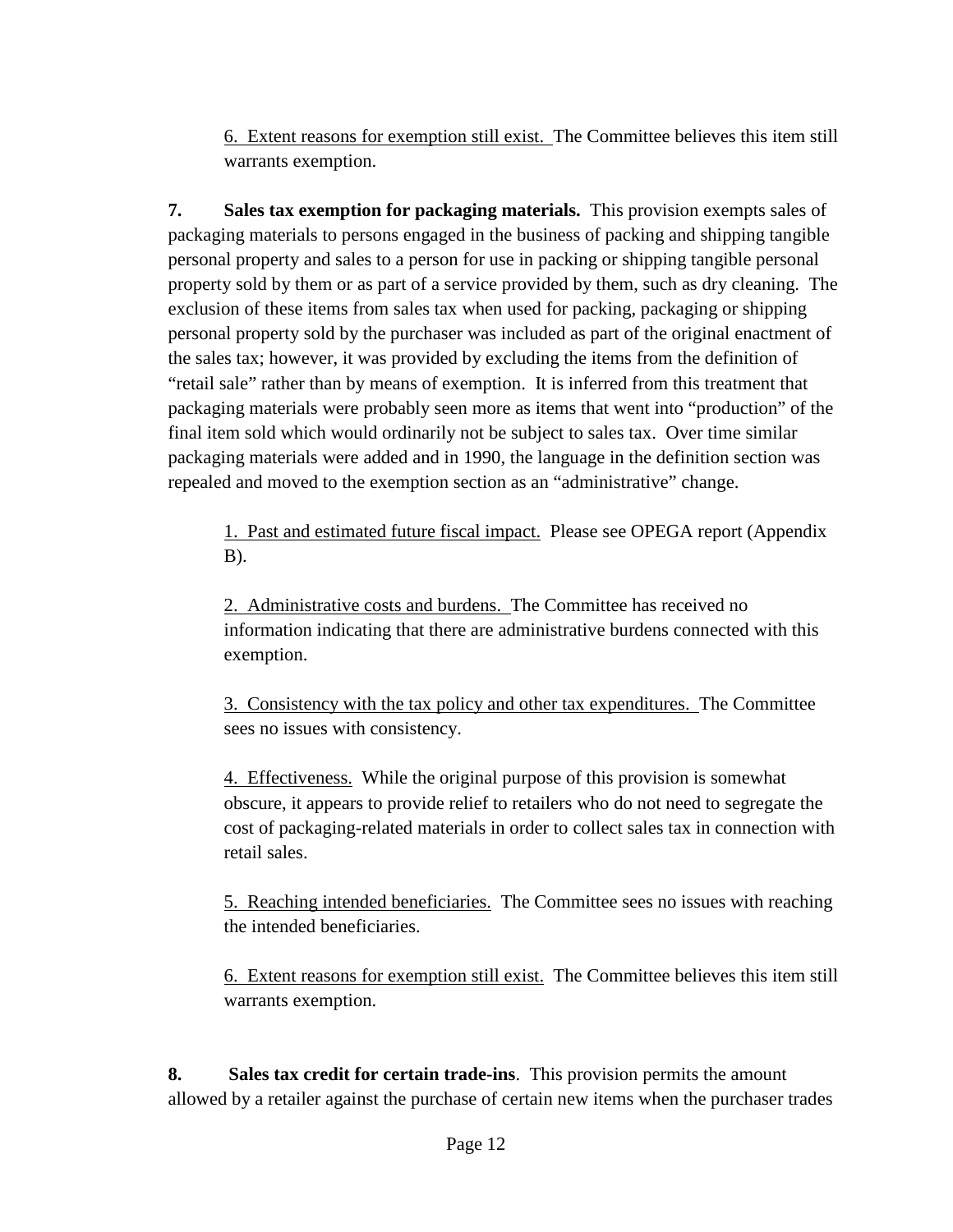6. Extent reasons for exemption still exist. The Committee believes this item still warrants exemption.

**7. Sales tax exemption for packaging materials.** This provision exempts sales of packaging materials to persons engaged in the business of packing and shipping tangible personal property and sales to a person for use in packing or shipping tangible personal property sold by them or as part of a service provided by them, such as dry cleaning. The exclusion of these items from sales tax when used for packing, packaging or shipping personal property sold by the purchaser was included as part of the original enactment of the sales tax; however, it was provided by excluding the items from the definition of "retail sale" rather than by means of exemption. It is inferred from this treatment that packaging materials were probably seen more as items that went into "production" of the final item sold which would ordinarily not be subject to sales tax. Over time similar packaging materials were added and in 1990, the language in the definition section was repealed and moved to the exemption section as an "administrative" change.

1. Past and estimated future fiscal impact. Please see OPEGA report (Appendix B).

2. Administrative costs and burdens. The Committee has received no information indicating that there are administrative burdens connected with this exemption.

3. Consistency with the tax policy and other tax expenditures. The Committee sees no issues with consistency.

4. Effectiveness. While the original purpose of this provision is somewhat obscure, it appears to provide relief to retailers who do not need to segregate the cost of packaging-related materials in order to collect sales tax in connection with retail sales.

5. Reaching intended beneficiaries. The Committee sees no issues with reaching the intended beneficiaries.

6. Extent reasons for exemption still exist. The Committee believes this item still warrants exemption.

**8. Sales tax credit for certain trade-ins**. This provision permits the amount allowed by a retailer against the purchase of certain new items when the purchaser trades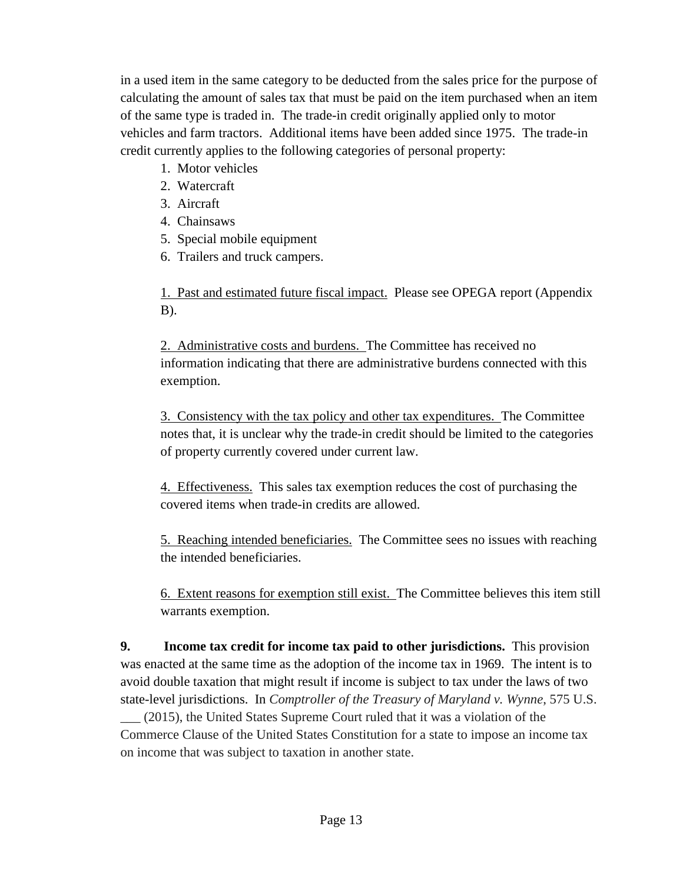in a used item in the same category to be deducted from the sales price for the purpose of calculating the amount of sales tax that must be paid on the item purchased when an item of the same type is traded in. The trade-in credit originally applied only to motor vehicles and farm tractors. Additional items have been added since 1975. The trade-in credit currently applies to the following categories of personal property:

1. Motor vehicles
2. Watercraft
3. Aircraft
4. Chainsaws
5. Special mobile equipment
6. Trailers and truck campers.

1. Past and estimated future fiscal impact. Please see OPEGA report (Appendix B).

2. Administrative costs and burdens. The Committee has received no information indicating that there are administrative burdens connected with this exemption.

3. Consistency with the tax policy and other tax expenditures. The Committee notes that, it is unclear why the trade-in credit should be limited to the categories of property currently covered under current law.

4. Effectiveness. This sales tax exemption reduces the cost of purchasing the covered items when trade-in credits are allowed.

5. Reaching intended beneficiaries. The Committee sees no issues with reaching the intended beneficiaries.

6. Extent reasons for exemption still exist. The Committee believes this item still warrants exemption.

**9. Income tax credit for income tax paid to other jurisdictions.** This provision was enacted at the same time as the adoption of the income tax in 1969. The intent is to avoid double taxation that might result if income is subject to tax under the laws of two state-level jurisdictions. In *Comptroller of the Treasury of Maryland v. Wynne*, 575 U.S. ___ (2015), the United States Supreme Court ruled that it was a violation of the Commerce Clause of the United States Constitution for a state to impose an income tax on income that was subject to taxation in another state.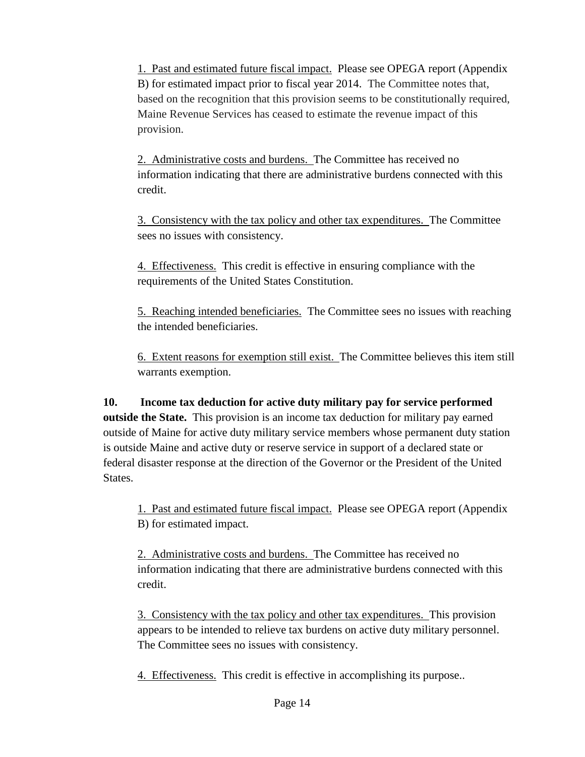1. <u>Past and estimated future fiscal impact.</u> Please see OPEGA report (Appendix B) for estimated impact prior to fiscal year 2014. The Committee notes that, based on the recognition that this provision seems to be constitutionally required, Maine Revenue Services has ceased to estimate the revenue impact of this provision.

2. <u>Administrative costs and burdens.</u> The Committee has received no information indicating that there are administrative burdens connected with this credit.

3. <u>Consistency with the tax policy and other tax expenditures.</u> The Committee sees no issues with consistency.

4. <u>Effectiveness.</u> This credit is effective in ensuring compliance with the requirements of the United States Constitution.

5. <u>Reaching intended beneficiaries.</u> The Committee sees no issues with reaching the intended beneficiaries.

6. <u>Extent reasons for exemption still exist.</u> The Committee believes this item still warrants exemption.

**10. Income tax deduction for active duty military pay for service performed outside the State.** This provision is an income tax deduction for military pay earned outside of Maine for active duty military service members whose permanent duty station is outside Maine and active duty or reserve service in support of a declared state or federal disaster response at the direction of the Governor or the President of the United States.

1. <u>Past and estimated future fiscal impact.</u> Please see OPEGA report (Appendix B) for estimated impact.

2. <u>Administrative costs and burdens.</u> The Committee has received no information indicating that there are administrative burdens connected with this credit.

3. <u>Consistency with the tax policy and other tax expenditures.</u> This provision appears to be intended to relieve tax burdens on active duty military personnel. The Committee sees no issues with consistency.

4. <u>Effectiveness.</u> This credit is effective in accomplishing its purpose..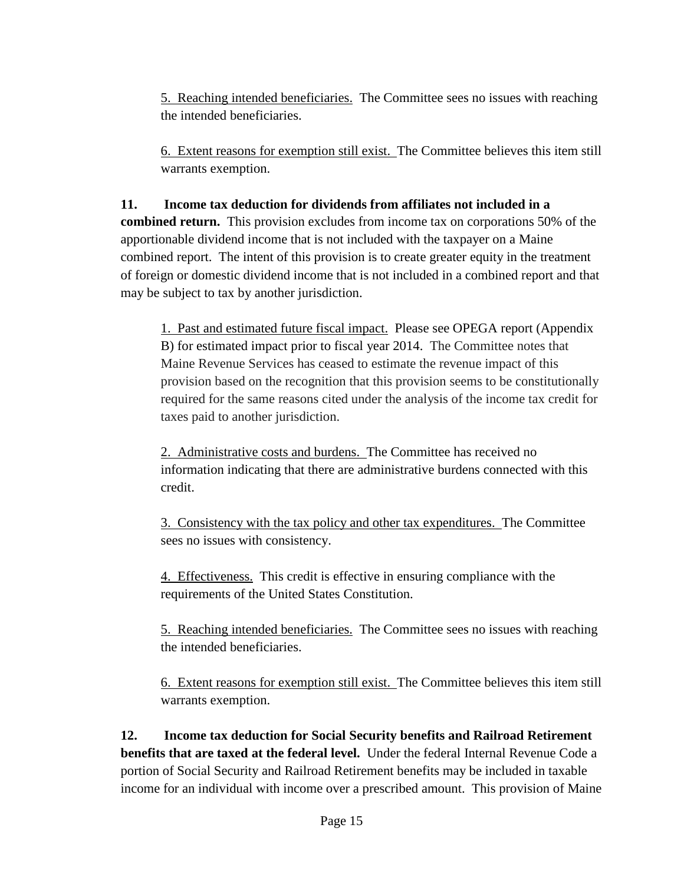5. Reaching intended beneficiaries. The Committee sees no issues with reaching the intended beneficiaries.

6. Extent reasons for exemption still exist. The Committee believes this item still warrants exemption.

**11. Income tax deduction for dividends from affiliates not included in a combined return.** This provision excludes from income tax on corporations 50% of the apportionable dividend income that is not included with the taxpayer on a Maine combined report. The intent of this provision is to create greater equity in the treatment of foreign or domestic dividend income that is not included in a combined report and that may be subject to tax by another jurisdiction.

1. Past and estimated future fiscal impact. Please see OPEGA report (Appendix B) for estimated impact prior to fiscal year 2014. The Committee notes that Maine Revenue Services has ceased to estimate the revenue impact of this provision based on the recognition that this provision seems to be constitutionally required for the same reasons cited under the analysis of the income tax credit for taxes paid to another jurisdiction.

2. Administrative costs and burdens. The Committee has received no information indicating that there are administrative burdens connected with this credit.

3. Consistency with the tax policy and other tax expenditures. The Committee sees no issues with consistency.

4. Effectiveness. This credit is effective in ensuring compliance with the requirements of the United States Constitution.

5. Reaching intended beneficiaries. The Committee sees no issues with reaching the intended beneficiaries.

6. Extent reasons for exemption still exist. The Committee believes this item still warrants exemption.

**12. Income tax deduction for Social Security benefits and Railroad Retirement benefits that are taxed at the federal level.** Under the federal Internal Revenue Code a portion of Social Security and Railroad Retirement benefits may be included in taxable income for an individual with income over a prescribed amount. This provision of Maine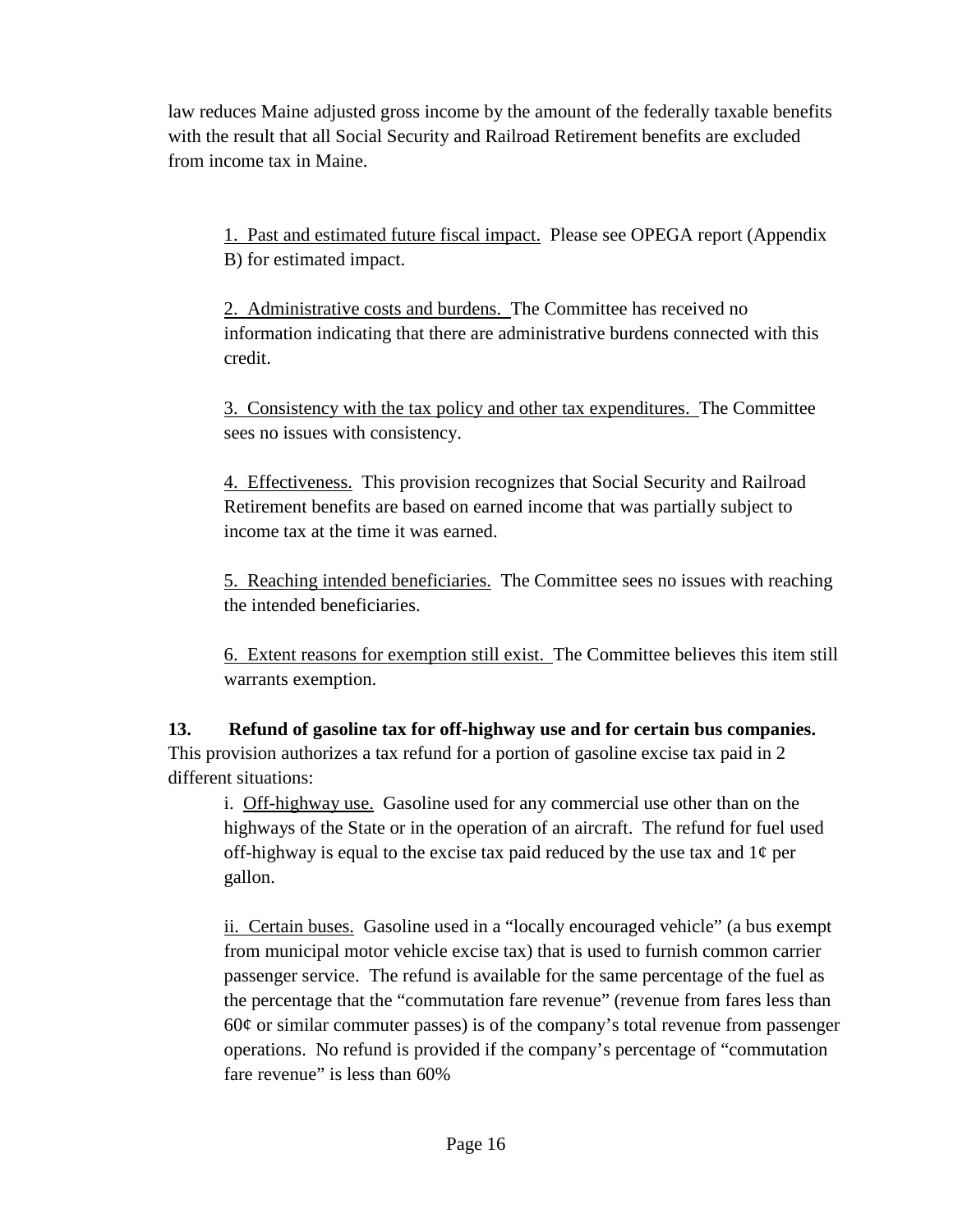law reduces Maine adjusted gross income by the amount of the federally taxable benefits with the result that all Social Security and Railroad Retirement benefits are excluded from income tax in Maine.

1. Past and estimated future fiscal impact. Please see OPEGA report (Appendix B) for estimated impact.

2. Administrative costs and burdens. The Committee has received no information indicating that there are administrative burdens connected with this credit.

3. Consistency with the tax policy and other tax expenditures. The Committee sees no issues with consistency.

4. Effectiveness. This provision recognizes that Social Security and Railroad Retirement benefits are based on earned income that was partially subject to income tax at the time it was earned.

5. Reaching intended beneficiaries. The Committee sees no issues with reaching the intended beneficiaries.

6. Extent reasons for exemption still exist. The Committee believes this item still warrants exemption.

**13. Refund of gasoline tax for off-highway use and for certain bus companies.** This provision authorizes a tax refund for a portion of gasoline excise tax paid in 2 different situations:

i. Off-highway use. Gasoline used for any commercial use other than on the highways of the State or in the operation of an aircraft. The refund for fuel used off-highway is equal to the excise tax paid reduced by the use tax and 1¢ per gallon.

ii. Certain buses. Gasoline used in a "locally encouraged vehicle" (a bus exempt from municipal motor vehicle excise tax) that is used to furnish common carrier passenger service. The refund is available for the same percentage of the fuel as the percentage that the "commutation fare revenue" (revenue from fares less than 60¢ or similar commuter passes) is of the company's total revenue from passenger operations. No refund is provided if the company's percentage of "commutation fare revenue" is less than 60%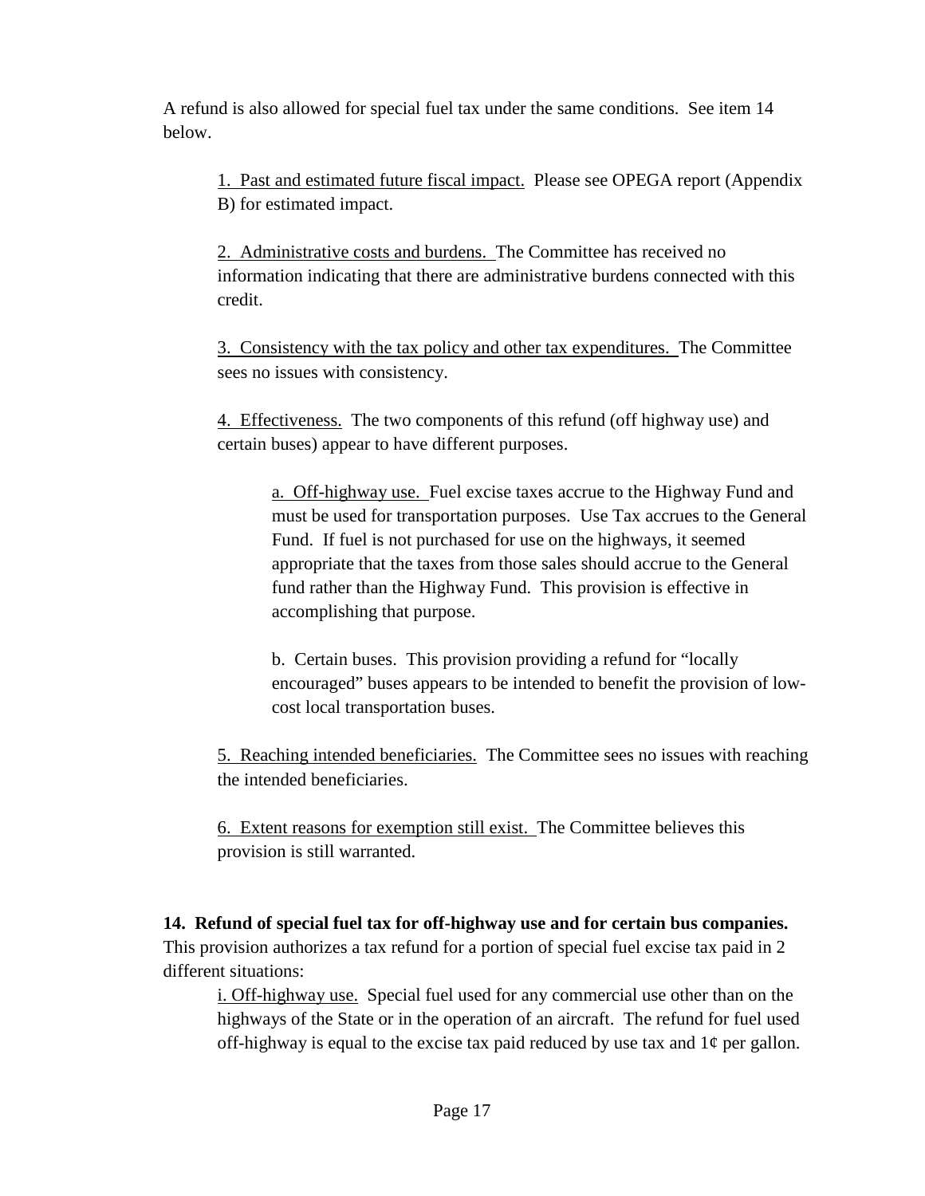A refund is also allowed for special fuel tax under the same conditions. See item 14 below.

1. Past and estimated future fiscal impact. Please see OPEGA report (Appendix B) for estimated impact.

2. Administrative costs and burdens. The Committee has received no information indicating that there are administrative burdens connected with this credit.

3. Consistency with the tax policy and other tax expenditures. The Committee sees no issues with consistency.

4. Effectiveness. The two components of this refund (off highway use) and certain buses) appear to have different purposes.

a. Off-highway use. Fuel excise taxes accrue to the Highway Fund and must be used for transportation purposes. Use Tax accrues to the General Fund. If fuel is not purchased for use on the highways, it seemed appropriate that the taxes from those sales should accrue to the General fund rather than the Highway Fund. This provision is effective in accomplishing that purpose.

b. Certain buses. This provision providing a refund for "locally encouraged" buses appears to be intended to benefit the provision of low-cost local transportation buses.

5. Reaching intended beneficiaries. The Committee sees no issues with reaching the intended beneficiaries.

6. Extent reasons for exemption still exist. The Committee believes this provision is still warranted.

**14. Refund of special fuel tax for off-highway use and for certain bus companies.** This provision authorizes a tax refund for a portion of special fuel excise tax paid in 2 different situations:

i. Off-highway use. Special fuel used for any commercial use other than on the highways of the State or in the operation of an aircraft. The refund for fuel used off-highway is equal to the excise tax paid reduced by use tax and 1¢ per gallon.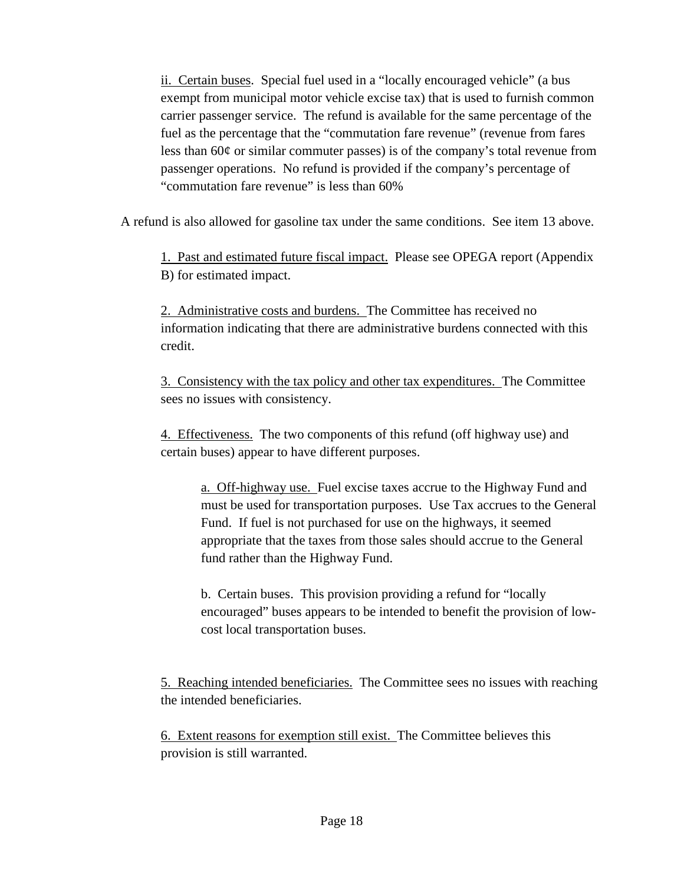ii. Certain buses. Special fuel used in a "locally encouraged vehicle" (a bus exempt from municipal motor vehicle excise tax) that is used to furnish common carrier passenger service. The refund is available for the same percentage of the fuel as the percentage that the "commutation fare revenue" (revenue from fares less than 60¢ or similar commuter passes) is of the company's total revenue from passenger operations. No refund is provided if the company's percentage of "commutation fare revenue" is less than 60%

A refund is also allowed for gasoline tax under the same conditions. See item 13 above.

1. Past and estimated future fiscal impact. Please see OPEGA report (Appendix B) for estimated impact.

2. Administrative costs and burdens. The Committee has received no information indicating that there are administrative burdens connected with this credit.

3. Consistency with the tax policy and other tax expenditures. The Committee sees no issues with consistency.

4. Effectiveness. The two components of this refund (off highway use) and certain buses) appear to have different purposes.

a. Off-highway use. Fuel excise taxes accrue to the Highway Fund and must be used for transportation purposes. Use Tax accrues to the General Fund. If fuel is not purchased for use on the highways, it seemed appropriate that the taxes from those sales should accrue to the General fund rather than the Highway Fund.

b. Certain buses. This provision providing a refund for "locally encouraged" buses appears to be intended to benefit the provision of low-cost local transportation buses.

5. Reaching intended beneficiaries. The Committee sees no issues with reaching the intended beneficiaries.

6. Extent reasons for exemption still exist. The Committee believes this provision is still warranted.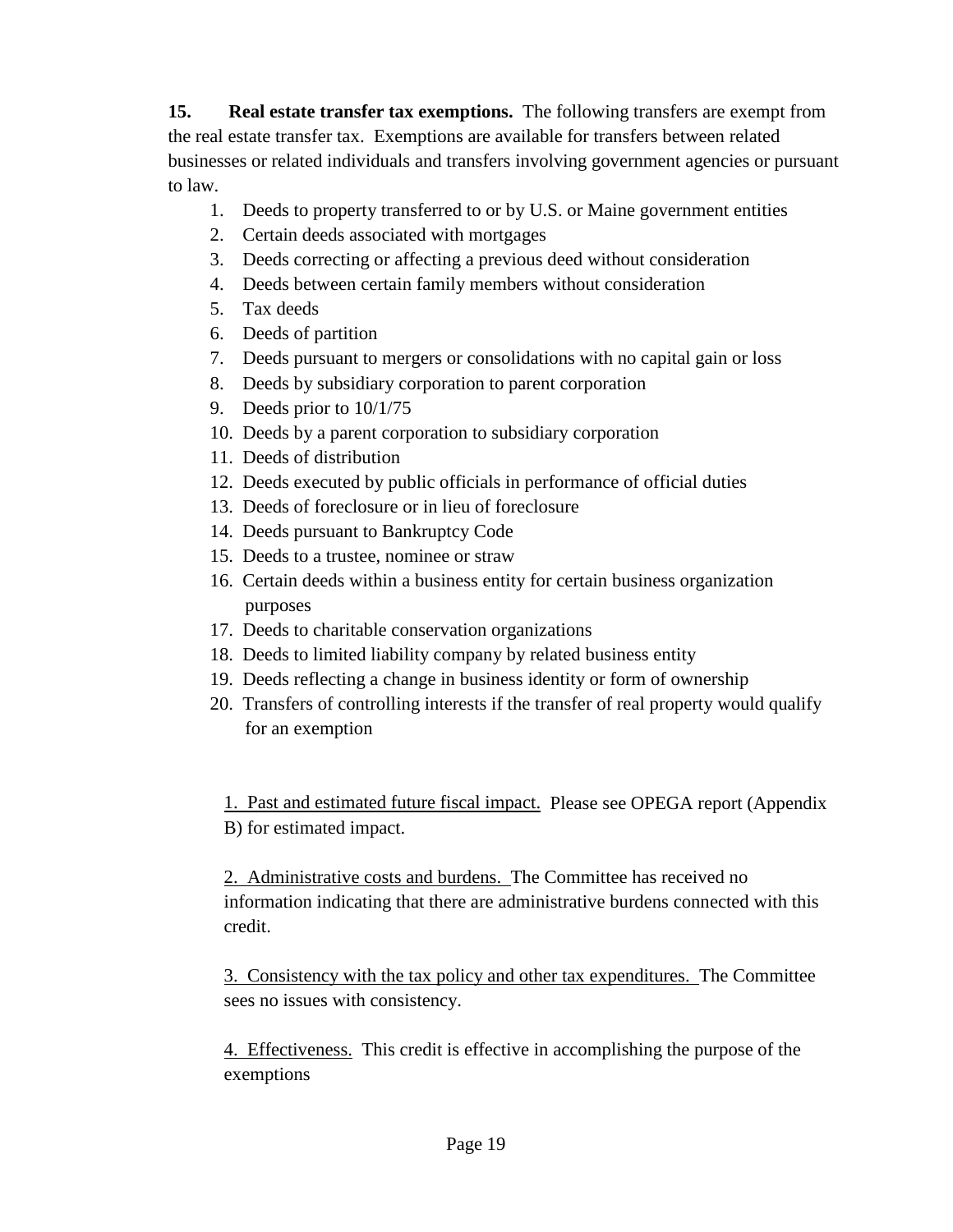**15. Real estate transfer tax exemptions.** The following transfers are exempt from the real estate transfer tax. Exemptions are available for transfers between related businesses or related individuals and transfers involving government agencies or pursuant to law.

1. Deeds to property transferred to or by U.S. or Maine government entities
2. Certain deeds associated with mortgages
3. Deeds correcting or affecting a previous deed without consideration
4. Deeds between certain family members without consideration
5. Tax deeds
6. Deeds of partition
7. Deeds pursuant to mergers or consolidations with no capital gain or loss
8. Deeds by subsidiary corporation to parent corporation
9. Deeds prior to 10/1/75
10. Deeds by a parent corporation to subsidiary corporation
11. Deeds of distribution
12. Deeds executed by public officials in performance of official duties
13. Deeds of foreclosure or in lieu of foreclosure
14. Deeds pursuant to Bankruptcy Code
15. Deeds to a trustee, nominee or straw
16. Certain deeds within a business entity for certain business organization purposes
17. Deeds to charitable conservation organizations
18. Deeds to limited liability company by related business entity
19. Deeds reflecting a change in business identity or form of ownership
20. Transfers of controlling interests if the transfer of real property would qualify for an exemption

<u>1. Past and estimated future fiscal impact.</u> Please see OPEGA report (Appendix B) for estimated impact.

<u>2. Administrative costs and burdens.</u> The Committee has received no information indicating that there are administrative burdens connected with this credit.

<u>3. Consistency with the tax policy and other tax expenditures.</u> The Committee sees no issues with consistency.

<u>4. Effectiveness.</u> This credit is effective in accomplishing the purpose of the exemptions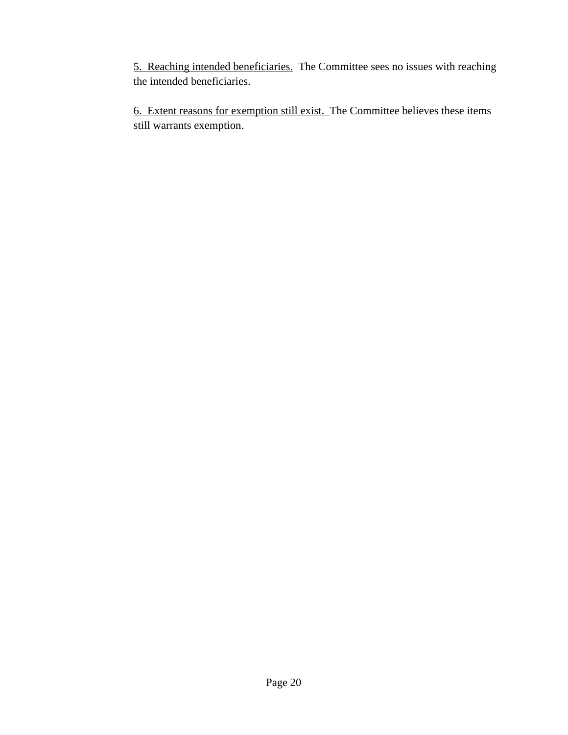<u>5. Reaching intended beneficiaries.</u> The Committee sees no issues with reaching the intended beneficiaries.

<u>6. Extent reasons for exemption still exist.</u> The Committee believes these items still warrants exemption.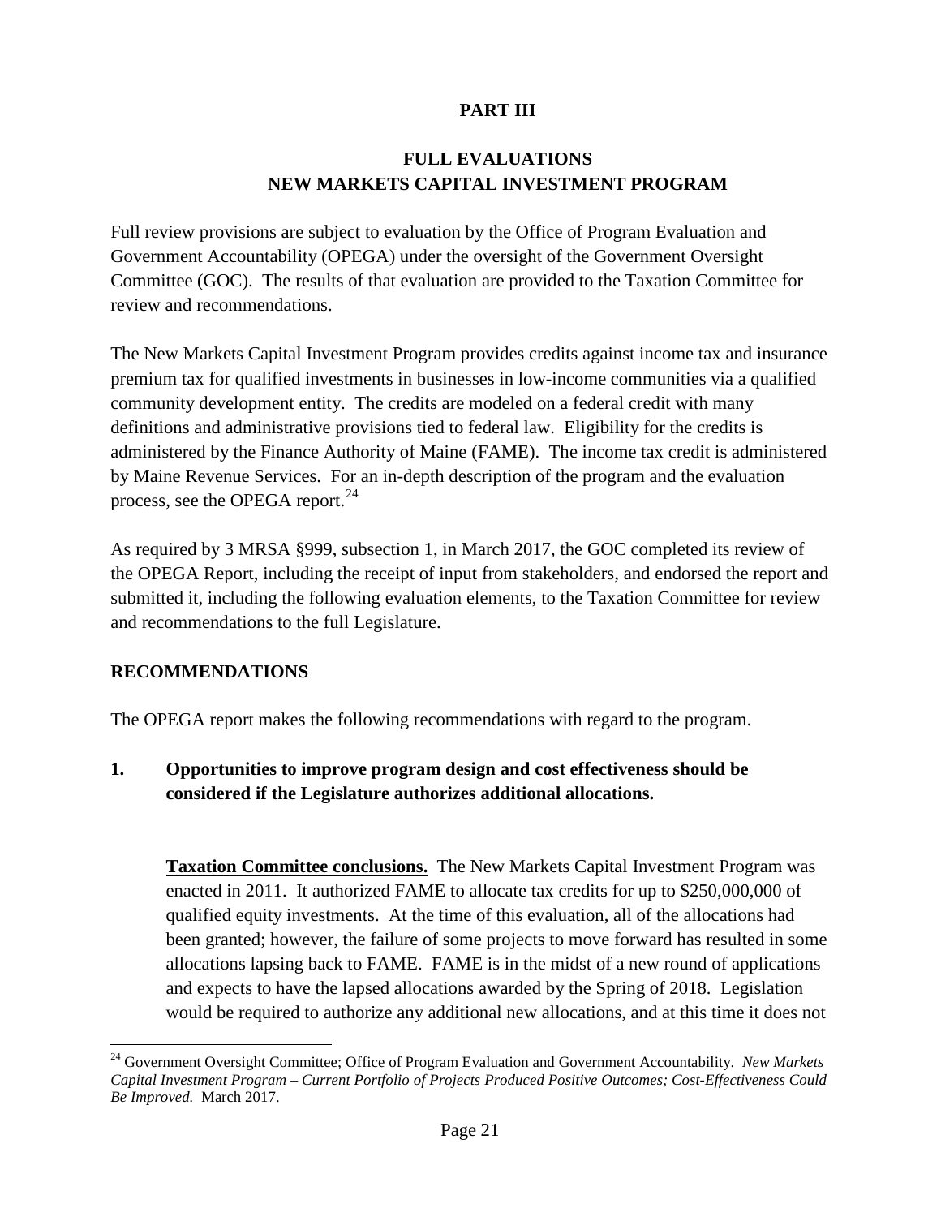# PART III

## FULL EVALUATIONS
## NEW MARKETS CAPITAL INVESTMENT PROGRAM

Full review provisions are subject to evaluation by the Office of Program Evaluation and Government Accountability (OPEGA) under the oversight of the Government Oversight Committee (GOC). The results of that evaluation are provided to the Taxation Committee for review and recommendations.

The New Markets Capital Investment Program provides credits against income tax and insurance premium tax for qualified investments in businesses in low-income communities via a qualified community development entity. The credits are modeled on a federal credit with many definitions and administrative provisions tied to federal law. Eligibility for the credits is administered by the Finance Authority of Maine (FAME). The income tax credit is administered by Maine Revenue Services. For an in-depth description of the program and the evaluation process, see the OPEGA report.[24]

As required by 3 MRSA §999, subsection 1, in March 2017, the GOC completed its review of the OPEGA Report, including the receipt of input from stakeholders, and endorsed the report and submitted it, including the following evaluation elements, to the Taxation Committee for review and recommendations to the full Legislature.

### RECOMMENDATIONS

The OPEGA report makes the following recommendations with regard to the program.

**1. Opportunities to improve program design and cost effectiveness should be considered if the Legislature authorizes additional allocations.**

**Taxation Committee conclusions.** The New Markets Capital Investment Program was enacted in 2011. It authorized FAME to allocate tax credits for up to $250,000,000 of qualified equity investments. At the time of this evaluation, all of the allocations had been granted; however, the failure of some projects to move forward has resulted in some allocations lapsing back to FAME. FAME is in the midst of a new round of applications and expects to have the lapsed allocations awarded by the Spring of 2018. Legislation would be required to authorize any additional new allocations, and at this time it does not

[24] Government Oversight Committee; Office of Program Evaluation and Government Accountability. *New Markets Capital Investment Program – Current Portfolio of Projects Produced Positive Outcomes; Cost-Effectiveness Could Be Improved.* March 2017.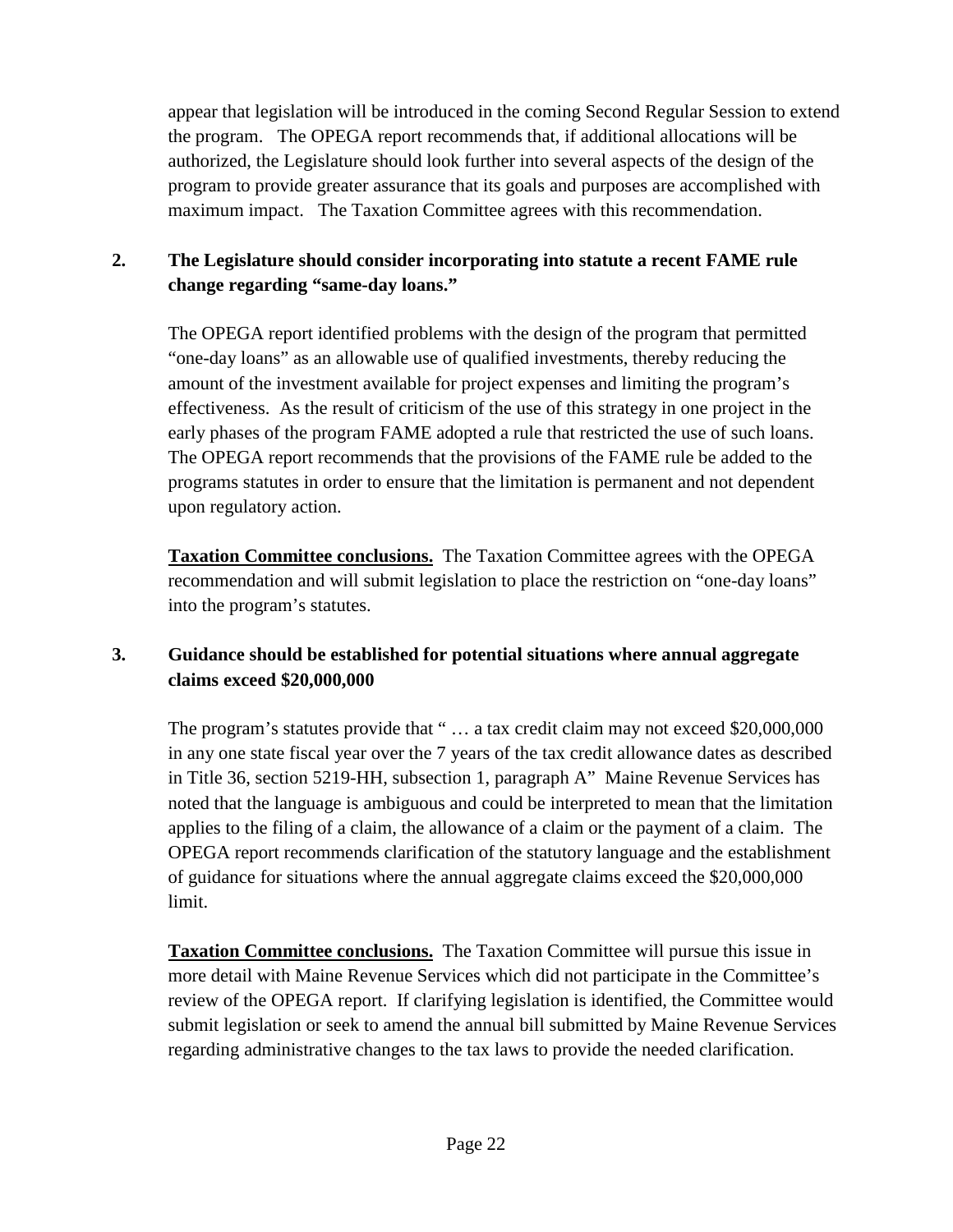appear that legislation will be introduced in the coming Second Regular Session to extend the program. The OPEGA report recommends that, if additional allocations will be authorized, the Legislature should look further into several aspects of the design of the program to provide greater assurance that its goals and purposes are accomplished with maximum impact. The Taxation Committee agrees with this recommendation.

**2. The Legislature should consider incorporating into statute a recent FAME rule change regarding "same-day loans."**

The OPEGA report identified problems with the design of the program that permitted "one-day loans" as an allowable use of qualified investments, thereby reducing the amount of the investment available for project expenses and limiting the program's effectiveness. As the result of criticism of the use of this strategy in one project in the early phases of the program FAME adopted a rule that restricted the use of such loans. The OPEGA report recommends that the provisions of the FAME rule be added to the programs statutes in order to ensure that the limitation is permanent and not dependent upon regulatory action.

**Taxation Committee conclusions.** The Taxation Committee agrees with the OPEGA recommendation and will submit legislation to place the restriction on "one-day loans" into the program's statutes.

**3. Guidance should be established for potential situations where annual aggregate claims exceed $20,000,000**

The program's statutes provide that " … a tax credit claim may not exceed $20,000,000 in any one state fiscal year over the 7 years of the tax credit allowance dates as described in Title 36, section 5219-HH, subsection 1, paragraph A" Maine Revenue Services has noted that the language is ambiguous and could be interpreted to mean that the limitation applies to the filing of a claim, the allowance of a claim or the payment of a claim. The OPEGA report recommends clarification of the statutory language and the establishment of guidance for situations where the annual aggregate claims exceed the $20,000,000 limit.

**Taxation Committee conclusions.** The Taxation Committee will pursue this issue in more detail with Maine Revenue Services which did not participate in the Committee's review of the OPEGA report. If clarifying legislation is identified, the Committee would submit legislation or seek to amend the annual bill submitted by Maine Revenue Services regarding administrative changes to the tax laws to provide the needed clarification.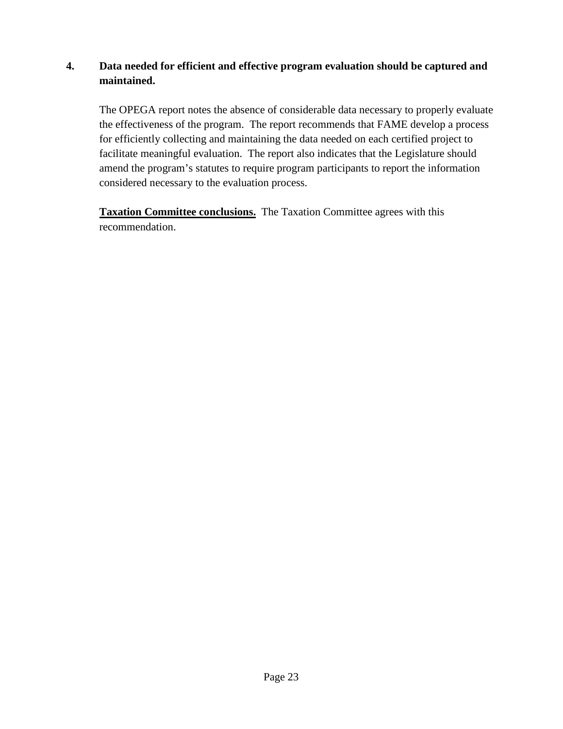**4. Data needed for efficient and effective program evaluation should be captured and maintained.**

The OPEGA report notes the absence of considerable data necessary to properly evaluate the effectiveness of the program. The report recommends that FAME develop a process for efficiently collecting and maintaining the data needed on each certified project to facilitate meaningful evaluation. The report also indicates that the Legislature should amend the program's statutes to require program participants to report the information considered necessary to the evaluation process.

**Taxation Committee conclusions.** The Taxation Committee agrees with this recommendation.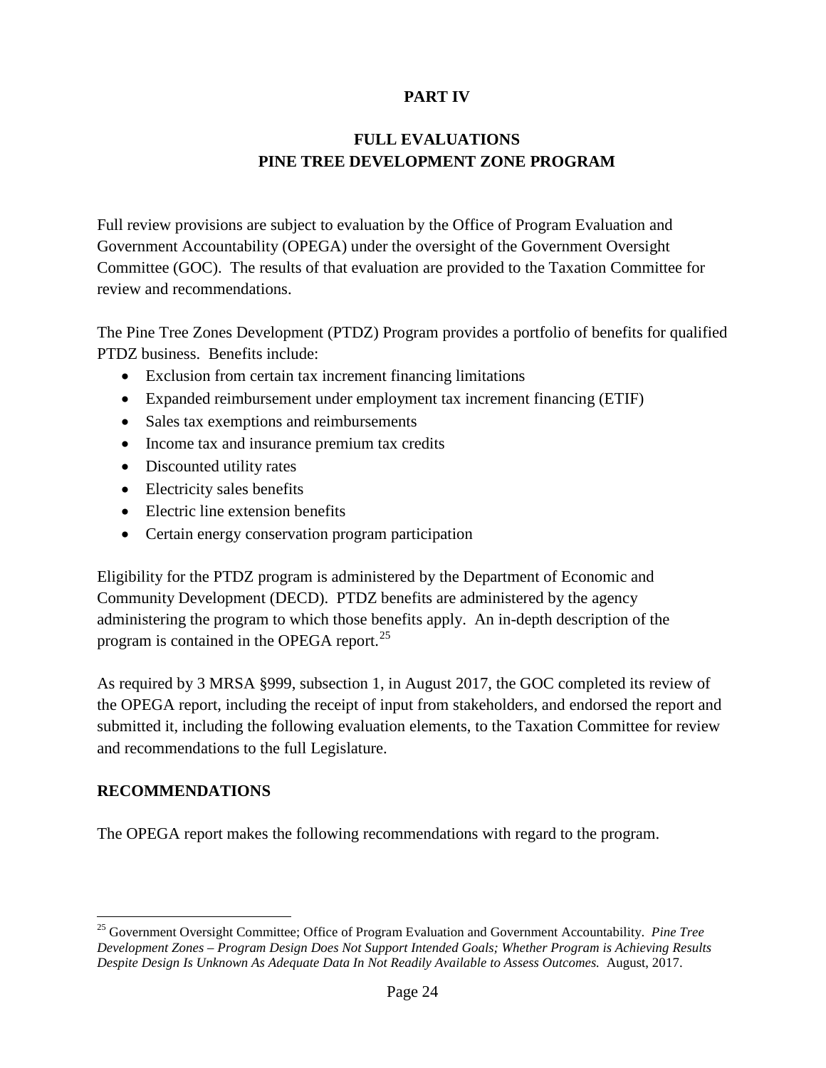# PART IV

## FULL EVALUATIONS
## PINE TREE DEVELOPMENT ZONE PROGRAM

Full review provisions are subject to evaluation by the Office of Program Evaluation and Government Accountability (OPEGA) under the oversight of the Government Oversight Committee (GOC). The results of that evaluation are provided to the Taxation Committee for review and recommendations.

The Pine Tree Zones Development (PTDZ) Program provides a portfolio of benefits for qualified PTDZ business. Benefits include:

- Exclusion from certain tax increment financing limitations
- Expanded reimbursement under employment tax increment financing (ETIF)
- Sales tax exemptions and reimbursements
- Income tax and insurance premium tax credits
- Discounted utility rates
- Electricity sales benefits
- Electric line extension benefits
- Certain energy conservation program participation

Eligibility for the PTDZ program is administered by the Department of Economic and Community Development (DECD). PTDZ benefits are administered by the agency administering the program to which those benefits apply. An in-depth description of the program is contained in the OPEGA report.[25]

As required by 3 MRSA §999, subsection 1, in August 2017, the GOC completed its review of the OPEGA report, including the receipt of input from stakeholders, and endorsed the report and submitted it, including the following evaluation elements, to the Taxation Committee for review and recommendations to the full Legislature.

### RECOMMENDATIONS

The OPEGA report makes the following recommendations with regard to the program.

---

[25] Government Oversight Committee; Office of Program Evaluation and Government Accountability. *Pine Tree Development Zones – Program Design Does Not Support Intended Goals; Whether Program is Achieving Results Despite Design Is Unknown As Adequate Data In Not Readily Available to Assess Outcomes.* August, 2017.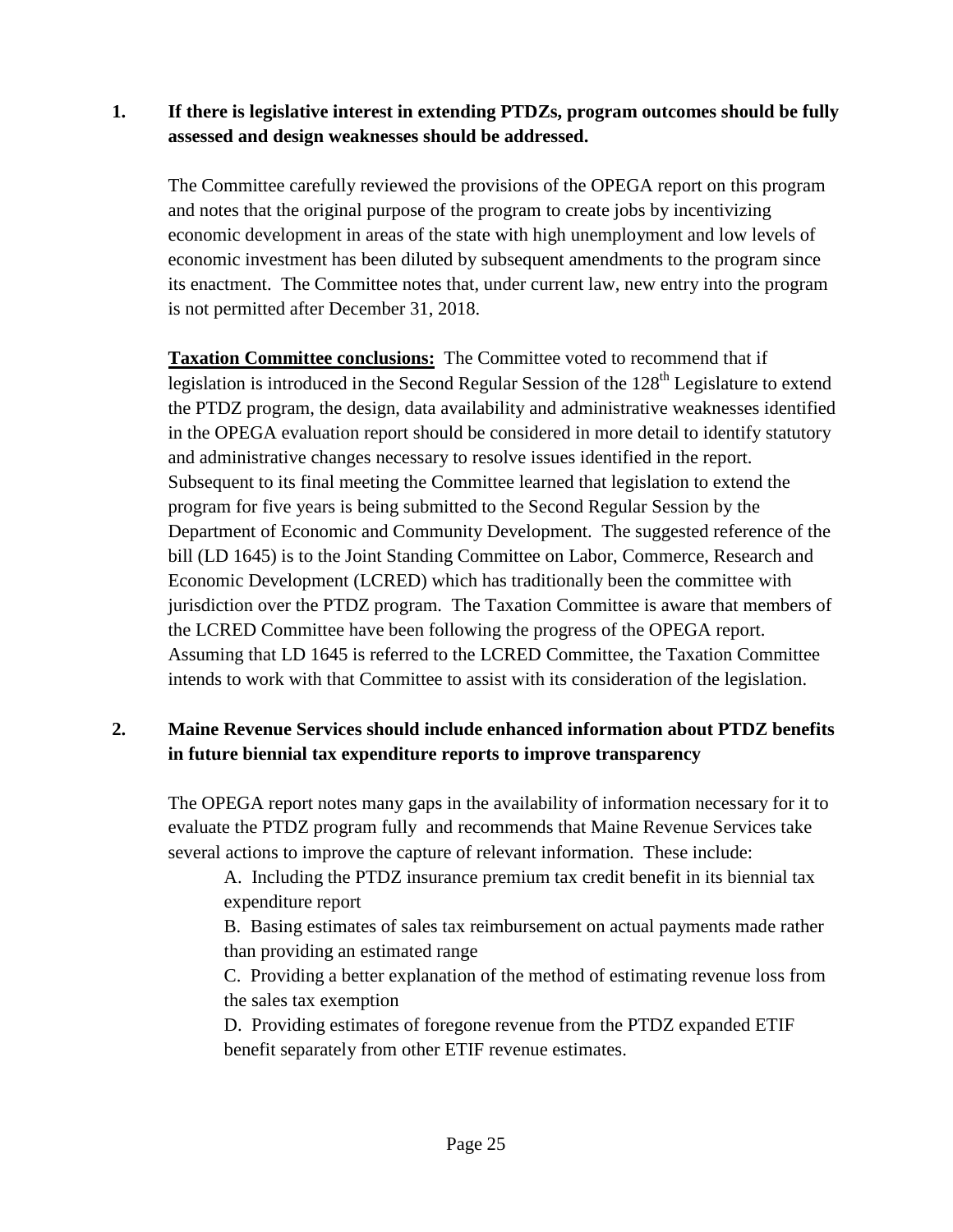**1. If there is legislative interest in extending PTDZs, program outcomes should be fully assessed and design weaknesses should be addressed.**

The Committee carefully reviewed the provisions of the OPEGA report on this program and notes that the original purpose of the program to create jobs by incentivizing economic development in areas of the state with high unemployment and low levels of economic investment has been diluted by subsequent amendments to the program since its enactment. The Committee notes that, under current law, new entry into the program is not permitted after December 31, 2018.

**Taxation Committee conclusions:** The Committee voted to recommend that if legislation is introduced in the Second Regular Session of the 128th Legislature to extend the PTDZ program, the design, data availability and administrative weaknesses identified in the OPEGA evaluation report should be considered in more detail to identify statutory and administrative changes necessary to resolve issues identified in the report. Subsequent to its final meeting the Committee learned that legislation to extend the program for five years is being submitted to the Second Regular Session by the Department of Economic and Community Development. The suggested reference of the bill (LD 1645) is to the Joint Standing Committee on Labor, Commerce, Research and Economic Development (LCRED) which has traditionally been the committee with jurisdiction over the PTDZ program. The Taxation Committee is aware that members of the LCRED Committee have been following the progress of the OPEGA report. Assuming that LD 1645 is referred to the LCRED Committee, the Taxation Committee intends to work with that Committee to assist with its consideration of the legislation.

**2. Maine Revenue Services should include enhanced information about PTDZ benefits in future biennial tax expenditure reports to improve transparency**

The OPEGA report notes many gaps in the availability of information necessary for it to evaluate the PTDZ program fully and recommends that Maine Revenue Services take several actions to improve the capture of relevant information. These include:

A. Including the PTDZ insurance premium tax credit benefit in its biennial tax expenditure report

B. Basing estimates of sales tax reimbursement on actual payments made rather than providing an estimated range

C. Providing a better explanation of the method of estimating revenue loss from the sales tax exemption

D. Providing estimates of foregone revenue from the PTDZ expanded ETIF benefit separately from other ETIF revenue estimates.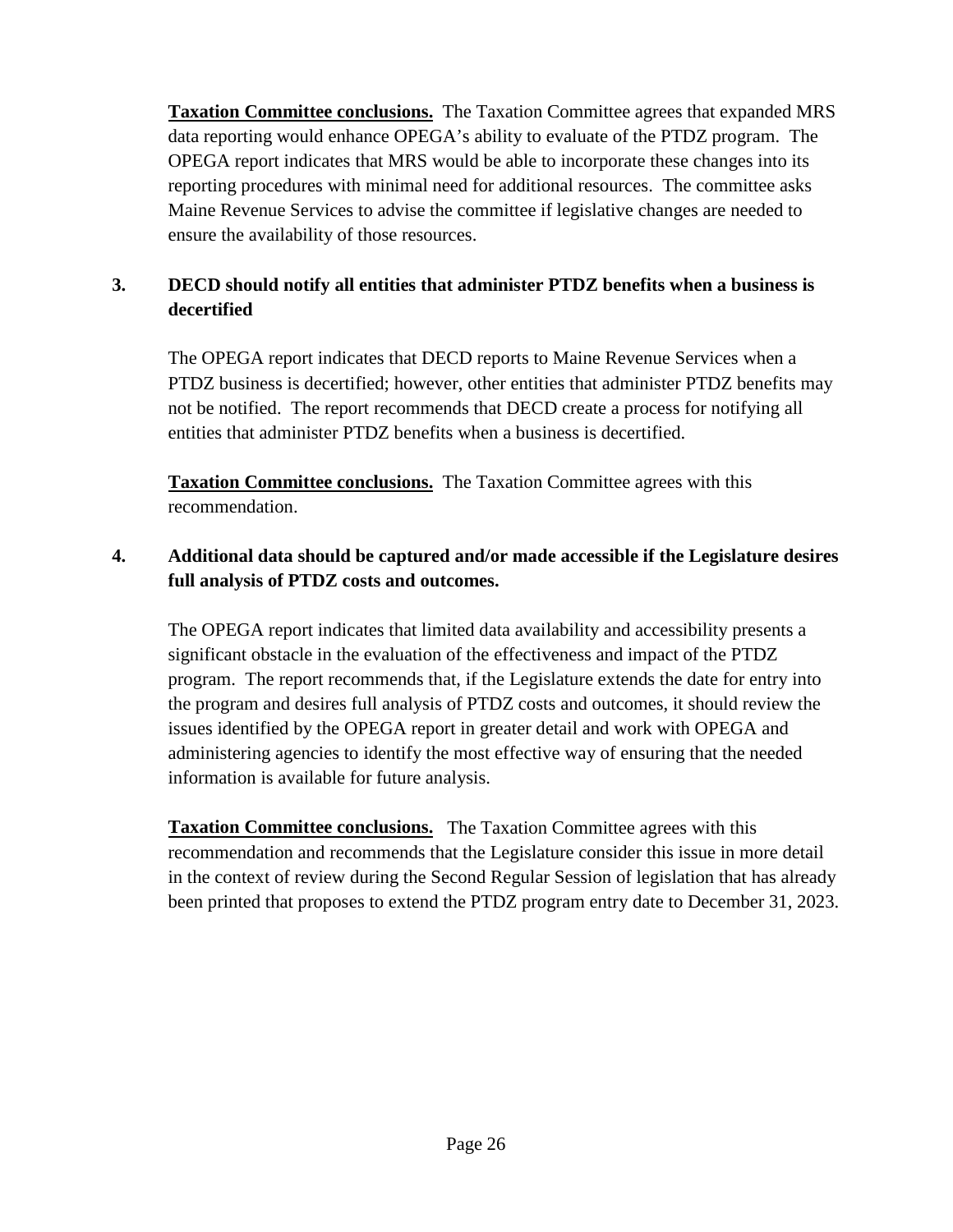**Taxation Committee conclusions.** The Taxation Committee agrees that expanded MRS data reporting would enhance OPEGA's ability to evaluate of the PTDZ program. The OPEGA report indicates that MRS would be able to incorporate these changes into its reporting procedures with minimal need for additional resources. The committee asks Maine Revenue Services to advise the committee if legislative changes are needed to ensure the availability of those resources.

**3. DECD should notify all entities that administer PTDZ benefits when a business is decertified**

The OPEGA report indicates that DECD reports to Maine Revenue Services when a PTDZ business is decertified; however, other entities that administer PTDZ benefits may not be notified. The report recommends that DECD create a process for notifying all entities that administer PTDZ benefits when a business is decertified.

**Taxation Committee conclusions.** The Taxation Committee agrees with this recommendation.

**4. Additional data should be captured and/or made accessible if the Legislature desires full analysis of PTDZ costs and outcomes.**

The OPEGA report indicates that limited data availability and accessibility presents a significant obstacle in the evaluation of the effectiveness and impact of the PTDZ program. The report recommends that, if the Legislature extends the date for entry into the program and desires full analysis of PTDZ costs and outcomes, it should review the issues identified by the OPEGA report in greater detail and work with OPEGA and administering agencies to identify the most effective way of ensuring that the needed information is available for future analysis.

**Taxation Committee conclusions.** The Taxation Committee agrees with this recommendation and recommends that the Legislature consider this issue in more detail in the context of review during the Second Regular Session of legislation that has already been printed that proposes to extend the PTDZ program entry date to December 31, 2023.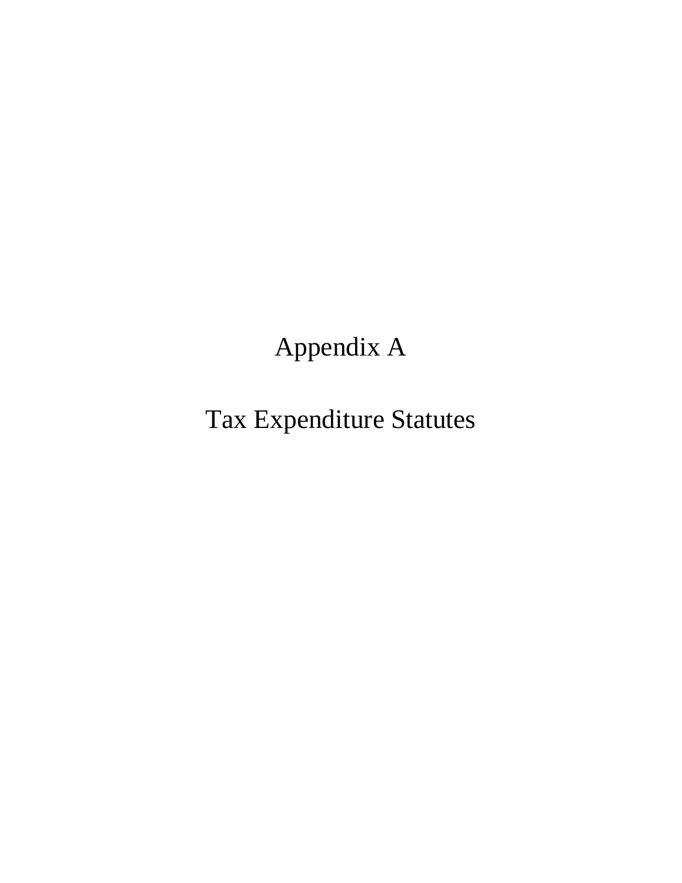# Appendix A

# Tax Expenditure Statutes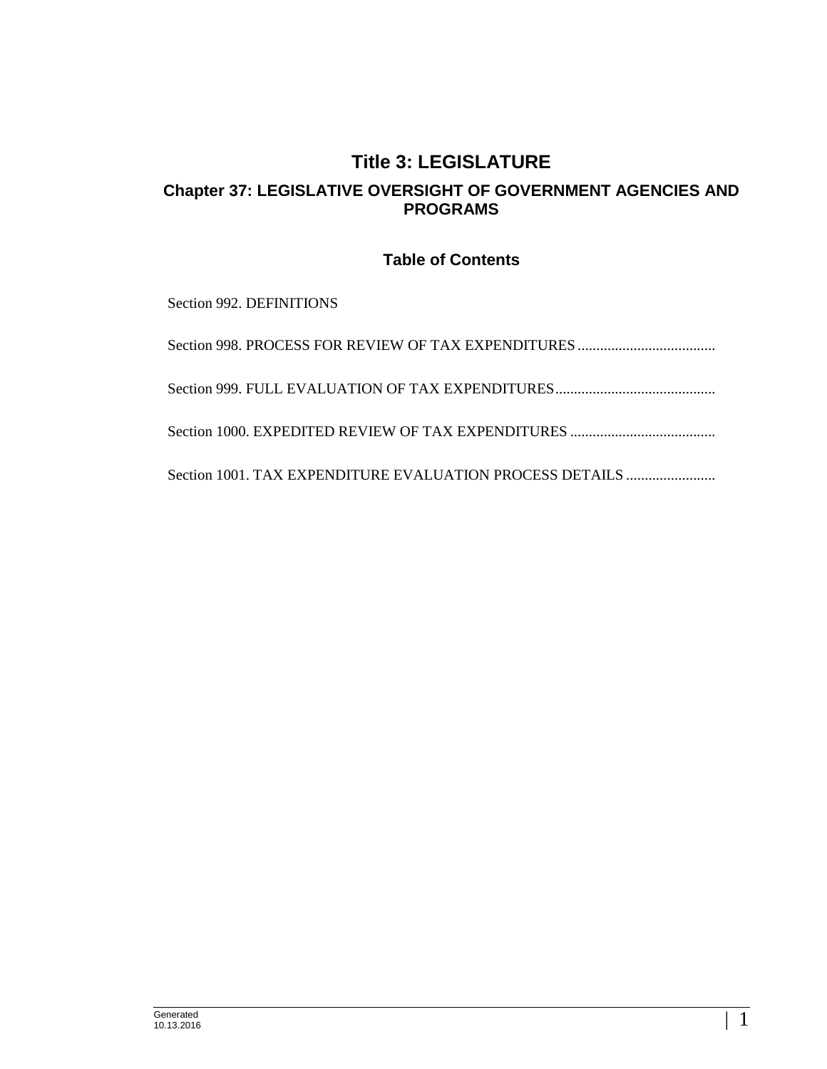# Title 3: LEGISLATURE

## Chapter 37: LEGISLATIVE OVERSIGHT OF GOVERNMENT AGENCIES AND PROGRAMS

### Table of Contents

Section 992. DEFINITIONS

Section 998. PROCESS FOR REVIEW OF TAX EXPENDITURES .....................................

Section 999. FULL EVALUATION OF TAX EXPENDITURES...........................................

Section 1000. EXPEDITED REVIEW OF TAX EXPENDITURES .......................................

Section 1001. TAX EXPENDITURE EVALUATION PROCESS DETAILS ........................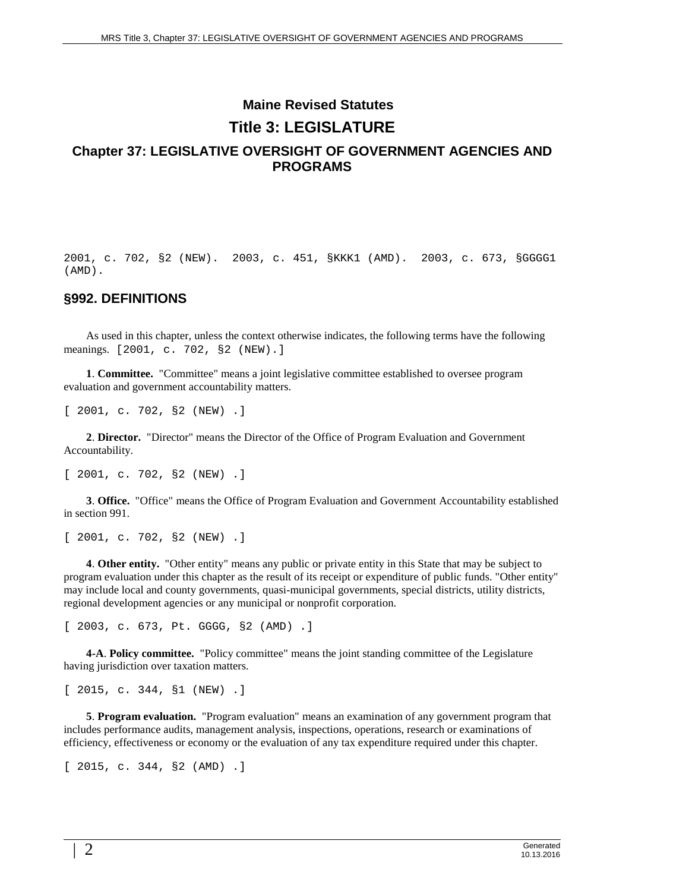# Maine Revised Statutes

## Title 3: LEGISLATURE

### Chapter 37: LEGISLATIVE OVERSIGHT OF GOVERNMENT AGENCIES AND PROGRAMS

2001, c. 702, §2 (NEW). 2003, c. 451, §KKK1 (AMD). 2003, c. 673, §GGGG1 (AMD).

### §992. DEFINITIONS

As used in this chapter, unless the context otherwise indicates, the following terms have the following meanings. [2001, c. 702, §2 (NEW).]

**1**. **Committee.** "Committee" means a joint legislative committee established to oversee program evaluation and government accountability matters.

[ 2001, c. 702, §2 (NEW) .]

**2**. **Director.** "Director" means the Director of the Office of Program Evaluation and Government Accountability.

[ 2001, c. 702, §2 (NEW) .]

**3**. **Office.** "Office" means the Office of Program Evaluation and Government Accountability established in section 991.

[ 2001, c. 702, §2 (NEW) .]

**4**. **Other entity.** "Other entity" means any public or private entity in this State that may be subject to program evaluation under this chapter as the result of its receipt or expenditure of public funds. "Other entity" may include local and county governments, quasi-municipal governments, special districts, utility districts, regional development agencies or any municipal or nonprofit corporation.

[ 2003, c. 673, Pt. GGGG, §2 (AMD) .]

**4-A**. **Policy committee.** "Policy committee" means the joint standing committee of the Legislature having jurisdiction over taxation matters.

[ 2015, c. 344, §1 (NEW) .]

**5**. **Program evaluation.** "Program evaluation" means an examination of any government program that includes performance audits, management analysis, inspections, operations, research or examinations of efficiency, effectiveness or economy or the evaluation of any tax expenditure required under this chapter.

[ 2015, c. 344, §2 (AMD) .]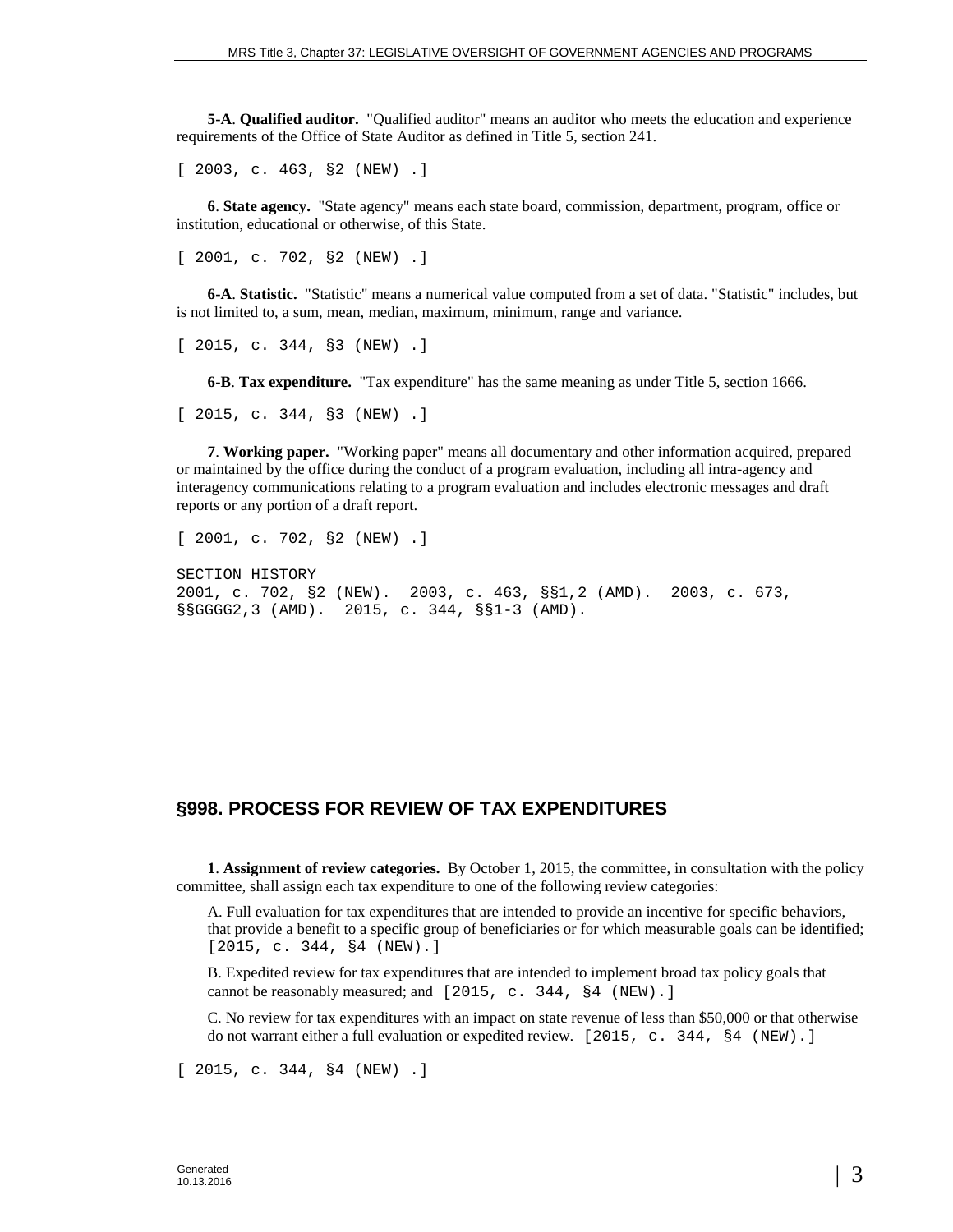**5-A**. **Qualified auditor.** "Qualified auditor" means an auditor who meets the education and experience requirements of the Office of State Auditor as defined in Title 5, section 241.

[ 2003, c. 463, §2 (NEW) .]

**6**. **State agency.** "State agency" means each state board, commission, department, program, office or institution, educational or otherwise, of this State.

[ 2001, c. 702, §2 (NEW) .]

**6-A**. **Statistic.** "Statistic" means a numerical value computed from a set of data. "Statistic" includes, but is not limited to, a sum, mean, median, maximum, minimum, range and variance.

[ 2015, c. 344, §3 (NEW) .]

**6-B**. **Tax expenditure.** "Tax expenditure" has the same meaning as under Title 5, section 1666.

[ 2015, c. 344, §3 (NEW) .]

**7**. **Working paper.** "Working paper" means all documentary and other information acquired, prepared or maintained by the office during the conduct of a program evaluation, including all intra-agency and interagency communications relating to a program evaluation and includes electronic messages and draft reports or any portion of a draft report.

[ 2001, c. 702, §2 (NEW) .]

SECTION HISTORY
2001, c. 702, §2 (NEW). 2003, c. 463, §§1,2 (AMD). 2003, c. 673, §§GGGG2,3 (AMD). 2015, c. 344, §§1-3 (AMD).

## §998. PROCESS FOR REVIEW OF TAX EXPENDITURES

**1**. **Assignment of review categories.** By October 1, 2015, the committee, in consultation with the policy committee, shall assign each tax expenditure to one of the following review categories:

A. Full evaluation for tax expenditures that are intended to provide an incentive for specific behaviors, that provide a benefit to a specific group of beneficiaries or for which measurable goals can be identified; [2015, c. 344, §4 (NEW).]

B. Expedited review for tax expenditures that are intended to implement broad tax policy goals that cannot be reasonably measured; and [2015, c. 344, §4 (NEW).]

C. No review for tax expenditures with an impact on state revenue of less than $50,000 or that otherwise do not warrant either a full evaluation or expedited review. [2015, c. 344, §4 (NEW).]

[ 2015, c. 344, §4 (NEW) .]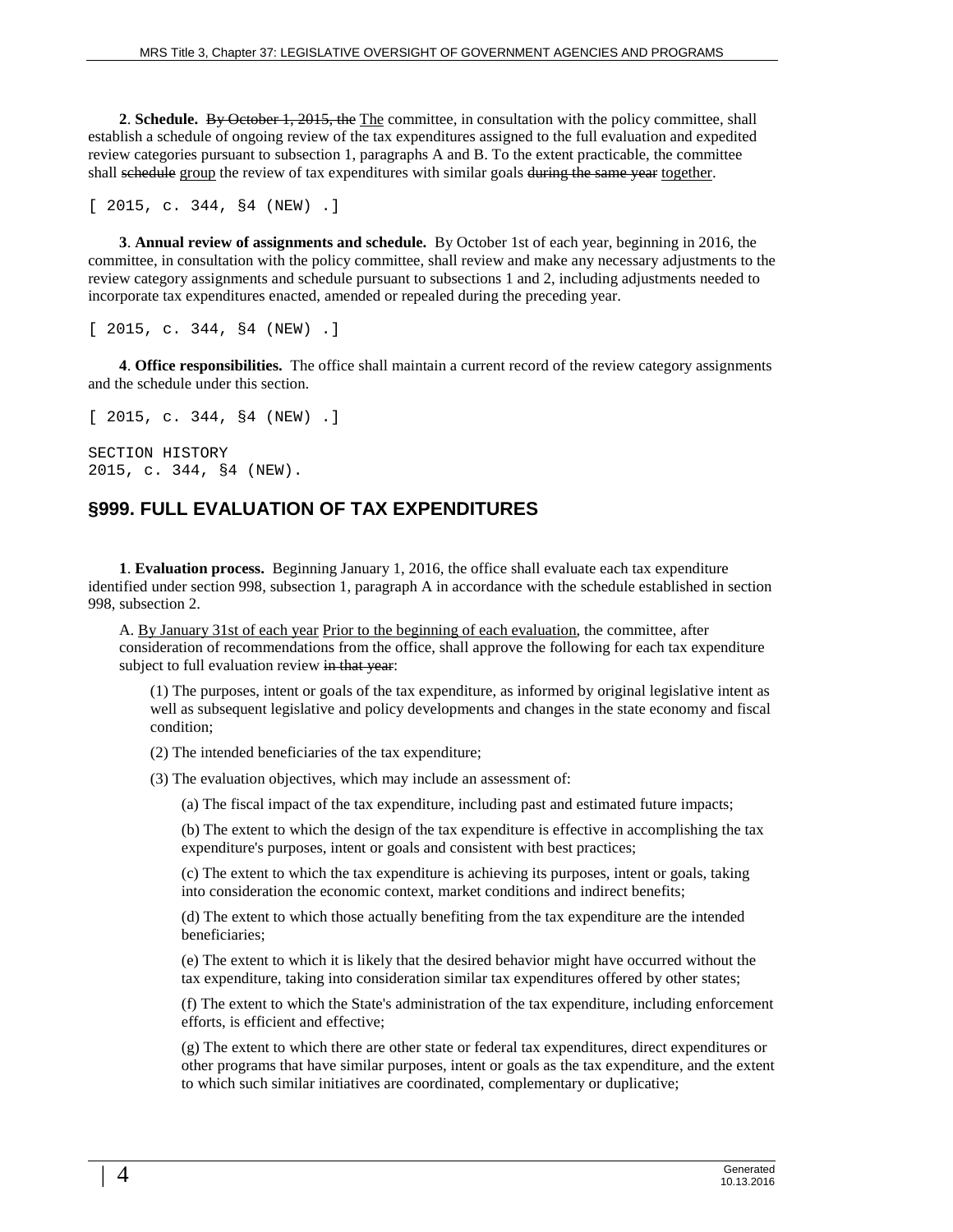**2**. **Schedule.** ~~By October 1, 2015, the~~ The committee, in consultation with the policy committee, shall establish a schedule of ongoing review of the tax expenditures assigned to the full evaluation and expedited review categories pursuant to subsection 1, paragraphs A and B. To the extent practicable, the committee shall ~~schedule~~ group the review of tax expenditures with similar goals ~~during the same year~~ together.

[ 2015, c. 344, §4 (NEW) .]

**3**. **Annual review of assignments and schedule.** By October 1st of each year, beginning in 2016, the committee, in consultation with the policy committee, shall review and make any necessary adjustments to the review category assignments and schedule pursuant to subsections 1 and 2, including adjustments needed to incorporate tax expenditures enacted, amended or repealed during the preceding year.

[ 2015, c. 344, §4 (NEW) .]

**4**. **Office responsibilities.** The office shall maintain a current record of the review category assignments and the schedule under this section.

[ 2015, c. 344, §4 (NEW) .]

SECTION HISTORY
2015, c. 344, §4 (NEW).

## §999. FULL EVALUATION OF TAX EXPENDITURES

**1**. **Evaluation process.** Beginning January 1, 2016, the office shall evaluate each tax expenditure identified under section 998, subsection 1, paragraph A in accordance with the schedule established in section 998, subsection 2.

A. ~~By January 31st of each year~~ Prior to the beginning of each evaluation, the committee, after consideration of recommendations from the office, shall approve the following for each tax expenditure subject to full evaluation review ~~in that year~~:

(1) The purposes, intent or goals of the tax expenditure, as informed by original legislative intent as well as subsequent legislative and policy developments and changes in the state economy and fiscal condition;

(2) The intended beneficiaries of the tax expenditure;

(3) The evaluation objectives, which may include an assessment of:

(a) The fiscal impact of the tax expenditure, including past and estimated future impacts;

(b) The extent to which the design of the tax expenditure is effective in accomplishing the tax expenditure's purposes, intent or goals and consistent with best practices;

(c) The extent to which the tax expenditure is achieving its purposes, intent or goals, taking into consideration the economic context, market conditions and indirect benefits;

(d) The extent to which those actually benefiting from the tax expenditure are the intended beneficiaries;

(e) The extent to which it is likely that the desired behavior might have occurred without the tax expenditure, taking into consideration similar tax expenditures offered by other states;

(f) The extent to which the State's administration of the tax expenditure, including enforcement efforts, is efficient and effective;

(g) The extent to which there are other state or federal tax expenditures, direct expenditures or other programs that have similar purposes, intent or goals as the tax expenditure, and the extent to which such similar initiatives are coordinated, complementary or duplicative;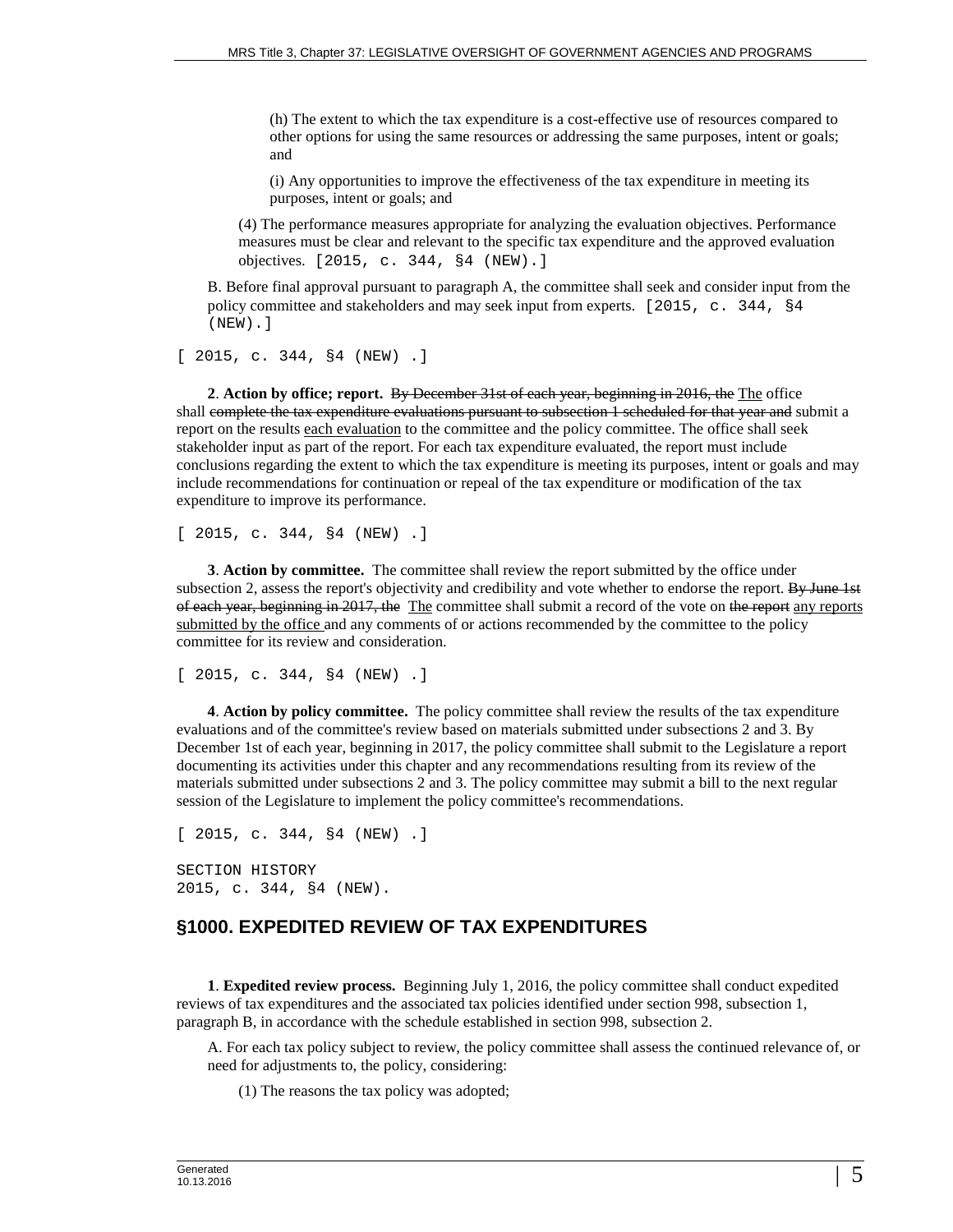(h) The extent to which the tax expenditure is a cost-effective use of resources compared to other options for using the same resources or addressing the same purposes, intent or goals; and

(i) Any opportunities to improve the effectiveness of the tax expenditure in meeting its purposes, intent or goals; and

(4) The performance measures appropriate for analyzing the evaluation objectives. Performance measures must be clear and relevant to the specific tax expenditure and the approved evaluation objectives. [2015, c. 344, §4 (NEW).]

B. Before final approval pursuant to paragraph A, the committee shall seek and consider input from the policy committee and stakeholders and may seek input from experts. [2015, c. 344, §4 (NEW).]

[ 2015, c. 344, §4 (NEW) .]

**2**. **Action by office; report.** ~~By December 31st of each year, beginning in 2016, the~~ The office shall ~~complete the tax expenditure evaluations pursuant to subsection 1 scheduled for that year and~~ submit a report on the results each evaluation to the committee and the policy committee. The office shall seek stakeholder input as part of the report. For each tax expenditure evaluated, the report must include conclusions regarding the extent to which the tax expenditure is meeting its purposes, intent or goals and may include recommendations for continuation or repeal of the tax expenditure or modification of the tax expenditure to improve its performance.

[ 2015, c. 344, §4 (NEW) .]

**3**. **Action by committee.** The committee shall review the report submitted by the office under subsection 2, assess the report's objectivity and credibility and vote whether to endorse the report. ~~By June 1st of each year, beginning in 2017, the~~ The committee shall submit a record of the vote on ~~the report~~ any reports submitted by the office and any comments of or actions recommended by the committee to the policy committee for its review and consideration.

[ 2015, c. 344, §4 (NEW) .]

**4**. **Action by policy committee.** The policy committee shall review the results of the tax expenditure evaluations and of the committee's review based on materials submitted under subsections 2 and 3. By December 1st of each year, beginning in 2017, the policy committee shall submit to the Legislature a report documenting its activities under this chapter and any recommendations resulting from its review of the materials submitted under subsections 2 and 3. The policy committee may submit a bill to the next regular session of the Legislature to implement the policy committee's recommendations.

[ 2015, c. 344, §4 (NEW) .]

SECTION HISTORY
2015, c. 344, §4 (NEW).

## §1000. EXPEDITED REVIEW OF TAX EXPENDITURES

**1**. **Expedited review process.** Beginning July 1, 2016, the policy committee shall conduct expedited reviews of tax expenditures and the associated tax policies identified under section 998, subsection 1, paragraph B, in accordance with the schedule established in section 998, subsection 2.

A. For each tax policy subject to review, the policy committee shall assess the continued relevance of, or need for adjustments to, the policy, considering:

(1) The reasons the tax policy was adopted;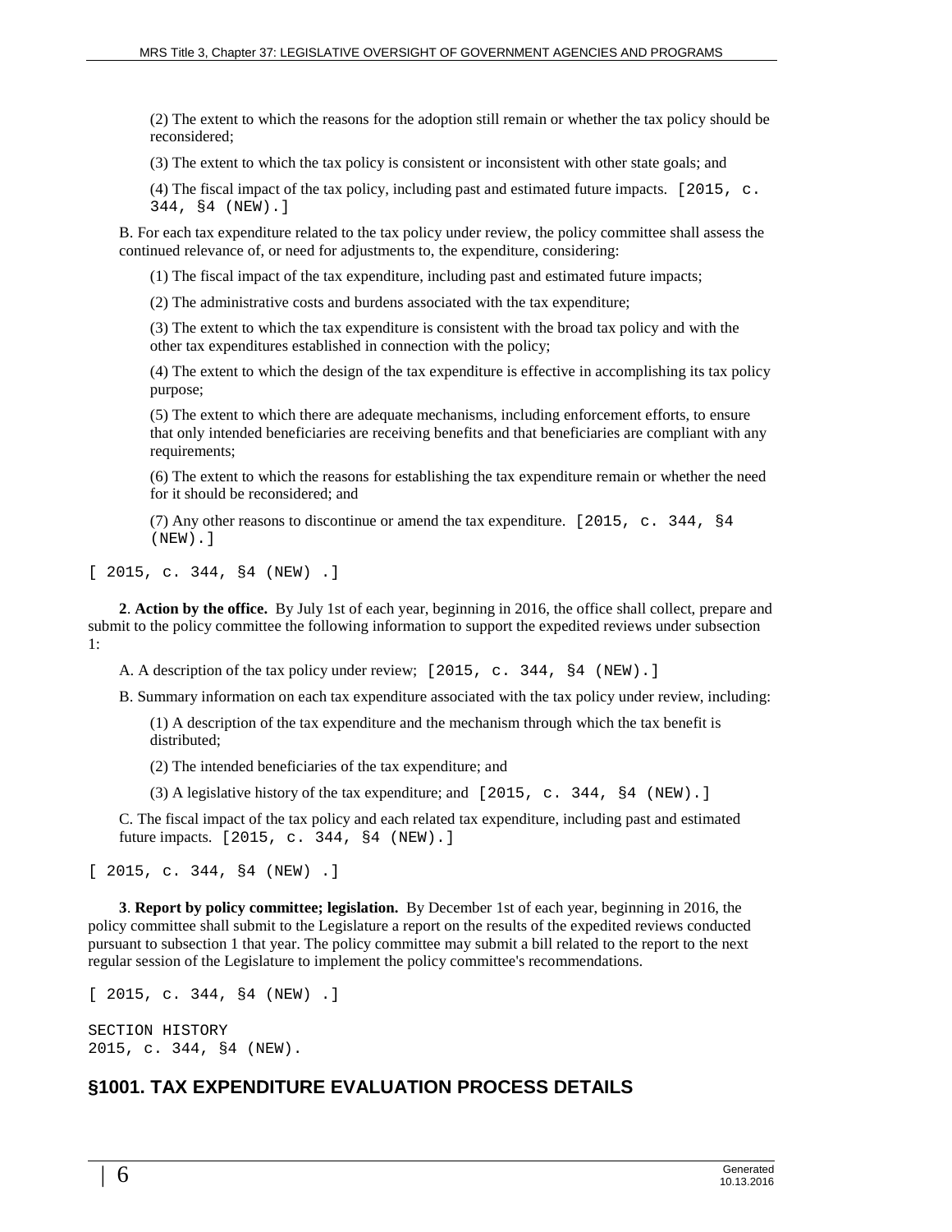(2) The extent to which the reasons for the adoption still remain or whether the tax policy should be reconsidered;

(3) The extent to which the tax policy is consistent or inconsistent with other state goals; and

(4) The fiscal impact of the tax policy, including past and estimated future impacts. [2015, c. 344, §4 (NEW).]

B. For each tax expenditure related to the tax policy under review, the policy committee shall assess the continued relevance of, or need for adjustments to, the expenditure, considering:

(1) The fiscal impact of the tax expenditure, including past and estimated future impacts;

(2) The administrative costs and burdens associated with the tax expenditure;

(3) The extent to which the tax expenditure is consistent with the broad tax policy and with the other tax expenditures established in connection with the policy;

(4) The extent to which the design of the tax expenditure is effective in accomplishing its tax policy purpose;

(5) The extent to which there are adequate mechanisms, including enforcement efforts, to ensure that only intended beneficiaries are receiving benefits and that beneficiaries are compliant with any requirements;

(6) The extent to which the reasons for establishing the tax expenditure remain or whether the need for it should be reconsidered; and

(7) Any other reasons to discontinue or amend the tax expenditure. [2015, c. 344, §4 (NEW).]

[ 2015, c. 344, §4 (NEW) .]

**2**. **Action by the office.** By July 1st of each year, beginning in 2016, the office shall collect, prepare and submit to the policy committee the following information to support the expedited reviews under subsection 1:

A. A description of the tax policy under review; [2015, c. 344, §4 (NEW).]

B. Summary information on each tax expenditure associated with the tax policy under review, including:

(1) A description of the tax expenditure and the mechanism through which the tax benefit is distributed;

(2) The intended beneficiaries of the tax expenditure; and

(3) A legislative history of the tax expenditure; and [2015, c. 344, §4 (NEW).]

C. The fiscal impact of the tax policy and each related tax expenditure, including past and estimated future impacts. [2015, c. 344, §4 (NEW).]

[ 2015, c. 344, §4 (NEW) .]

**3**. **Report by policy committee; legislation.** By December 1st of each year, beginning in 2016, the policy committee shall submit to the Legislature a report on the results of the expedited reviews conducted pursuant to subsection 1 that year. The policy committee may submit a bill related to the report to the next regular session of the Legislature to implement the policy committee's recommendations.

[ 2015, c. 344, §4 (NEW) .]

SECTION HISTORY
2015, c. 344, §4 (NEW).

## §1001. TAX EXPENDITURE EVALUATION PROCESS DETAILS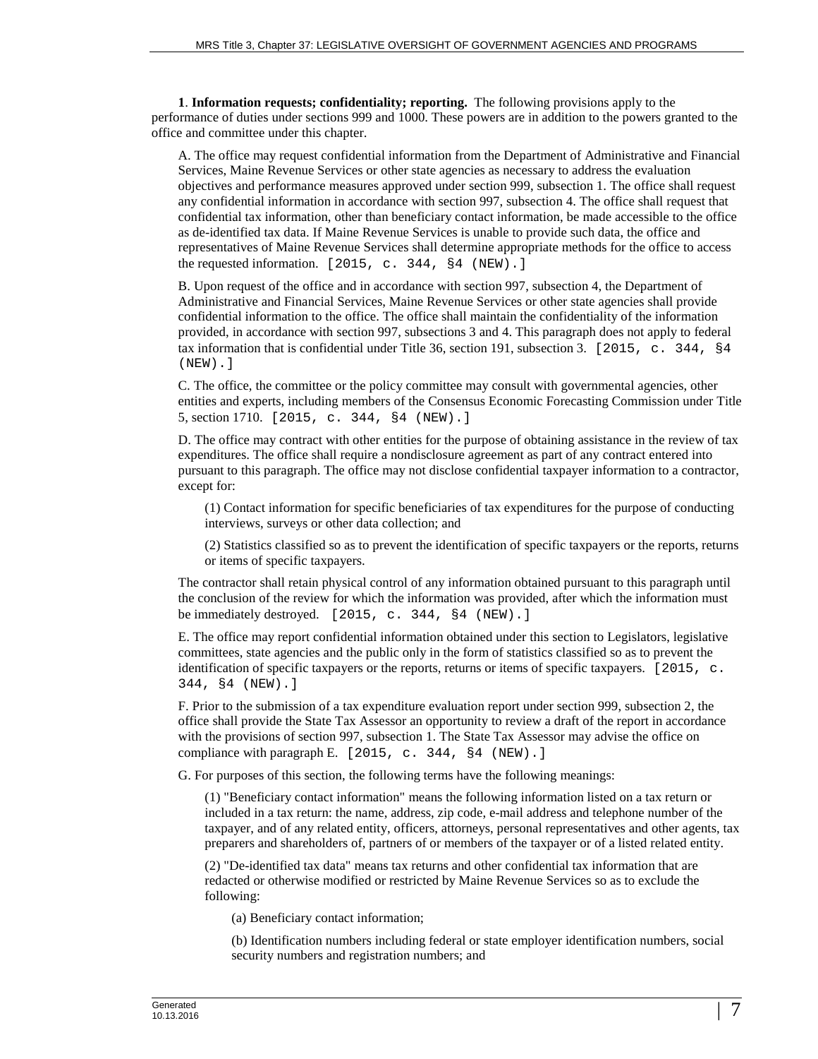**1**. **Information requests; confidentiality; reporting.** The following provisions apply to the performance of duties under sections 999 and 1000. These powers are in addition to the powers granted to the office and committee under this chapter.

A. The office may request confidential information from the Department of Administrative and Financial Services, Maine Revenue Services or other state agencies as necessary to address the evaluation objectives and performance measures approved under section 999, subsection 1. The office shall request any confidential information in accordance with section 997, subsection 4. The office shall request that confidential tax information, other than beneficiary contact information, be made accessible to the office as de-identified tax data. If Maine Revenue Services is unable to provide such data, the office and representatives of Maine Revenue Services shall determine appropriate methods for the office to access the requested information. [2015, c. 344, §4 (NEW).]

B. Upon request of the office and in accordance with section 997, subsection 4, the Department of Administrative and Financial Services, Maine Revenue Services or other state agencies shall provide confidential information to the office. The office shall maintain the confidentiality of the information provided, in accordance with section 997, subsections 3 and 4. This paragraph does not apply to federal tax information that is confidential under Title 36, section 191, subsection 3. [2015, c. 344, §4 (NEW).]

C. The office, the committee or the policy committee may consult with governmental agencies, other entities and experts, including members of the Consensus Economic Forecasting Commission under Title 5, section 1710. [2015, c. 344, §4 (NEW).]

D. The office may contract with other entities for the purpose of obtaining assistance in the review of tax expenditures. The office shall require a nondisclosure agreement as part of any contract entered into pursuant to this paragraph. The office may not disclose confidential taxpayer information to a contractor, except for:

(1) Contact information for specific beneficiaries of tax expenditures for the purpose of conducting interviews, surveys or other data collection; and

(2) Statistics classified so as to prevent the identification of specific taxpayers or the reports, returns or items of specific taxpayers.

The contractor shall retain physical control of any information obtained pursuant to this paragraph until the conclusion of the review for which the information was provided, after which the information must be immediately destroyed. [2015, c. 344, §4 (NEW).]

E. The office may report confidential information obtained under this section to Legislators, legislative committees, state agencies and the public only in the form of statistics classified so as to prevent the identification of specific taxpayers or the reports, returns or items of specific taxpayers. [2015, c. 344, §4 (NEW).]

F. Prior to the submission of a tax expenditure evaluation report under section 999, subsection 2, the office shall provide the State Tax Assessor an opportunity to review a draft of the report in accordance with the provisions of section 997, subsection 1. The State Tax Assessor may advise the office on compliance with paragraph E. [2015, c. 344, §4 (NEW).]

G. For purposes of this section, the following terms have the following meanings:

(1) "Beneficiary contact information" means the following information listed on a tax return or included in a tax return: the name, address, zip code, e-mail address and telephone number of the taxpayer, and of any related entity, officers, attorneys, personal representatives and other agents, tax preparers and shareholders of, partners of or members of the taxpayer or of a listed related entity.

(2) "De-identified tax data" means tax returns and other confidential tax information that are redacted or otherwise modified or restricted by Maine Revenue Services so as to exclude the following:

(a) Beneficiary contact information;

(b) Identification numbers including federal or state employer identification numbers, social security numbers and registration numbers; and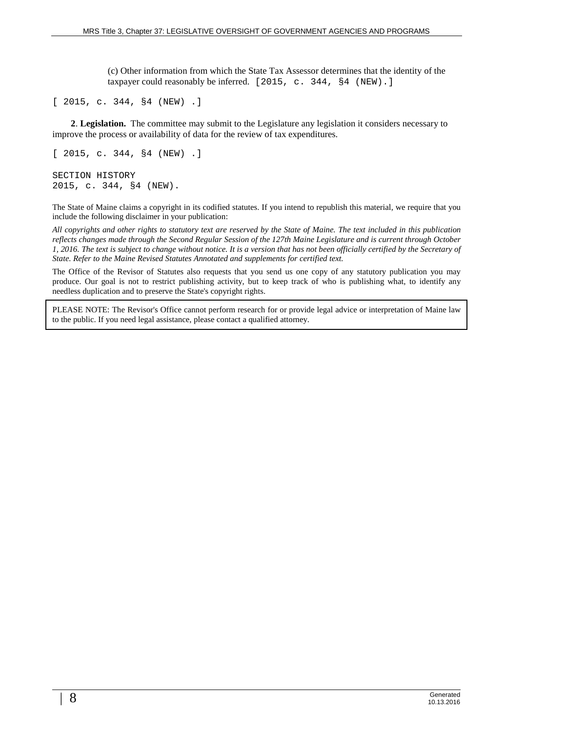(c) Other information from which the State Tax Assessor determines that the identity of the taxpayer could reasonably be inferred. [2015, c. 344, §4 (NEW).]

[ 2015, c. 344, §4 (NEW) .]

**2. Legislation.** The committee may submit to the Legislature any legislation it considers necessary to improve the process or availability of data for the review of tax expenditures.

[ 2015, c. 344, §4 (NEW) .]

SECTION HISTORY
2015, c. 344, §4 (NEW).

The State of Maine claims a copyright in its codified statutes. If you intend to republish this material, we require that you include the following disclaimer in your publication:

*All copyrights and other rights to statutory text are reserved by the State of Maine. The text included in this publication reflects changes made through the Second Regular Session of the 127th Maine Legislature and is current through October 1, 2016. The text is subject to change without notice. It is a version that has not been officially certified by the Secretary of State. Refer to the Maine Revised Statutes Annotated and supplements for certified text.*

The Office of the Revisor of Statutes also requests that you send us one copy of any statutory publication you may produce. Our goal is not to restrict publishing activity, but to keep track of who is publishing what, to identify any needless duplication and to preserve the State's copyright rights.

PLEASE NOTE: The Revisor's Office cannot perform research for or provide legal advice or interpretation of Maine law to the public. If you need legal assistance, please contact a qualified attorney.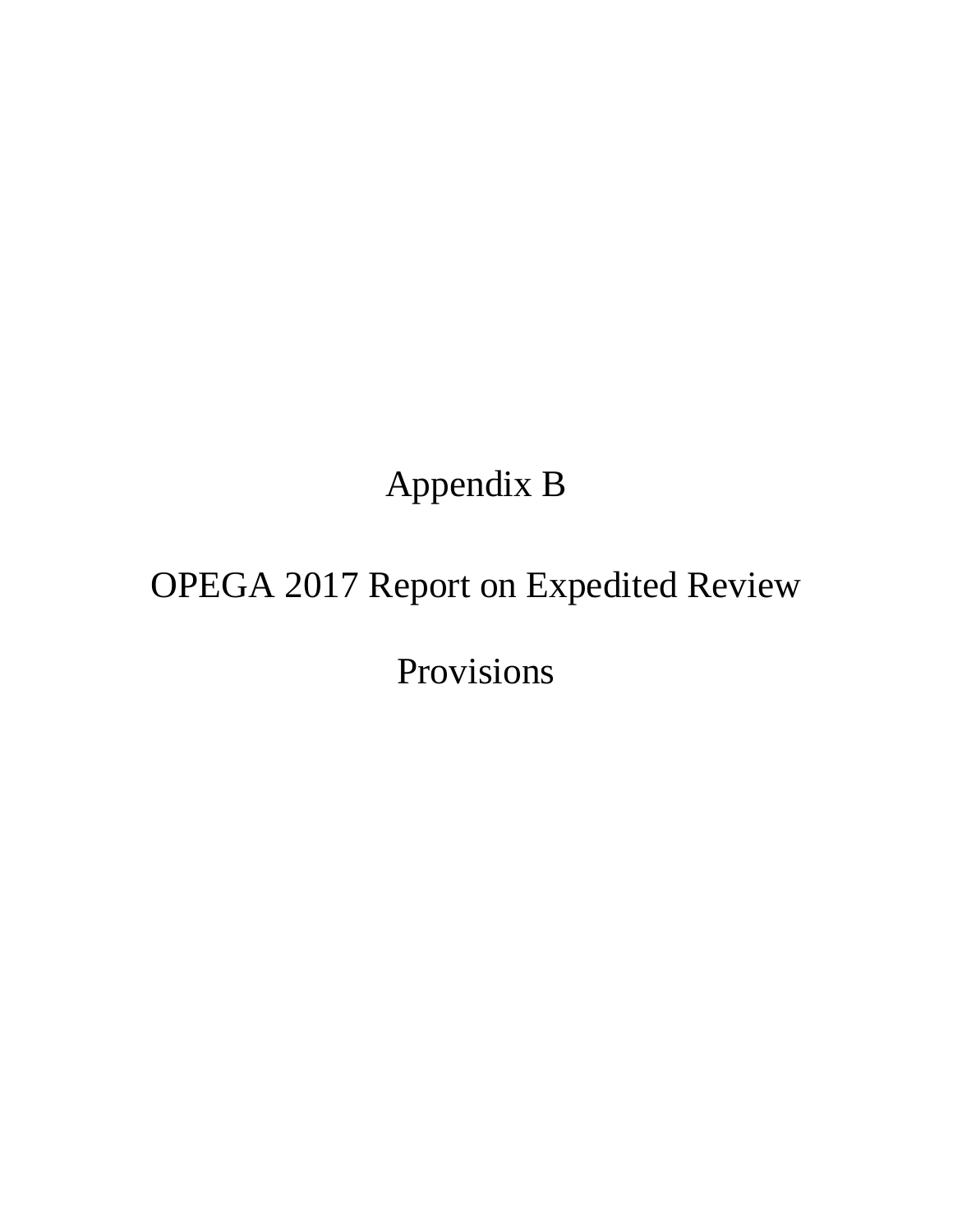# Appendix B

# OPEGA 2017 Report on Expedited Review Provisions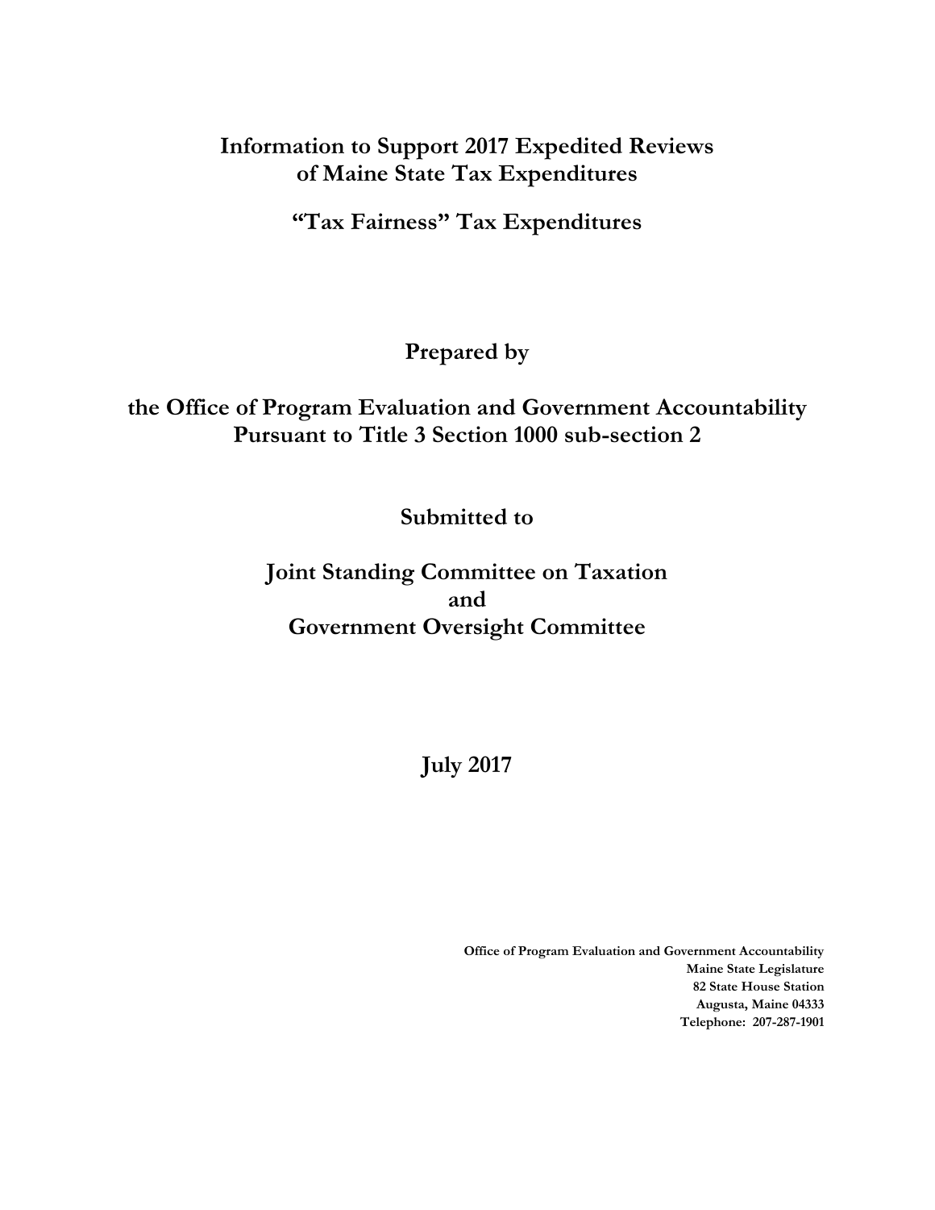# Information to Support 2017 Expedited Reviews of Maine State Tax Expenditures

## "Tax Fairness" Tax Expenditures

## Prepared by

## the Office of Program Evaluation and Government Accountability Pursuant to Title 3 Section 1000 sub-section 2

## Submitted to

## Joint Standing Committee on Taxation and Government Oversight Committee

## July 2017

**Office of Program Evaluation and Government Accountability**
**Maine State Legislature**
**82 State House Station**
**Augusta, Maine 04333**
**Telephone: 207-287-1901**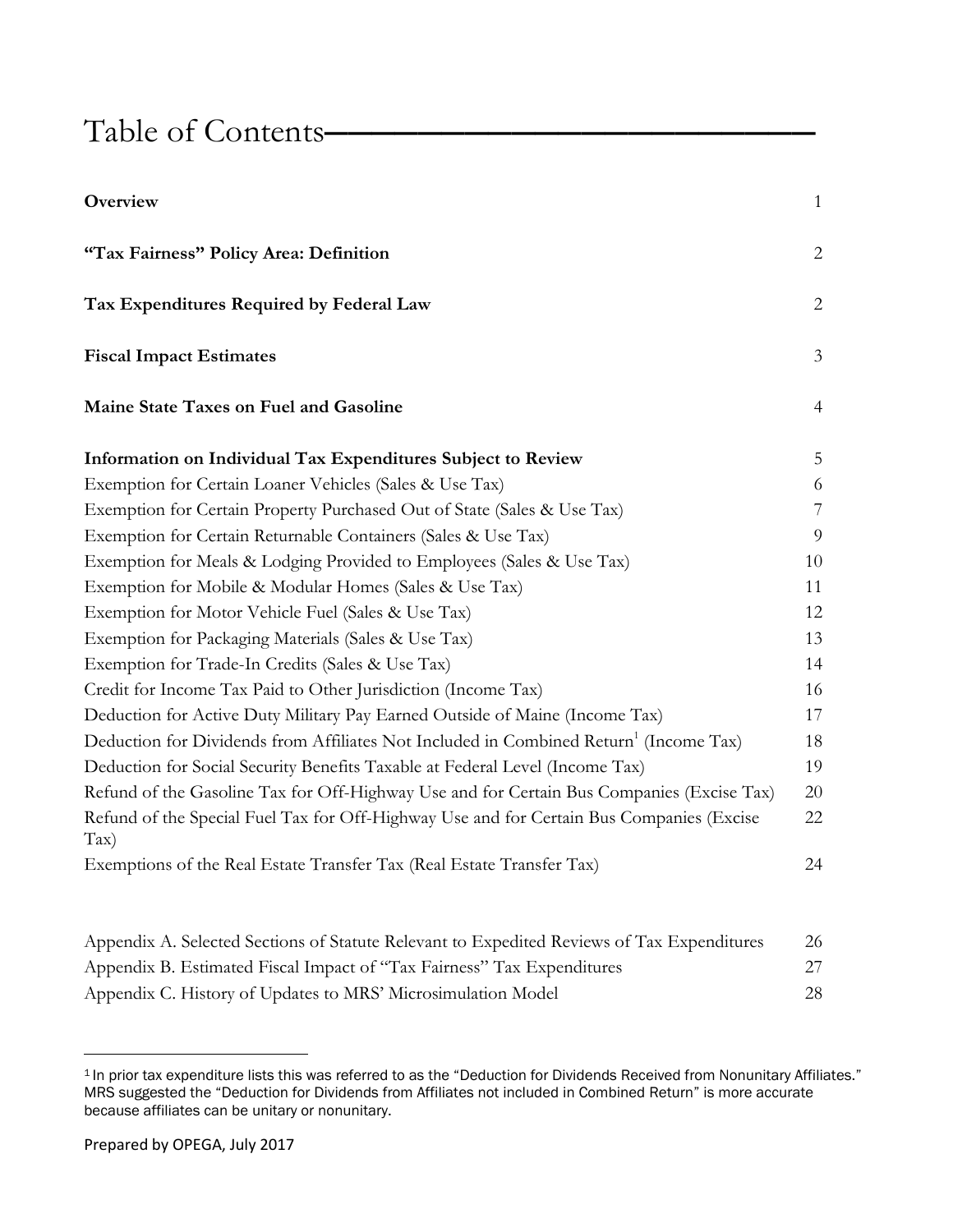# Table of Contents

| | |
|---|---|
| **Overview** | 1 |
| **"Tax Fairness" Policy Area: Definition** | 2 |
| **Tax Expenditures Required by Federal Law** | 2 |
| **Fiscal Impact Estimates** | 3 |
| **Maine State Taxes on Fuel and Gasoline** | 4 |
| **Information on Individual Tax Expenditures Subject to Review** | 5 |
| Exemption for Certain Loaner Vehicles (Sales & Use Tax) | 6 |
| Exemption for Certain Property Purchased Out of State (Sales & Use Tax) | 7 |
| Exemption for Certain Returnable Containers (Sales & Use Tax) | 9 |
| Exemption for Meals & Lodging Provided to Employees (Sales & Use Tax) | 10 |
| Exemption for Mobile & Modular Homes (Sales & Use Tax) | 11 |
| Exemption for Motor Vehicle Fuel (Sales & Use Tax) | 12 |
| Exemption for Packaging Materials (Sales & Use Tax) | 13 |
| Exemption for Trade-In Credits (Sales & Use Tax) | 14 |
| Credit for Income Tax Paid to Other Jurisdiction (Income Tax) | 16 |
| Deduction for Active Duty Military Pay Earned Outside of Maine (Income Tax) | 17 |
| Deduction for Dividends from Affiliates Not Included in Combined Return[1] (Income Tax) | 18 |
| Deduction for Social Security Benefits Taxable at Federal Level (Income Tax) | 19 |
| Refund of the Gasoline Tax for Off-Highway Use and for Certain Bus Companies (Excise Tax) | 20 |
| Refund of the Special Fuel Tax for Off-Highway Use and for Certain Bus Companies (Excise Tax) | 22 |
| Exemptions of the Real Estate Transfer Tax (Real Estate Transfer Tax) | 24 |
| | |
| Appendix A. Selected Sections of Statute Relevant to Expedited Reviews of Tax Expenditures | 26 |
| Appendix B. Estimated Fiscal Impact of "Tax Fairness" Tax Expenditures | 27 |
| Appendix C. History of Updates to MRS' Microsimulation Model | 28 |

[1] In prior tax expenditure lists this was referred to as the "Deduction for Dividends Received from Nonunitary Affiliates." MRS suggested the "Deduction for Dividends from Affiliates not included in Combined Return" is more accurate because affiliates can be unitary or nonunitary.

Prepared by OPEGA, July 2017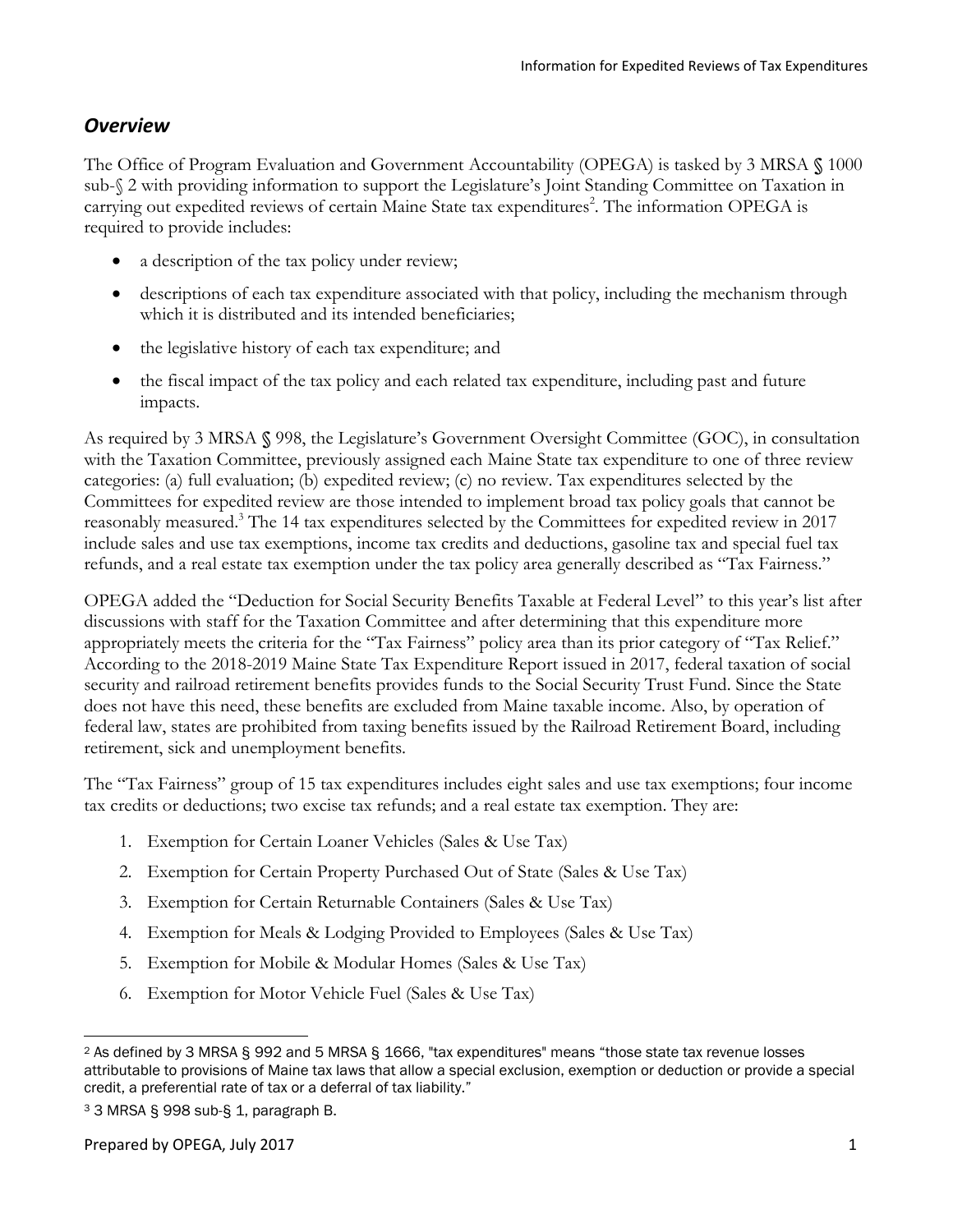## *Overview*

The Office of Program Evaluation and Government Accountability (OPEGA) is tasked by 3 MRSA § 1000 sub-§ 2 with providing information to support the Legislature's Joint Standing Committee on Taxation in carrying out expedited reviews of certain Maine State tax expenditures[2]. The information OPEGA is required to provide includes:

- a description of the tax policy under review;
- descriptions of each tax expenditure associated with that policy, including the mechanism through which it is distributed and its intended beneficiaries;
- the legislative history of each tax expenditure; and
- the fiscal impact of the tax policy and each related tax expenditure, including past and future impacts.

As required by 3 MRSA § 998, the Legislature's Government Oversight Committee (GOC), in consultation with the Taxation Committee, previously assigned each Maine State tax expenditure to one of three review categories: (a) full evaluation; (b) expedited review; (c) no review. Tax expenditures selected by the Committees for expedited review are those intended to implement broad tax policy goals that cannot be reasonably measured.[3] The 14 tax expenditures selected by the Committees for expedited review in 2017 include sales and use tax exemptions, income tax credits and deductions, gasoline tax and special fuel tax refunds, and a real estate tax exemption under the tax policy area generally described as "Tax Fairness."

OPEGA added the "Deduction for Social Security Benefits Taxable at Federal Level" to this year's list after discussions with staff for the Taxation Committee and after determining that this expenditure more appropriately meets the criteria for the "Tax Fairness" policy area than its prior category of "Tax Relief." According to the 2018-2019 Maine State Tax Expenditure Report issued in 2017, federal taxation of social security and railroad retirement benefits provides funds to the Social Security Trust Fund. Since the State does not have this need, these benefits are excluded from Maine taxable income. Also, by operation of federal law, states are prohibited from taxing benefits issued by the Railroad Retirement Board, including retirement, sick and unemployment benefits.

The "Tax Fairness" group of 15 tax expenditures includes eight sales and use tax exemptions; four income tax credits or deductions; two excise tax refunds; and a real estate tax exemption. They are:

1. Exemption for Certain Loaner Vehicles (Sales & Use Tax)
2. Exemption for Certain Property Purchased Out of State (Sales & Use Tax)
3. Exemption for Certain Returnable Containers (Sales & Use Tax)
4. Exemption for Meals & Lodging Provided to Employees (Sales & Use Tax)
5. Exemption for Mobile & Modular Homes (Sales & Use Tax)
6. Exemption for Motor Vehicle Fuel (Sales & Use Tax)

---

[2] As defined by 3 MRSA § 992 and 5 MRSA § 1666, "tax expenditures" means "those state tax revenue losses attributable to provisions of Maine tax laws that allow a special exclusion, exemption or deduction or provide a special credit, a preferential rate of tax or a deferral of tax liability."

[3] 3 MRSA § 998 sub-§ 1, paragraph B.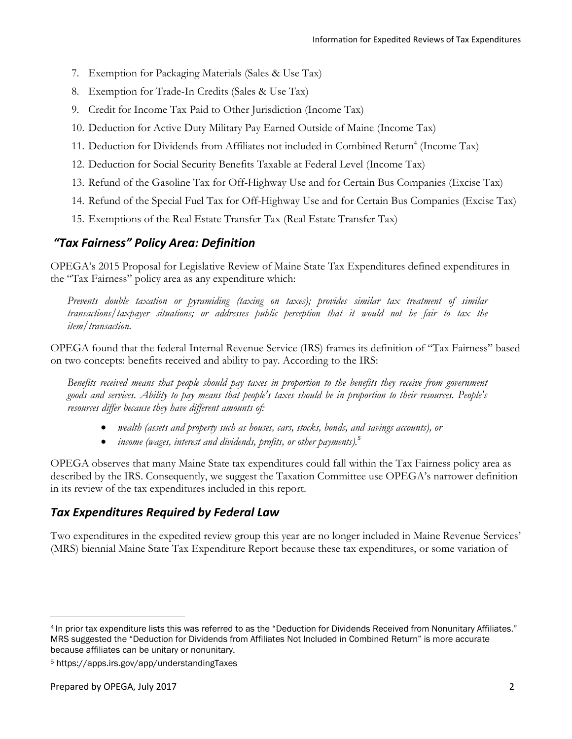7. Exemption for Packaging Materials (Sales & Use Tax)
8. Exemption for Trade-In Credits (Sales & Use Tax)
9. Credit for Income Tax Paid to Other Jurisdiction (Income Tax)
10. Deduction for Active Duty Military Pay Earned Outside of Maine (Income Tax)
11. Deduction for Dividends from Affiliates not included in Combined Return[4] (Income Tax)
12. Deduction for Social Security Benefits Taxable at Federal Level (Income Tax)
13. Refund of the Gasoline Tax for Off-Highway Use and for Certain Bus Companies (Excise Tax)
14. Refund of the Special Fuel Tax for Off-Highway Use and for Certain Bus Companies (Excise Tax)
15. Exemptions of the Real Estate Transfer Tax (Real Estate Transfer Tax)

## *"Tax Fairness" Policy Area: Definition*

OPEGA's 2015 Proposal for Legislative Review of Maine State Tax Expenditures defined expenditures in the "Tax Fairness" policy area as any expenditure which:

*Prevents double taxation or pyramiding (taxing on taxes); provides similar tax treatment of similar transactions/taxpayer situations; or addresses public perception that it would not be fair to tax the item/transaction.*

OPEGA found that the federal Internal Revenue Service (IRS) frames its definition of "Tax Fairness" based on two concepts: benefits received and ability to pay. According to the IRS:

*Benefits received means that people should pay taxes in proportion to the benefits they receive from government goods and services. Ability to pay means that people's taxes should be in proportion to their resources. People's resources differ because they have different amounts of:*

- *wealth (assets and property such as houses, cars, stocks, bonds, and savings accounts), or*
- *income (wages, interest and dividends, profits, or other payments).*[5]

OPEGA observes that many Maine State tax expenditures could fall within the Tax Fairness policy area as described by the IRS. Consequently, we suggest the Taxation Committee use OPEGA's narrower definition in its review of the tax expenditures included in this report.

## *Tax Expenditures Required by Federal Law*

Two expenditures in the expedited review group this year are no longer included in Maine Revenue Services' (MRS) biennial Maine State Tax Expenditure Report because these tax expenditures, or some variation of

---

[4] In prior tax expenditure lists this was referred to as the "Deduction for Dividends Received from Nonunitary Affiliates." MRS suggested the "Deduction for Dividends from Affiliates Not Included in Combined Return" is more accurate because affiliates can be unitary or nonunitary.

[5] https://apps.irs.gov/app/understandingTaxes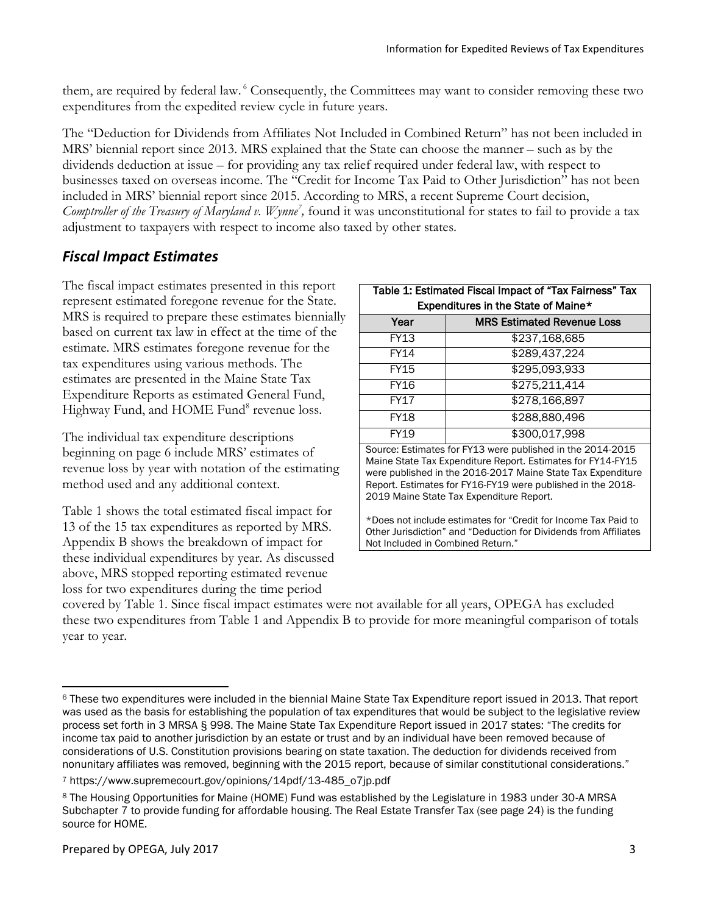them, are required by federal law.[6] Consequently, the Committees may want to consider removing these two expenditures from the expedited review cycle in future years.

The "Deduction for Dividends from Affiliates Not Included in Combined Return" has not been included in MRS' biennial report since 2013. MRS explained that the State can choose the manner – such as by the dividends deduction at issue – for providing any tax relief required under federal law, with respect to businesses taxed on overseas income. The "Credit for Income Tax Paid to Other Jurisdiction" has not been included in MRS' biennial report since 2015. According to MRS, a recent Supreme Court decision, *Comptroller of the Treasury of Maryland v. Wynne*[7]*,* found it was unconstitutional for states to fail to provide a tax adjustment to taxpayers with respect to income also taxed by other states.

## *Fiscal Impact Estimates*

The fiscal impact estimates presented in this report represent estimated foregone revenue for the State. MRS is required to prepare these estimates biennially based on current tax law in effect at the time of the estimate. MRS estimates foregone revenue for the tax expenditures using various methods. The estimates are presented in the Maine State Tax Expenditure Reports as estimated General Fund, Highway Fund, and HOME Fund[8] revenue loss.

The individual tax expenditure descriptions beginning on page 6 include MRS' estimates of revenue loss by year with notation of the estimating method used and any additional context.

Table 1 shows the total estimated fiscal impact for 13 of the 15 tax expenditures as reported by MRS. Appendix B shows the breakdown of impact for these individual expenditures by year. As discussed above, MRS stopped reporting estimated revenue loss for two expenditures during the time period covered by Table 1. Since fiscal impact estimates were not available for all years, OPEGA has excluded these two expenditures from Table 1 and Appendix B to provide for more meaningful comparison of totals year to year.

**Table 1: Estimated Fiscal Impact of "Tax Fairness" Tax Expenditures in the State of Maine***

| Year | MRS Estimated Revenue Loss |
|---|---|
| FY13 | $237,168,685 |
| FY14 | $289,437,224 |
| FY15 | $295,093,933 |
| FY16 | $275,211,414 |
| FY17 | $278,166,897 |
| FY18 | $288,880,496 |
| FY19 | $300,017,998 |

Source: Estimates for FY13 were published in the 2014-2015 Maine State Tax Expenditure Report. Estimates for FY14-FY15 were published in the 2016-2017 Maine State Tax Expenditure Report. Estimates for FY16-FY19 were published in the 2018-2019 Maine State Tax Expenditure Report.

*Does not include estimates for "Credit for Income Tax Paid to Other Jurisdiction" and "Deduction for Dividends from Affiliates Not Included in Combined Return."

---

[6] These two expenditures were included in the biennial Maine State Tax Expenditure report issued in 2013. That report was used as the basis for establishing the population of tax expenditures that would be subject to the legislative review process set forth in 3 MRSA § 998. The Maine State Tax Expenditure Report issued in 2017 states: "The credits for income tax paid to another jurisdiction by an estate or trust and by an individual have been removed because of considerations of U.S. Constitution provisions bearing on state taxation. The deduction for dividends received from nonunitary affiliates was removed, beginning with the 2015 report, because of similar constitutional considerations."

[7] https://www.supremecourt.gov/opinions/14pdf/13-485_o7jp.pdf

[8] The Housing Opportunities for Maine (HOME) Fund was established by the Legislature in 1983 under 30-A MRSA Subchapter 7 to provide funding for affordable housing. The Real Estate Transfer Tax (see page 24) is the funding source for HOME.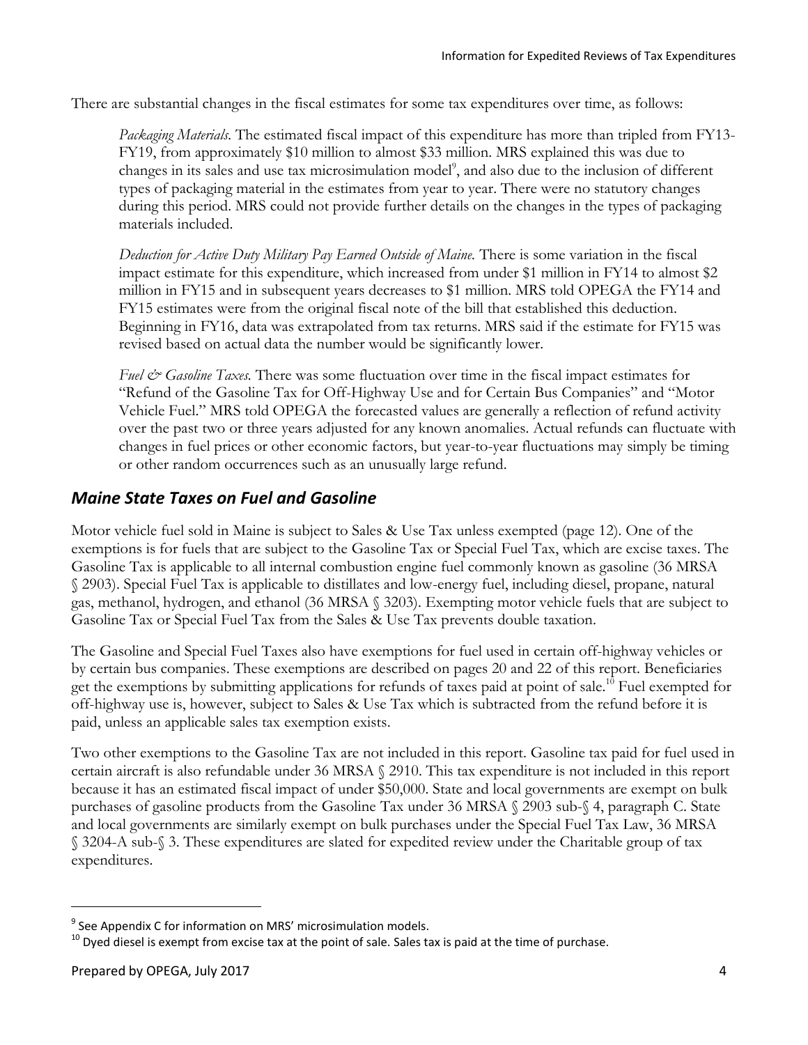There are substantial changes in the fiscal estimates for some tax expenditures over time, as follows:

*Packaging Materials*. The estimated fiscal impact of this expenditure has more than tripled from FY13-FY19, from approximately $10 million to almost $33 million. MRS explained this was due to changes in its sales and use tax microsimulation model[9], and also due to the inclusion of different types of packaging material in the estimates from year to year. There were no statutory changes during this period. MRS could not provide further details on the changes in the types of packaging materials included.

*Deduction for Active Duty Military Pay Earned Outside of Maine.* There is some variation in the fiscal impact estimate for this expenditure, which increased from under $1 million in FY14 to almost $2 million in FY15 and in subsequent years decreases to $1 million. MRS told OPEGA the FY14 and FY15 estimates were from the original fiscal note of the bill that established this deduction. Beginning in FY16, data was extrapolated from tax returns. MRS said if the estimate for FY15 was revised based on actual data the number would be significantly lower.

*Fuel & Gasoline Taxes.* There was some fluctuation over time in the fiscal impact estimates for "Refund of the Gasoline Tax for Off-Highway Use and for Certain Bus Companies" and "Motor Vehicle Fuel." MRS told OPEGA the forecasted values are generally a reflection of refund activity over the past two or three years adjusted for any known anomalies. Actual refunds can fluctuate with changes in fuel prices or other economic factors, but year-to-year fluctuations may simply be timing or other random occurrences such as an unusually large refund.

## *Maine State Taxes on Fuel and Gasoline*

Motor vehicle fuel sold in Maine is subject to Sales & Use Tax unless exempted (page 12). One of the exemptions is for fuels that are subject to the Gasoline Tax or Special Fuel Tax, which are excise taxes. The Gasoline Tax is applicable to all internal combustion engine fuel commonly known as gasoline (36 MRSA § 2903). Special Fuel Tax is applicable to distillates and low-energy fuel, including diesel, propane, natural gas, methanol, hydrogen, and ethanol (36 MRSA § 3203). Exempting motor vehicle fuels that are subject to Gasoline Tax or Special Fuel Tax from the Sales & Use Tax prevents double taxation.

The Gasoline and Special Fuel Taxes also have exemptions for fuel used in certain off-highway vehicles or by certain bus companies. These exemptions are described on pages 20 and 22 of this report. Beneficiaries get the exemptions by submitting applications for refunds of taxes paid at point of sale.[10] Fuel exempted for off-highway use is, however, subject to Sales & Use Tax which is subtracted from the refund before it is paid, unless an applicable sales tax exemption exists.

Two other exemptions to the Gasoline Tax are not included in this report. Gasoline tax paid for fuel used in certain aircraft is also refundable under 36 MRSA § 2910. This tax expenditure is not included in this report because it has an estimated fiscal impact of under $50,000. State and local governments are exempt on bulk purchases of gasoline products from the Gasoline Tax under 36 MRSA § 2903 sub-§ 4, paragraph C. State and local governments are similarly exempt on bulk purchases under the Special Fuel Tax Law, 36 MRSA § 3204-A sub-§ 3. These expenditures are slated for expedited review under the Charitable group of tax expenditures.

---

[9] See Appendix C for information on MRS' microsimulation models.

[10] Dyed diesel is exempt from excise tax at the point of sale. Sales tax is paid at the time of purchase.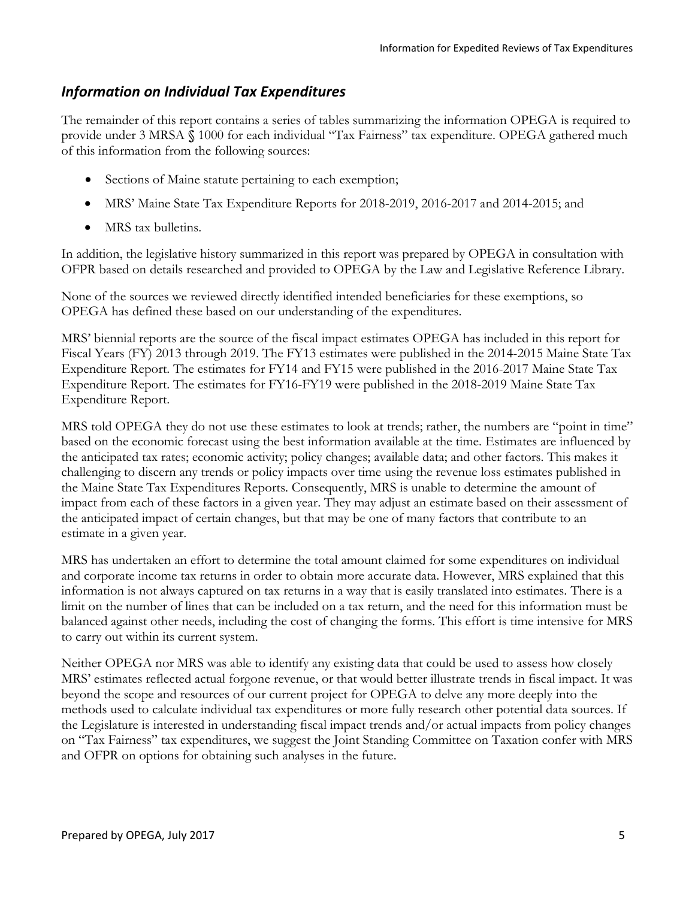## *Information on Individual Tax Expenditures*

The remainder of this report contains a series of tables summarizing the information OPEGA is required to provide under 3 MRSA § 1000 for each individual "Tax Fairness" tax expenditure. OPEGA gathered much of this information from the following sources:

- Sections of Maine statute pertaining to each exemption;
- MRS' Maine State Tax Expenditure Reports for 2018-2019, 2016-2017 and 2014-2015; and
- MRS tax bulletins.

In addition, the legislative history summarized in this report was prepared by OPEGA in consultation with OFPR based on details researched and provided to OPEGA by the Law and Legislative Reference Library.

None of the sources we reviewed directly identified intended beneficiaries for these exemptions, so OPEGA has defined these based on our understanding of the expenditures.

MRS' biennial reports are the source of the fiscal impact estimates OPEGA has included in this report for Fiscal Years (FY) 2013 through 2019. The FY13 estimates were published in the 2014-2015 Maine State Tax Expenditure Report. The estimates for FY14 and FY15 were published in the 2016-2017 Maine State Tax Expenditure Report. The estimates for FY16-FY19 were published in the 2018-2019 Maine State Tax Expenditure Report.

MRS told OPEGA they do not use these estimates to look at trends; rather, the numbers are "point in time" based on the economic forecast using the best information available at the time. Estimates are influenced by the anticipated tax rates; economic activity; policy changes; available data; and other factors. This makes it challenging to discern any trends or policy impacts over time using the revenue loss estimates published in the Maine State Tax Expenditures Reports. Consequently, MRS is unable to determine the amount of impact from each of these factors in a given year. They may adjust an estimate based on their assessment of the anticipated impact of certain changes, but that may be one of many factors that contribute to an estimate in a given year.

MRS has undertaken an effort to determine the total amount claimed for some expenditures on individual and corporate income tax returns in order to obtain more accurate data. However, MRS explained that this information is not always captured on tax returns in a way that is easily translated into estimates. There is a limit on the number of lines that can be included on a tax return, and the need for this information must be balanced against other needs, including the cost of changing the forms. This effort is time intensive for MRS to carry out within its current system.

Neither OPEGA nor MRS was able to identify any existing data that could be used to assess how closely MRS' estimates reflected actual forgone revenue, or that would better illustrate trends in fiscal impact. It was beyond the scope and resources of our current project for OPEGA to delve any more deeply into the methods used to calculate individual tax expenditures or more fully research other potential data sources. If the Legislature is interested in understanding fiscal impact trends and/or actual impacts from policy changes on "Tax Fairness" tax expenditures, we suggest the Joint Standing Committee on Taxation confer with MRS and OFPR on options for obtaining such analyses in the future.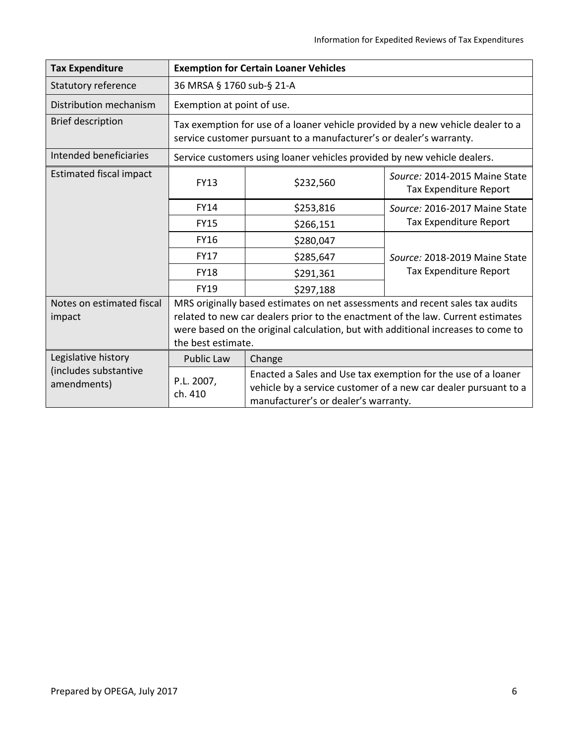| Tax Expenditure | Exemption for Certain Loaner Vehicles | | |
|---|---|---|---|
| Statutory reference | 36 MRSA § 1760 sub-§ 21-A | | |
| Distribution mechanism | Exemption at point of use. | | |
| Brief description | Tax exemption for use of a loaner vehicle provided by a new vehicle dealer to a service customer pursuant to a manufacturer's or dealer's warranty. | | |
| Intended beneficiaries | Service customers using loaner vehicles provided by new vehicle dealers. | | |
| Estimated fiscal impact | FY13 | $232,560 | *Source:* 2014-2015 Maine State Tax Expenditure Report |
| | FY14 | $253,816 | *Source:* 2016-2017 Maine State Tax Expenditure Report |
| | FY15 | $266,151 | |
| | FY16 | $280,047 | *Source:* 2018-2019 Maine State Tax Expenditure Report |
| | FY17 | $285,647 | |
| | FY18 | $291,361 | |
| | FY19 | $297,188 | |
| Notes on estimated fiscal impact | MRS originally based estimates on net assessments and recent sales tax audits related to new car dealers prior to the enactment of the law. Current estimates were based on the original calculation, but with additional increases to come to the best estimate. | | |
| Legislative history (includes substantive amendments) | Public Law | Change | |
| | P.L. 2007, ch. 410 | Enacted a Sales and Use tax exemption for the use of a loaner vehicle by a service customer of a new car dealer pursuant to a manufacturer's or dealer's warranty. | |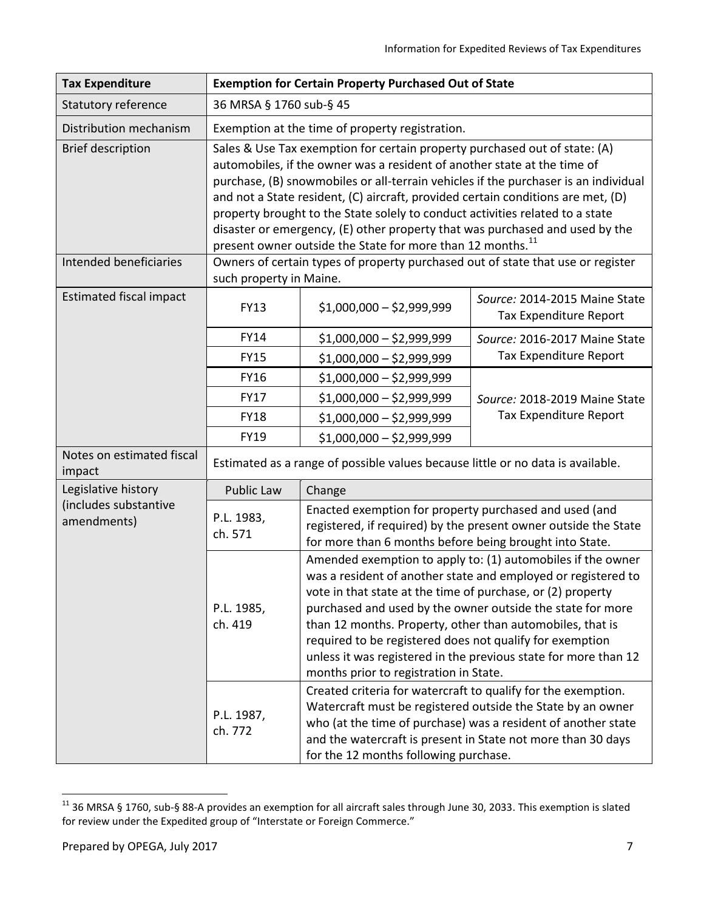| Tax Expenditure | Exemption for Certain Property Purchased Out of State | |
|---|---|---|
| Statutory reference | 36 MRSA § 1760 sub-§ 45 | |
| Distribution mechanism | Exemption at the time of property registration. | |
| Brief description | Sales & Use Tax exemption for certain property purchased out of state: (A) automobiles, if the owner was a resident of another state at the time of purchase, (B) snowmobiles or all-terrain vehicles if the purchaser is an individual and not a State resident, (C) aircraft, provided certain conditions are met, (D) property brought to the State solely to conduct activities related to a state disaster or emergency, (E) other property that was purchased and used by the present owner outside the State for more than 12 months.[11] | |
| Intended beneficiaries | Owners of certain types of property purchased out of state that use or register such property in Maine. | |

| Estimated fiscal impact | | |
|---|---|---|
| FY13 | $1,000,000 – $2,999,999 | *Source:* 2014-2015 Maine State Tax Expenditure Report |
| FY14 | $1,000,000 – $2,999,999 | *Source:* 2016-2017 Maine State Tax Expenditure Report |
| FY15 | $1,000,000 – $2,999,999 | |
| FY16 | $1,000,000 – $2,999,999 | *Source:* 2018-2019 Maine State Tax Expenditure Report |
| FY17 | $1,000,000 – $2,999,999 | |
| FY18 | $1,000,000 – $2,999,999 | |
| FY19 | $1,000,000 – $2,999,999 | |

| Notes on estimated fiscal impact | Estimated as a range of possible values because little or no data is available. |
|---|---|

| Legislative history (includes substantive amendments) | |
|---|---|
| **Public Law** | **Change** |
| P.L. 1983, ch. 571 | Enacted exemption for property purchased and used (and registered, if required) by the present owner outside the State for more than 6 months before being brought into State. |
| P.L. 1985, ch. 419 | Amended exemption to apply to: (1) automobiles if the owner was a resident of another state and employed or registered to vote in that state at the time of purchase, or (2) property purchased and used by the owner outside the state for more than 12 months. Property, other than automobiles, that is required to be registered does not qualify for exemption unless it was registered in the previous state for more than 12 months prior to registration in State. |
| P.L. 1987, ch. 772 | Created criteria for watercraft to qualify for the exemption. Watercraft must be registered outside the State by an owner who (at the time of purchase) was a resident of another state and the watercraft is present in State not more than 30 days for the 12 months following purchase. |

[11] 36 MRSA § 1760, sub-§ 88-A provides an exemption for all aircraft sales through June 30, 2033. This exemption is slated for review under the Expedited group of "Interstate or Foreign Commerce."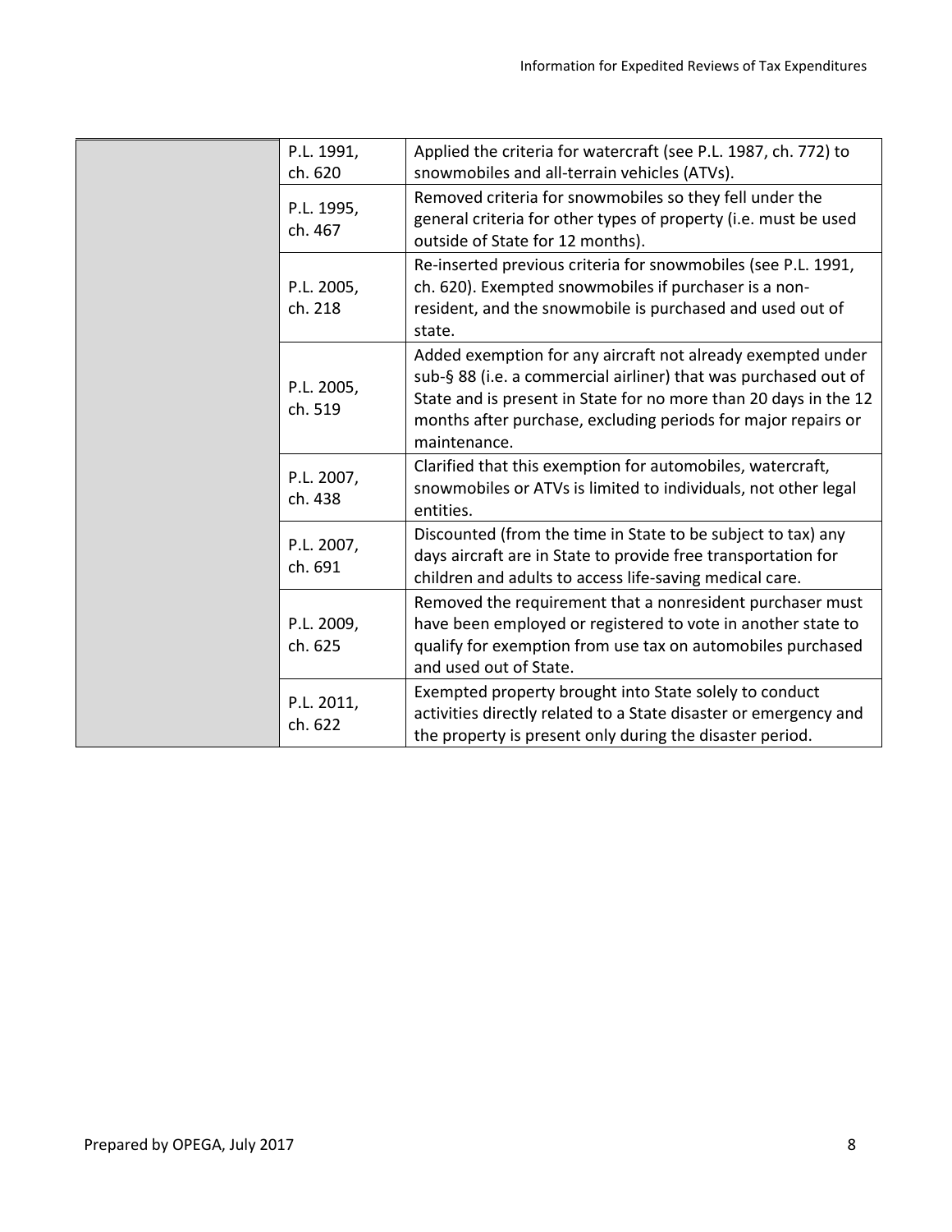| | | |
|---|---|---|
| | P.L. 1991, ch. 620 | Applied the criteria for watercraft (see P.L. 1987, ch. 772) to snowmobiles and all-terrain vehicles (ATVs). |
| | P.L. 1995, ch. 467 | Removed criteria for snowmobiles so they fell under the general criteria for other types of property (i.e. must be used outside of State for 12 months). |
| | P.L. 2005, ch. 218 | Re-inserted previous criteria for snowmobiles (see P.L. 1991, ch. 620). Exempted snowmobiles if purchaser is a non-resident, and the snowmobile is purchased and used out of state. |
| | P.L. 2005, ch. 519 | Added exemption for any aircraft not already exempted under sub-§ 88 (i.e. a commercial airliner) that was purchased out of State and is present in State for no more than 20 days in the 12 months after purchase, excluding periods for major repairs or maintenance. |
| | P.L. 2007, ch. 438 | Clarified that this exemption for automobiles, watercraft, snowmobiles or ATVs is limited to individuals, not other legal entities. |
| | P.L. 2007, ch. 691 | Discounted (from the time in State to be subject to tax) any days aircraft are in State to provide free transportation for children and adults to access life-saving medical care. |
| | P.L. 2009, ch. 625 | Removed the requirement that a nonresident purchaser must have been employed or registered to vote in another state to qualify for exemption from use tax on automobiles purchased and used out of State. |
| | P.L. 2011, ch. 622 | Exempted property brought into State solely to conduct activities directly related to a State disaster or emergency and the property is present only during the disaster period. |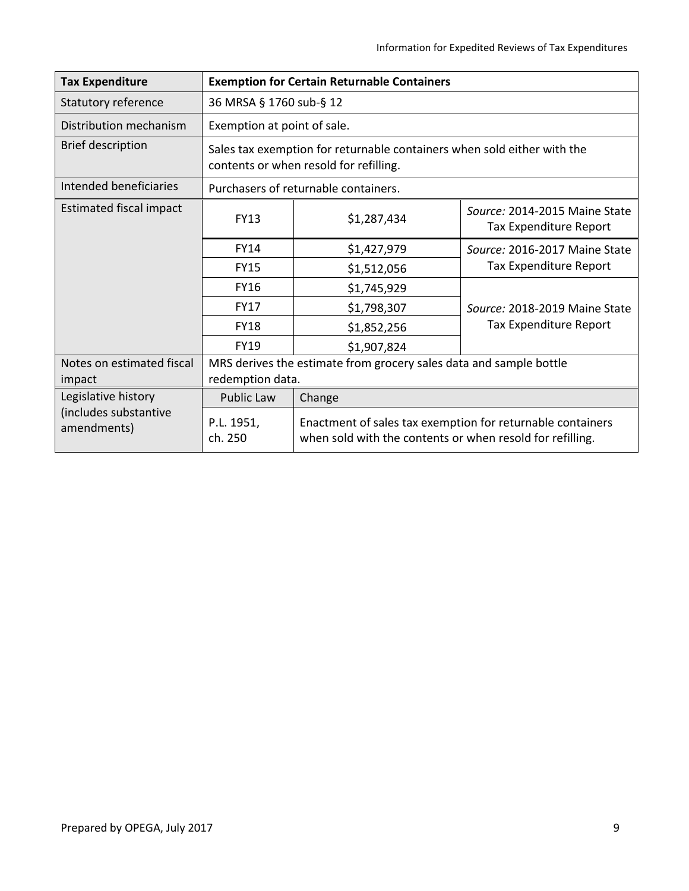| Tax Expenditure | Exemption for Certain Returnable Containers | | |
|---|---|---|---|
| Statutory reference | 36 MRSA § 1760 sub-§ 12 | | |
| Distribution mechanism | Exemption at point of sale. | | |
| Brief description | Sales tax exemption for returnable containers when sold either with the contents or when resold for refilling. | | |
| Intended beneficiaries | Purchasers of returnable containers. | | |
| Estimated fiscal impact | FY13 | $1,287,434 | *Source:* 2014-2015 Maine State Tax Expenditure Report |
| | FY14 | $1,427,979 | *Source:* 2016-2017 Maine State Tax Expenditure Report |
| | FY15 | $1,512,056 | |
| | FY16 | $1,745,929 | *Source:* 2018-2019 Maine State Tax Expenditure Report |
| | FY17 | $1,798,307 | |
| | FY18 | $1,852,256 | |
| | FY19 | $1,907,824 | |
| Notes on estimated fiscal impact | MRS derives the estimate from grocery sales data and sample bottle redemption data. | | |
| Legislative history (includes substantive amendments) | Public Law | Change | |
| | P.L. 1951, ch. 250 | Enactment of sales tax exemption for returnable containers when sold with the contents or when resold for refilling. | |

Prepared by OPEGA, July 2017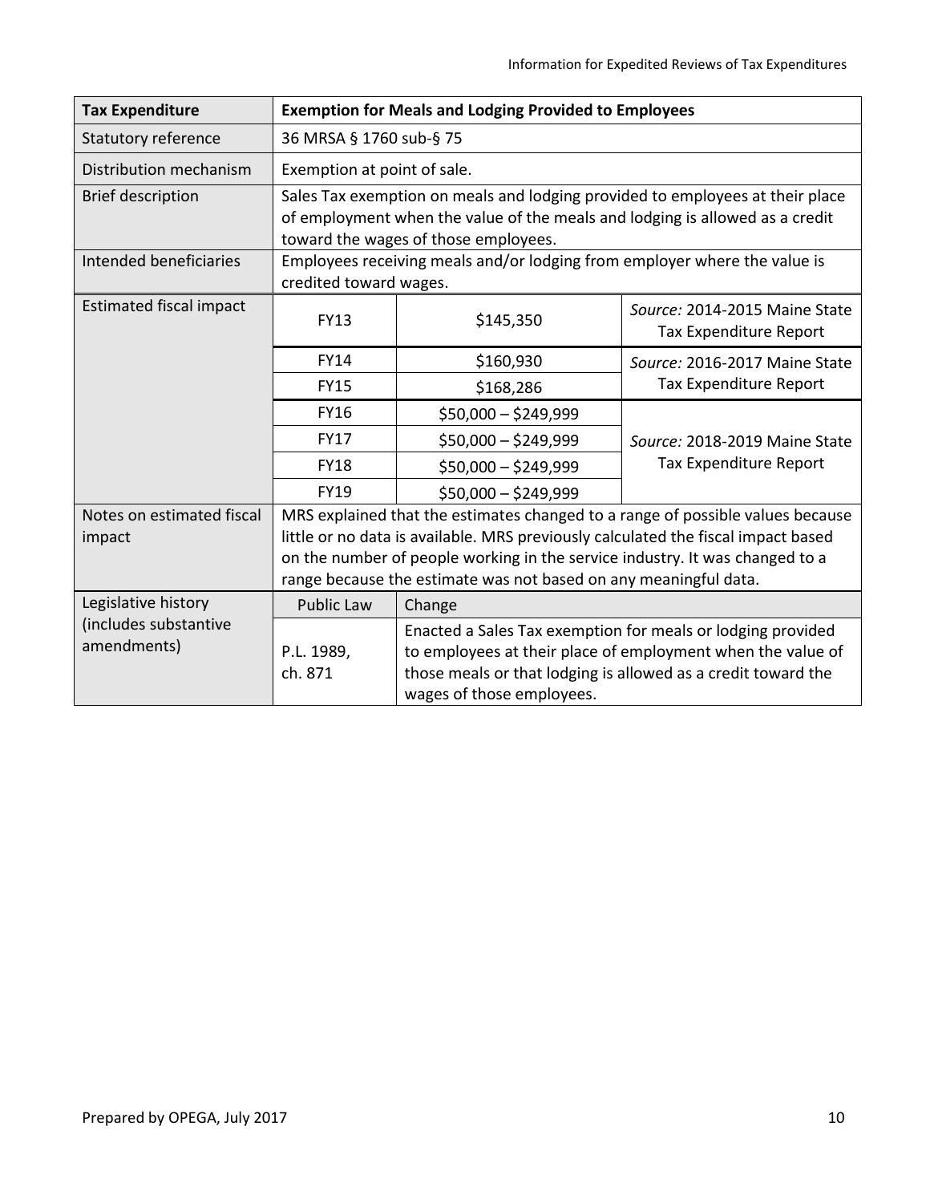| Tax Expenditure | Exemption for Meals and Lodging Provided to Employees | | |
|---|---|---|---|
| Statutory reference | 36 MRSA § 1760 sub-§ 75 | | |
| Distribution mechanism | Exemption at point of sale. | | |
| Brief description | Sales Tax exemption on meals and lodging provided to employees at their place of employment when the value of the meals and lodging is allowed as a credit toward the wages of those employees. | | |
| Intended beneficiaries | Employees receiving meals and/or lodging from employer where the value is credited toward wages. | | |
| Estimated fiscal impact | FY13 | $145,350 | *Source:* 2014-2015 Maine State Tax Expenditure Report |
| | FY14 | $160,930 | *Source:* 2016-2017 Maine State Tax Expenditure Report |
| | FY15 | $168,286 | |
| | FY16 | $50,000 – $249,999 | *Source:* 2018-2019 Maine State Tax Expenditure Report |
| | FY17 | $50,000 – $249,999 | |
| | FY18 | $50,000 – $249,999 | |
| | FY19 | $50,000 – $249,999 | |
| Notes on estimated fiscal impact | MRS explained that the estimates changed to a range of possible values because little or no data is available. MRS previously calculated the fiscal impact based on the number of people working in the service industry. It was changed to a range because the estimate was not based on any meaningful data. | | |
| Legislative history (includes substantive amendments) | Public Law | Change | |
| | P.L. 1989, ch. 871 | Enacted a Sales Tax exemption for meals or lodging provided to employees at their place of employment when the value of those meals or that lodging is allowed as a credit toward the wages of those employees. | |

Prepared by OPEGA, July 2017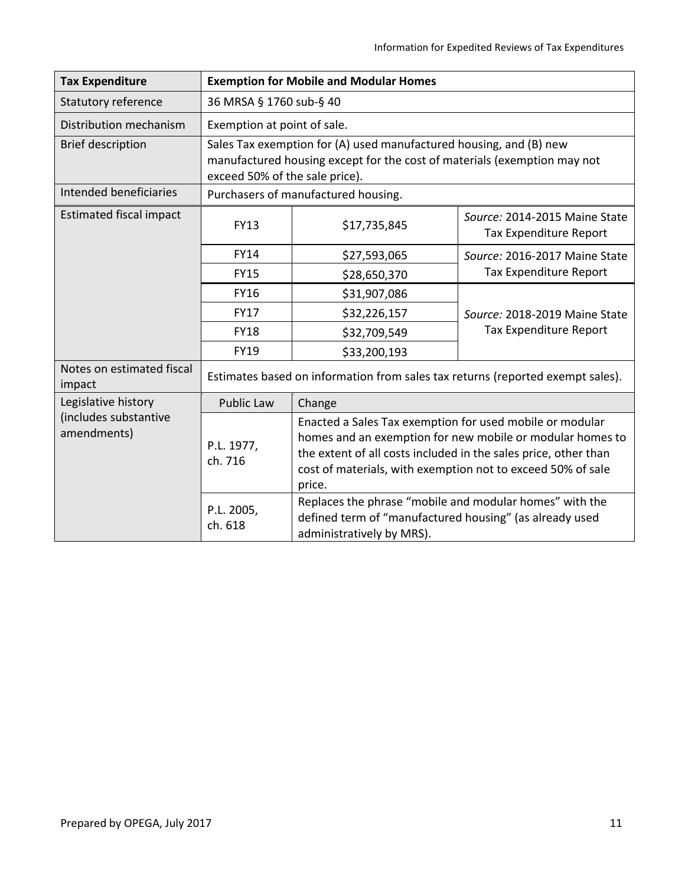| Tax Expenditure | Exemption for Mobile and Modular Homes | | |
|---|---|---|---|
| Statutory reference | 36 MRSA § 1760 sub-§ 40 | | |
| Distribution mechanism | Exemption at point of sale. | | |
| Brief description | Sales Tax exemption for (A) used manufactured housing, and (B) new manufactured housing except for the cost of materials (exemption may not exceed 50% of the sale price). | | |
| Intended beneficiaries | Purchasers of manufactured housing. | | |
| Estimated fiscal impact | FY13 | $17,735,845 | *Source:* 2014-2015 Maine State Tax Expenditure Report |
| | FY14 | $27,593,065 | *Source:* 2016-2017 Maine State Tax Expenditure Report |
| | FY15 | $28,650,370 | |
| | FY16 | $31,907,086 | *Source:* 2018-2019 Maine State Tax Expenditure Report |
| | FY17 | $32,226,157 | |
| | FY18 | $32,709,549 | |
| | FY19 | $33,200,193 | |
| Notes on estimated fiscal impact | Estimates based on information from sales tax returns (reported exempt sales). | | |
| Legislative history (includes substantive amendments) | Public Law | Change | |
| | P.L. 1977, ch. 716 | Enacted a Sales Tax exemption for used mobile or modular homes and an exemption for new mobile or modular homes to the extent of all costs included in the sales price, other than cost of materials, with exemption not to exceed 50% of sale price. | |
| | P.L. 2005, ch. 618 | Replaces the phrase "mobile and modular homes" with the defined term of "manufactured housing" (as already used administratively by MRS). | |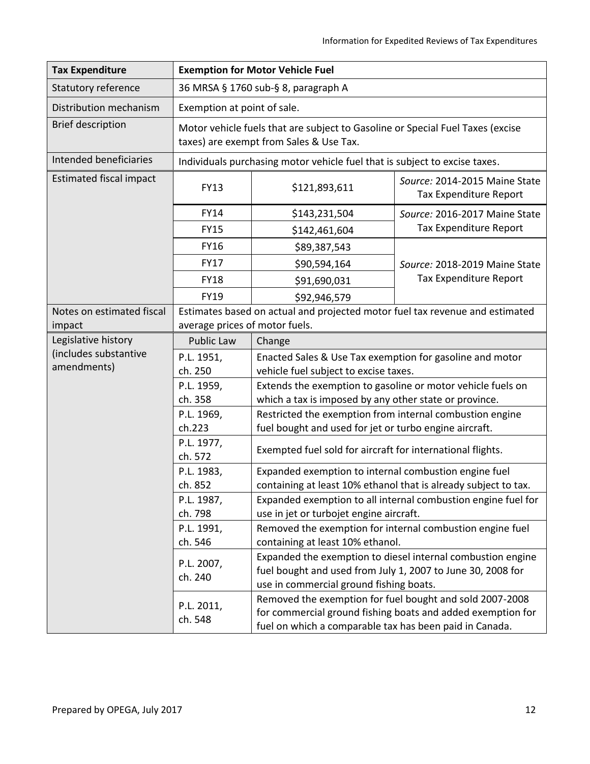| Tax Expenditure | Exemption for Motor Vehicle Fuel | | |
|---|---|---|---|
| Statutory reference | 36 MRSA § 1760 sub-§ 8, paragraph A | | |
| Distribution mechanism | Exemption at point of sale. | | |
| Brief description | Motor vehicle fuels that are subject to Gasoline or Special Fuel Taxes (excise taxes) are exempt from Sales & Use Tax. | | |
| Intended beneficiaries | Individuals purchasing motor vehicle fuel that is subject to excise taxes. | | |
| Estimated fiscal impact | FY13 | $121,893,611 | *Source:* 2014-2015 Maine State Tax Expenditure Report |
| | FY14 | $143,231,504 | *Source:* 2016-2017 Maine State Tax Expenditure Report |
| | FY15 | $142,461,604 | |
| | FY16 | $89,387,543 | *Source:* 2018-2019 Maine State Tax Expenditure Report |
| | FY17 | $90,594,164 | |
| | FY18 | $91,690,031 | |
| | FY19 | $92,946,579 | |
| Notes on estimated fiscal impact | Estimates based on actual and projected motor fuel tax revenue and estimated average prices of motor fuels. | | |
| Legislative history (includes substantive amendments) | Public Law | Change | |
| | P.L. 1951, ch. 250 | Enacted Sales & Use Tax exemption for gasoline and motor vehicle fuel subject to excise taxes. | |
| | P.L. 1959, ch. 358 | Extends the exemption to gasoline or motor vehicle fuels on which a tax is imposed by any other state or province. | |
| | P.L. 1969, ch.223 | Restricted the exemption from internal combustion engine fuel bought and used for jet or turbo engine aircraft. | |
| | P.L. 1977, ch. 572 | Exempted fuel sold for aircraft for international flights. | |
| | P.L. 1983, ch. 852 | Expanded exemption to internal combustion engine fuel containing at least 10% ethanol that is already subject to tax. | |
| | P.L. 1987, ch. 798 | Expanded exemption to all internal combustion engine fuel for use in jet or turbojet engine aircraft. | |
| | P.L. 1991, ch. 546 | Removed the exemption for internal combustion engine fuel containing at least 10% ethanol. | |
| | P.L. 2007, ch. 240 | Expanded the exemption to diesel internal combustion engine fuel bought and used from July 1, 2007 to June 30, 2008 for use in commercial ground fishing boats. | |
| | P.L. 2011, ch. 548 | Removed the exemption for fuel bought and sold 2007-2008 for commercial ground fishing boats and added exemption for fuel on which a comparable tax has been paid in Canada. | |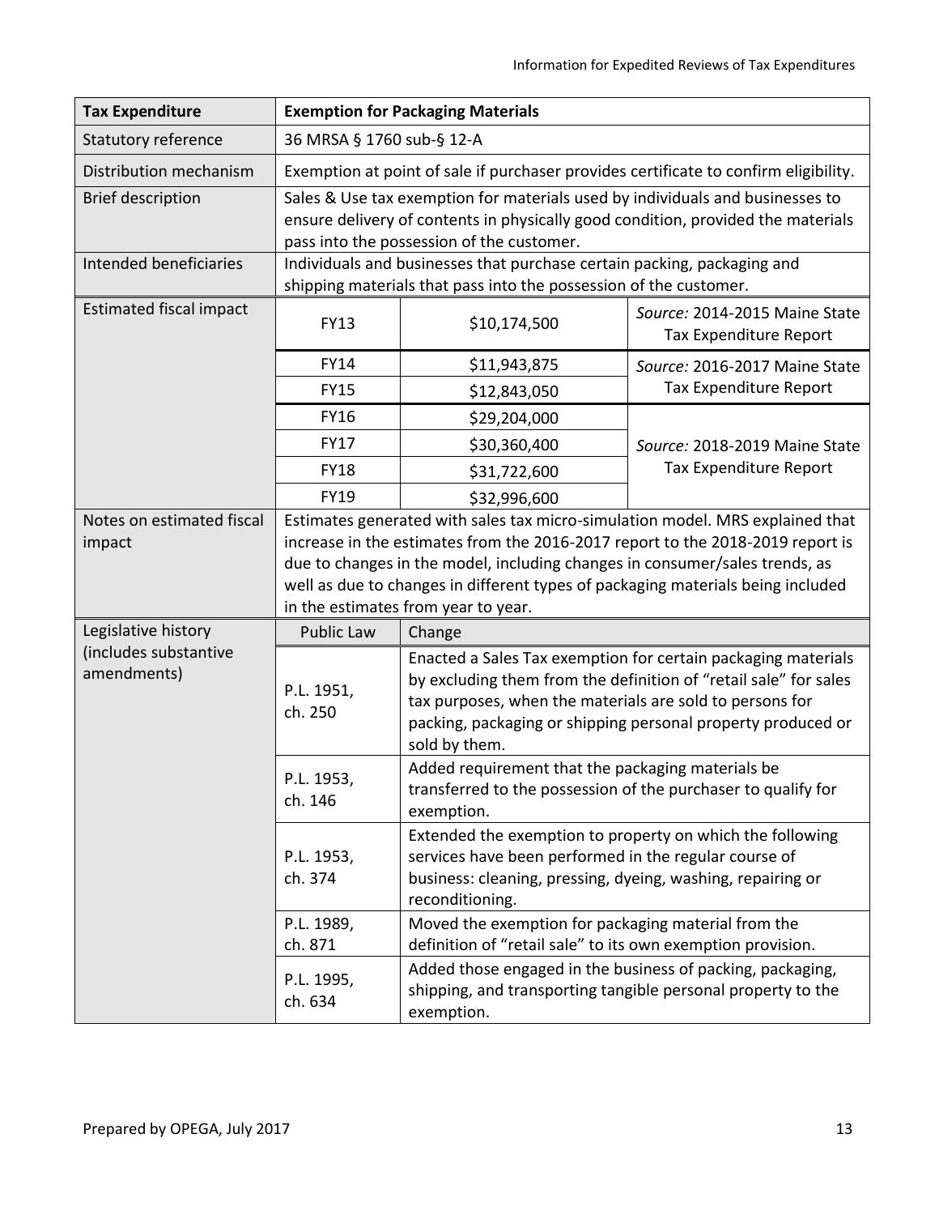| Tax Expenditure | Exemption for Packaging Materials | | |
|---|---|---|---|
| Statutory reference | 36 MRSA § 1760 sub-§ 12-A | | |
| Distribution mechanism | Exemption at point of sale if purchaser provides certificate to confirm eligibility. | | |
| Brief description | Sales & Use tax exemption for materials used by individuals and businesses to ensure delivery of contents in physically good condition, provided the materials pass into the possession of the customer. | | |
| Intended beneficiaries | Individuals and businesses that purchase certain packing, packaging and shipping materials that pass into the possession of the customer. | | |
| Estimated fiscal impact | FY13 | $10,174,500 | *Source:* 2014-2015 Maine State Tax Expenditure Report |
| | FY14 | $11,943,875 | *Source:* 2016-2017 Maine State Tax Expenditure Report |
| | FY15 | $12,843,050 | |
| | FY16 | $29,204,000 | *Source:* 2018-2019 Maine State Tax Expenditure Report |
| | FY17 | $30,360,400 | |
| | FY18 | $31,722,600 | |
| | FY19 | $32,996,600 | |
| Notes on estimated fiscal impact | Estimates generated with sales tax micro-simulation model. MRS explained that increase in the estimates from the 2016-2017 report to the 2018-2019 report is due to changes in the model, including changes in consumer/sales trends, as well as due to changes in different types of packaging materials being included in the estimates from year to year. | | |
| Legislative history (includes substantive amendments) | Public Law | Change | |
| | P.L. 1951, ch. 250 | Enacted a Sales Tax exemption for certain packaging materials by excluding them from the definition of "retail sale" for sales tax purposes, when the materials are sold to persons for packing, packaging or shipping personal property produced or sold by them. | |
| | P.L. 1953, ch. 146 | Added requirement that the packaging materials be transferred to the possession of the purchaser to qualify for exemption. | |
| | P.L. 1953, ch. 374 | Extended the exemption to property on which the following services have been performed in the regular course of business: cleaning, pressing, dyeing, washing, repairing or reconditioning. | |
| | P.L. 1989, ch. 871 | Moved the exemption for packaging material from the definition of "retail sale" to its own exemption provision. | |
| | P.L. 1995, ch. 634 | Added those engaged in the business of packing, packaging, shipping, and transporting tangible personal property to the exemption. | |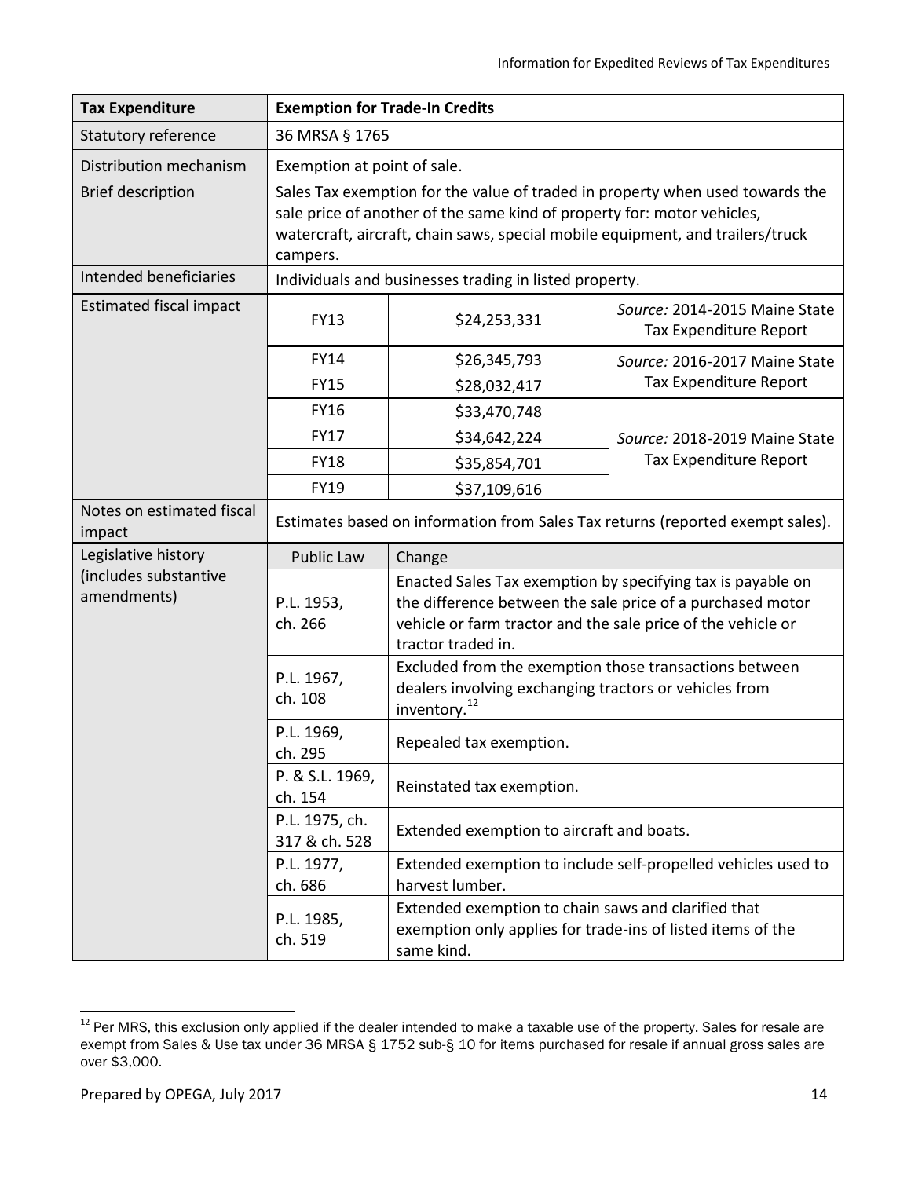| Tax Expenditure | Exemption for Trade-In Credits | | |
|---|---|---|---|
| Statutory reference | 36 MRSA § 1765 | | |
| Distribution mechanism | Exemption at point of sale. | | |
| Brief description | Sales Tax exemption for the value of traded in property when used towards the sale price of another of the same kind of property for: motor vehicles, watercraft, aircraft, chain saws, special mobile equipment, and trailers/truck campers. | | |
| Intended beneficiaries | Individuals and businesses trading in listed property. | | |
| Estimated fiscal impact | FY13 | $24,253,331 | *Source:* 2014-2015 Maine State Tax Expenditure Report |
| | FY14 | $26,345,793 | *Source:* 2016-2017 Maine State Tax Expenditure Report |
| | FY15 | $28,032,417 | |
| | FY16 | $33,470,748 | *Source:* 2018-2019 Maine State Tax Expenditure Report |
| | FY17 | $34,642,224 | |
| | FY18 | $35,854,701 | |
| | FY19 | $37,109,616 | |
| Notes on estimated fiscal impact | Estimates based on information from Sales Tax returns (reported exempt sales). | | |
| Legislative history (includes substantive amendments) | Public Law | Change | |
| | P.L. 1953, ch. 266 | Enacted Sales Tax exemption by specifying tax is payable on the difference between the sale price of a purchased motor vehicle or farm tractor and the sale price of the vehicle or tractor traded in. | |
| | P.L. 1967, ch. 108 | Excluded from the exemption those transactions between dealers involving exchanging tractors or vehicles from inventory.[12] | |
| | P.L. 1969, ch. 295 | Repealed tax exemption. | |
| | P. & S.L. 1969, ch. 154 | Reinstated tax exemption. | |
| | P.L. 1975, ch. 317 & ch. 528 | Extended exemption to aircraft and boats. | |
| | P.L. 1977, ch. 686 | Extended exemption to include self-propelled vehicles used to harvest lumber. | |
| | P.L. 1985, ch. 519 | Extended exemption to chain saws and clarified that exemption only applies for trade-ins of listed items of the same kind. | |

[12] Per MRS, this exclusion only applied if the dealer intended to make a taxable use of the property. Sales for resale are exempt from Sales & Use tax under 36 MRSA § 1752 sub-§ 10 for items purchased for resale if annual gross sales are over $3,000.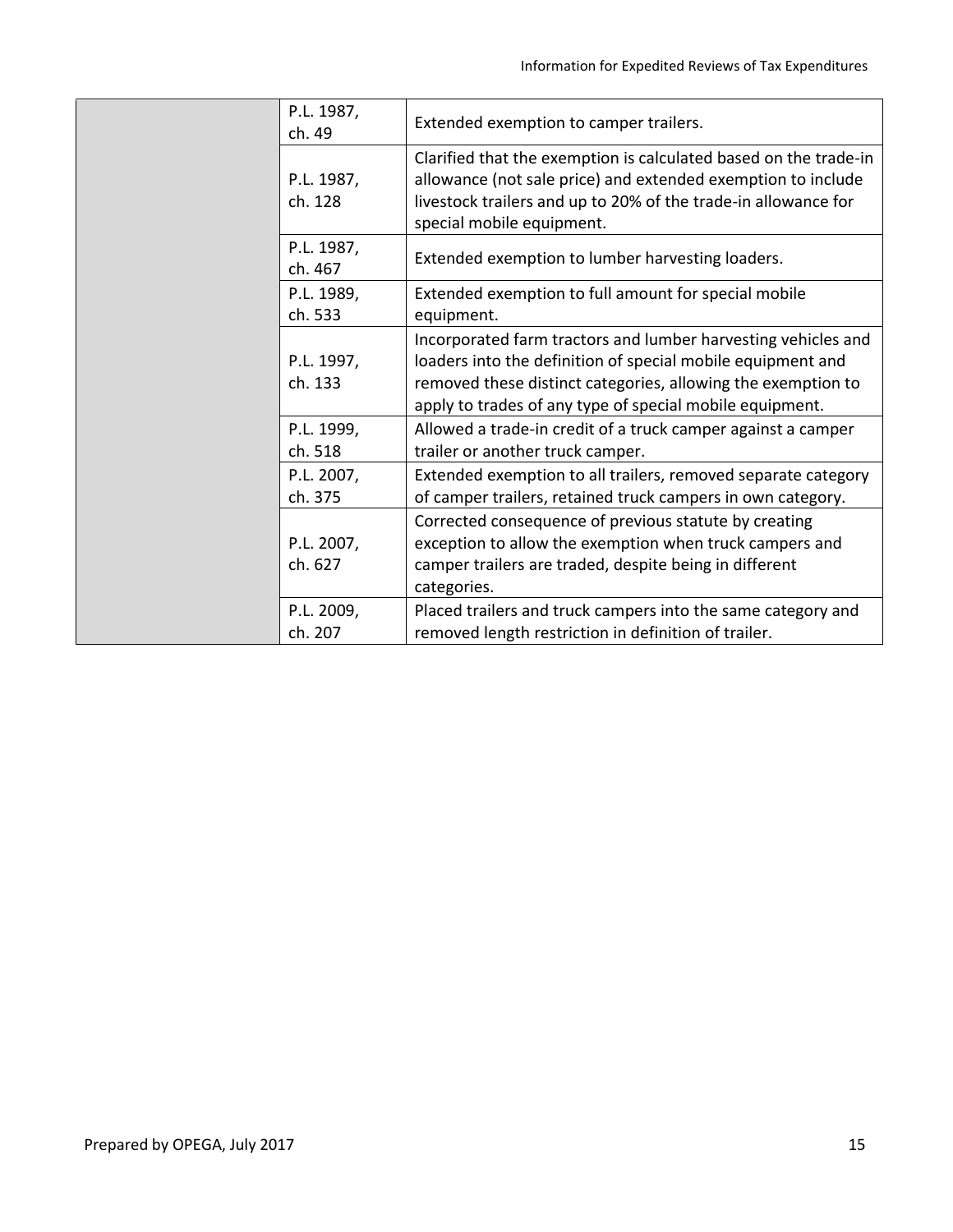| | | |
|---|---|---|
| | P.L. 1987, ch. 49 | Extended exemption to camper trailers. |
| | P.L. 1987, ch. 128 | Clarified that the exemption is calculated based on the trade-in allowance (not sale price) and extended exemption to include livestock trailers and up to 20% of the trade-in allowance for special mobile equipment. |
| | P.L. 1987, ch. 467 | Extended exemption to lumber harvesting loaders. |
| | P.L. 1989, ch. 533 | Extended exemption to full amount for special mobile equipment. |
| | P.L. 1997, ch. 133 | Incorporated farm tractors and lumber harvesting vehicles and loaders into the definition of special mobile equipment and removed these distinct categories, allowing the exemption to apply to trades of any type of special mobile equipment. |
| | P.L. 1999, ch. 518 | Allowed a trade-in credit of a truck camper against a camper trailer or another truck camper. |
| | P.L. 2007, ch. 375 | Extended exemption to all trailers, removed separate category of camper trailers, retained truck campers in own category. |
| | P.L. 2007, ch. 627 | Corrected consequence of previous statute by creating exception to allow the exemption when truck campers and camper trailers are traded, despite being in different categories. |
| | P.L. 2009, ch. 207 | Placed trailers and truck campers into the same category and removed length restriction in definition of trailer. |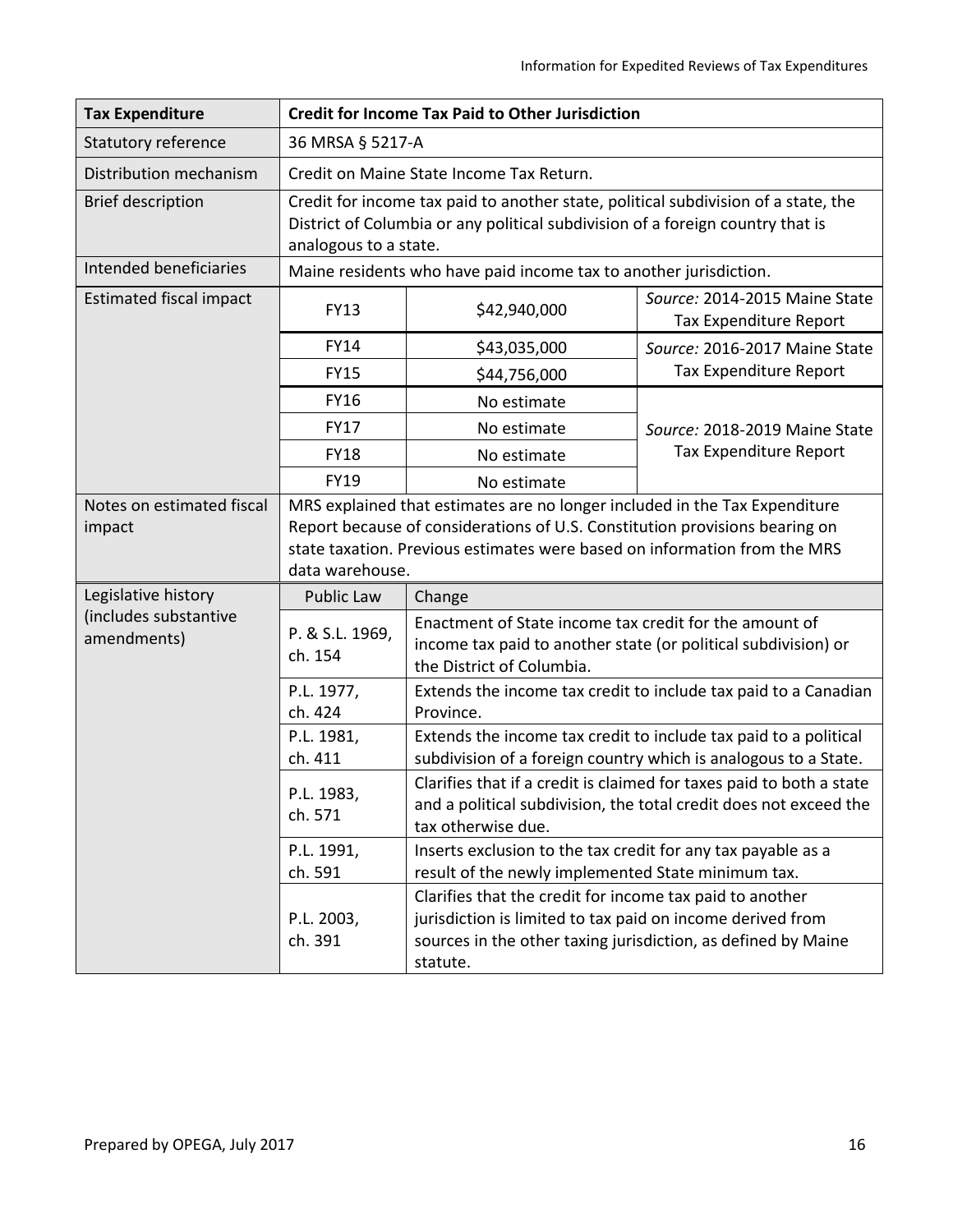| **Tax Expenditure** | **Credit for Income Tax Paid to Other Jurisdiction** | |
|---|---|---|
| Statutory reference | 36 MRSA § 5217-A | |
| Distribution mechanism | Credit on Maine State Income Tax Return. | |
| Brief description | Credit for income tax paid to another state, political subdivision of a state, the District of Columbia or any political subdivision of a foreign country that is analogous to a state. | |
| Intended beneficiaries | Maine residents who have paid income tax to another jurisdiction. | |

| Estimated fiscal impact | | |
|---|---|---|
| FY13 | $42,940,000 | *Source:* 2014-2015 Maine State Tax Expenditure Report |
| FY14 | $43,035,000 | *Source:* 2016-2017 Maine State Tax Expenditure Report |
| FY15 | $44,756,000 | |
| FY16 | No estimate | *Source:* 2018-2019 Maine State Tax Expenditure Report |
| FY17 | No estimate | |
| FY18 | No estimate | |
| FY19 | No estimate | |

**Notes on estimated fiscal impact:** MRS explained that estimates are no longer included in the Tax Expenditure Report because of considerations of U.S. Constitution provisions bearing on state taxation. Previous estimates were based on information from the MRS data warehouse.

**Legislative history (includes substantive amendments)**

| Public Law | Change |
|---|---|
| P. & S.L. 1969, ch. 154 | Enactment of State income tax credit for the amount of income tax paid to another state (or political subdivision) or the District of Columbia. |
| P.L. 1977, ch. 424 | Extends the income tax credit to include tax paid to a Canadian Province. |
| P.L. 1981, ch. 411 | Extends the income tax credit to include tax paid to a political subdivision of a foreign country which is analogous to a State. |
| P.L. 1983, ch. 571 | Clarifies that if a credit is claimed for taxes paid to both a state and a political subdivision, the total credit does not exceed the tax otherwise due. |
| P.L. 1991, ch. 591 | Inserts exclusion to the tax credit for any tax payable as a result of the newly implemented State minimum tax. |
| P.L. 2003, ch. 391 | Clarifies that the credit for income tax paid to another jurisdiction is limited to tax paid on income derived from sources in the other taxing jurisdiction, as defined by Maine statute. |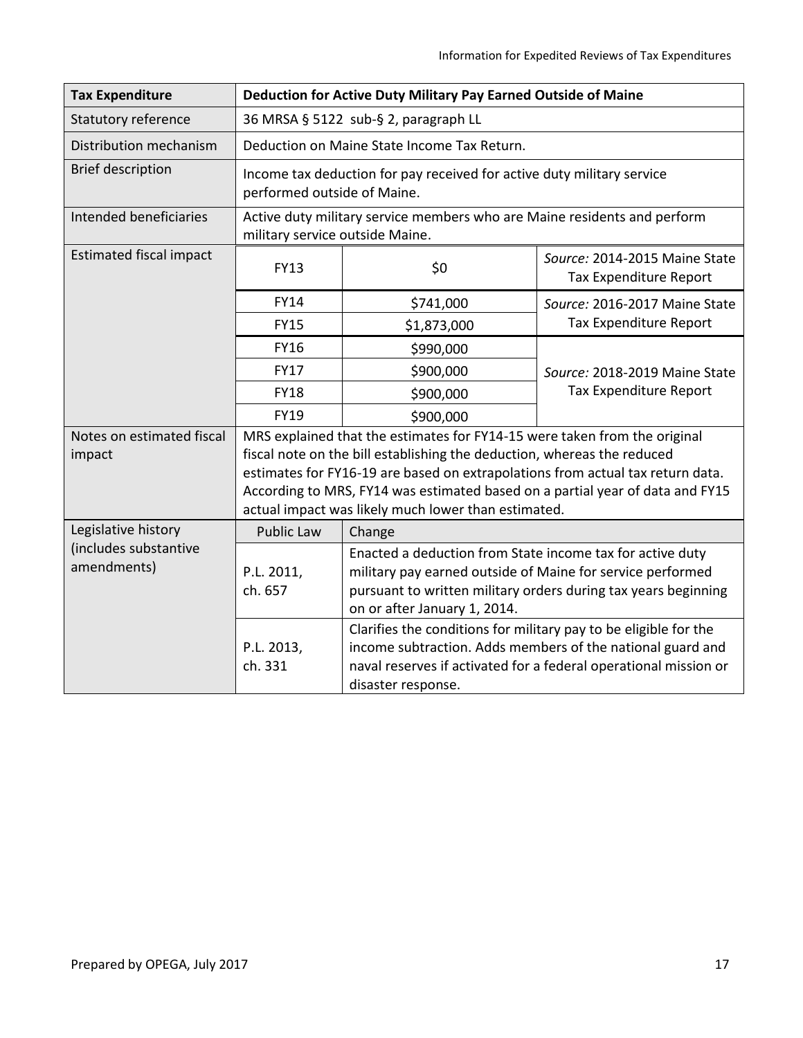| Tax Expenditure | Deduction for Active Duty Military Pay Earned Outside of Maine | | |
|---|---|---|---|
| Statutory reference | 36 MRSA § 5122 sub-§ 2, paragraph LL | | |
| Distribution mechanism | Deduction on Maine State Income Tax Return. | | |
| Brief description | Income tax deduction for pay received for active duty military service performed outside of Maine. | | |
| Intended beneficiaries | Active duty military service members who are Maine residents and perform military service outside Maine. | | |
| Estimated fiscal impact | FY13 | $0 | *Source:* 2014-2015 Maine State Tax Expenditure Report |
| | FY14 | $741,000 | *Source:* 2016-2017 Maine State Tax Expenditure Report |
| | FY15 | $1,873,000 | |
| | FY16 | $990,000 | *Source:* 2018-2019 Maine State Tax Expenditure Report |
| | FY17 | $900,000 | |
| | FY18 | $900,000 | |
| | FY19 | $900,000 | |
| Notes on estimated fiscal impact | MRS explained that the estimates for FY14-15 were taken from the original fiscal note on the bill establishing the deduction, whereas the reduced estimates for FY16-19 are based on extrapolations from actual tax return data. According to MRS, FY14 was estimated based on a partial year of data and FY15 actual impact was likely much lower than estimated. | | |
| Legislative history (includes substantive amendments) | Public Law | Change | |
| | P.L. 2011, ch. 657 | Enacted a deduction from State income tax for active duty military pay earned outside of Maine for service performed pursuant to written military orders during tax years beginning on or after January 1, 2014. | |
| | P.L. 2013, ch. 331 | Clarifies the conditions for military pay to be eligible for the income subtraction. Adds members of the national guard and naval reserves if activated for a federal operational mission or disaster response. | |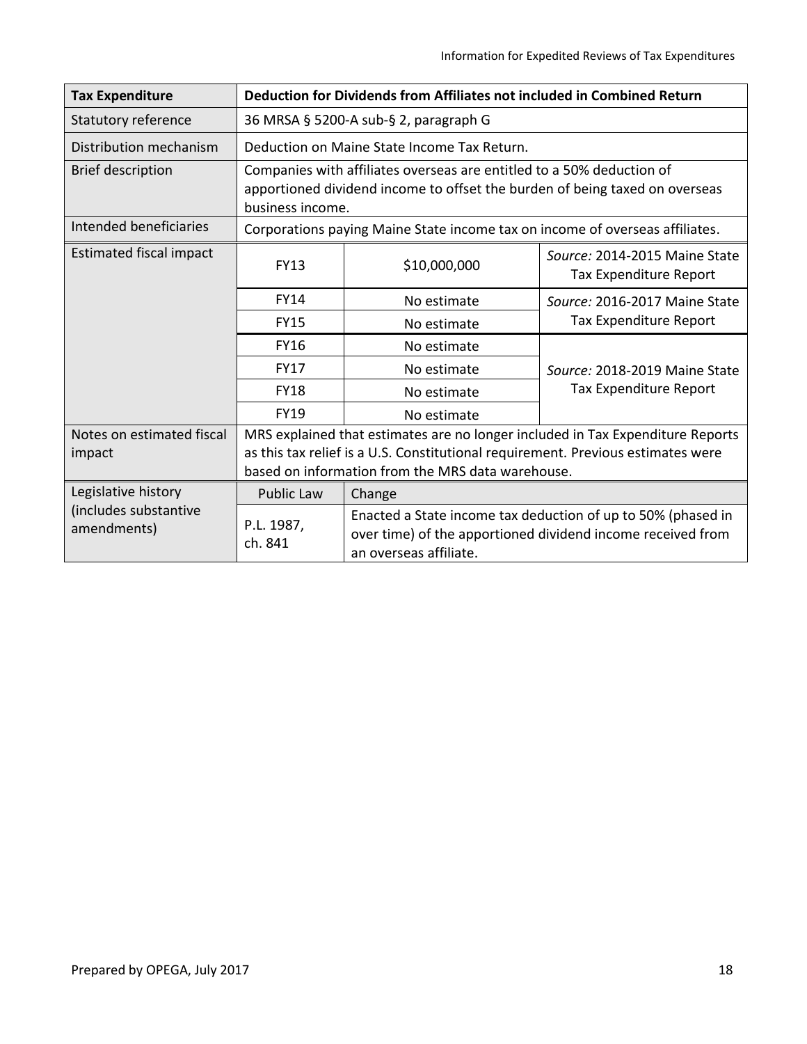| Tax Expenditure | Deduction for Dividends from Affiliates not included in Combined Return | | |
|---|---|---|---|
| Statutory reference | 36 MRSA § 5200-A sub-§ 2, paragraph G | | |
| Distribution mechanism | Deduction on Maine State Income Tax Return. | | |
| Brief description | Companies with affiliates overseas are entitled to a 50% deduction of apportioned dividend income to offset the burden of being taxed on overseas business income. | | |
| Intended beneficiaries | Corporations paying Maine State income tax on income of overseas affiliates. | | |
| Estimated fiscal impact | FY13 | $10,000,000 | *Source:* 2014-2015 Maine State Tax Expenditure Report |
| | FY14 | No estimate | *Source:* 2016-2017 Maine State Tax Expenditure Report |
| | FY15 | No estimate | |
| | FY16 | No estimate | *Source:* 2018-2019 Maine State Tax Expenditure Report |
| | FY17 | No estimate | |
| | FY18 | No estimate | |
| | FY19 | No estimate | |
| Notes on estimated fiscal impact | MRS explained that estimates are no longer included in Tax Expenditure Reports as this tax relief is a U.S. Constitutional requirement. Previous estimates were based on information from the MRS data warehouse. | | |
| Legislative history (includes substantive amendments) | Public Law | Change | |
| | P.L. 1987, ch. 841 | Enacted a State income tax deduction of up to 50% (phased in over time) of the apportioned dividend income received from an overseas affiliate. | |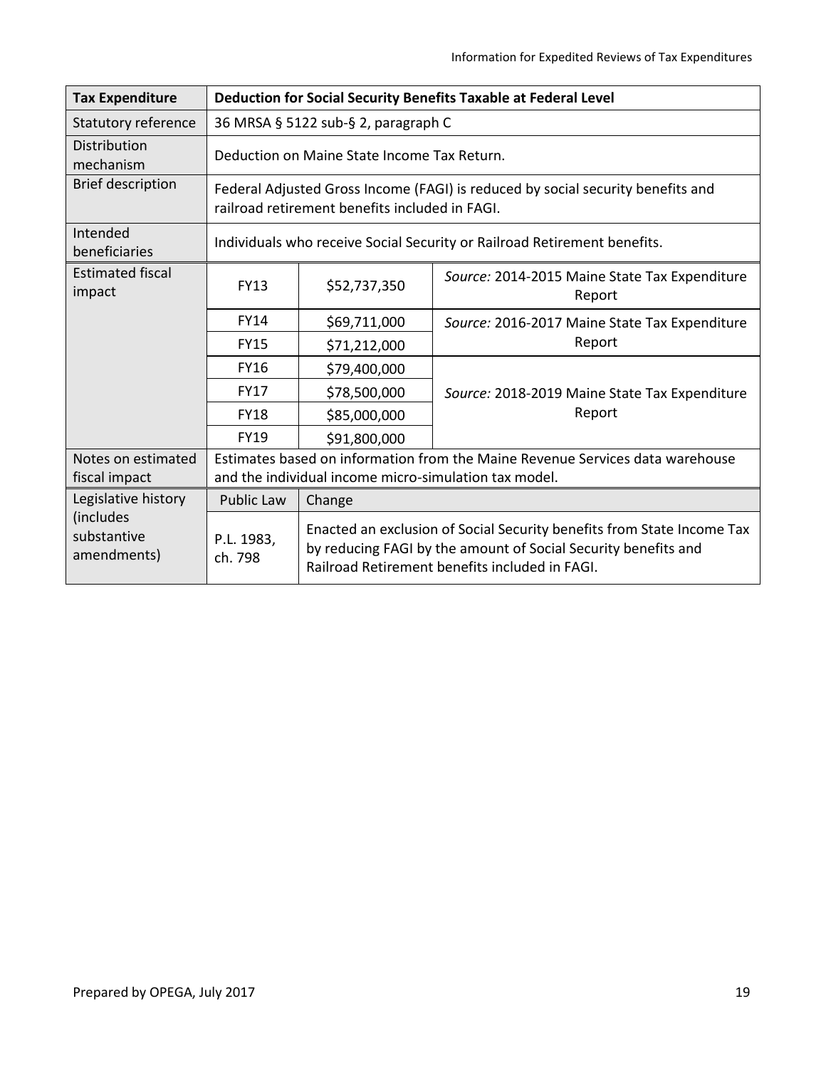| Tax Expenditure | Deduction for Social Security Benefits Taxable at Federal Level | | |
|---|---|---|---|
| Statutory reference | 36 MRSA § 5122 sub-§ 2, paragraph C | | |
| Distribution mechanism | Deduction on Maine State Income Tax Return. | | |
| Brief description | Federal Adjusted Gross Income (FAGI) is reduced by social security benefits and railroad retirement benefits included in FAGI. | | |
| Intended beneficiaries | Individuals who receive Social Security or Railroad Retirement benefits. | | |
| Estimated fiscal impact | FY13 | $52,737,350 | *Source:* 2014-2015 Maine State Tax Expenditure Report |
| | FY14 | $69,711,000 | *Source:* 2016-2017 Maine State Tax Expenditure Report |
| | FY15 | $71,212,000 | |
| | FY16 | $79,400,000 | *Source:* 2018-2019 Maine State Tax Expenditure Report |
| | FY17 | $78,500,000 | |
| | FY18 | $85,000,000 | |
| | FY19 | $91,800,000 | |
| Notes on estimated fiscal impact | Estimates based on information from the Maine Revenue Services data warehouse and the individual income micro-simulation tax model. | | |
| Legislative history (includes substantive amendments) | Public Law | Change | |
| | P.L. 1983, ch. 798 | Enacted an exclusion of Social Security benefits from State Income Tax by reducing FAGI by the amount of Social Security benefits and Railroad Retirement benefits included in FAGI. | |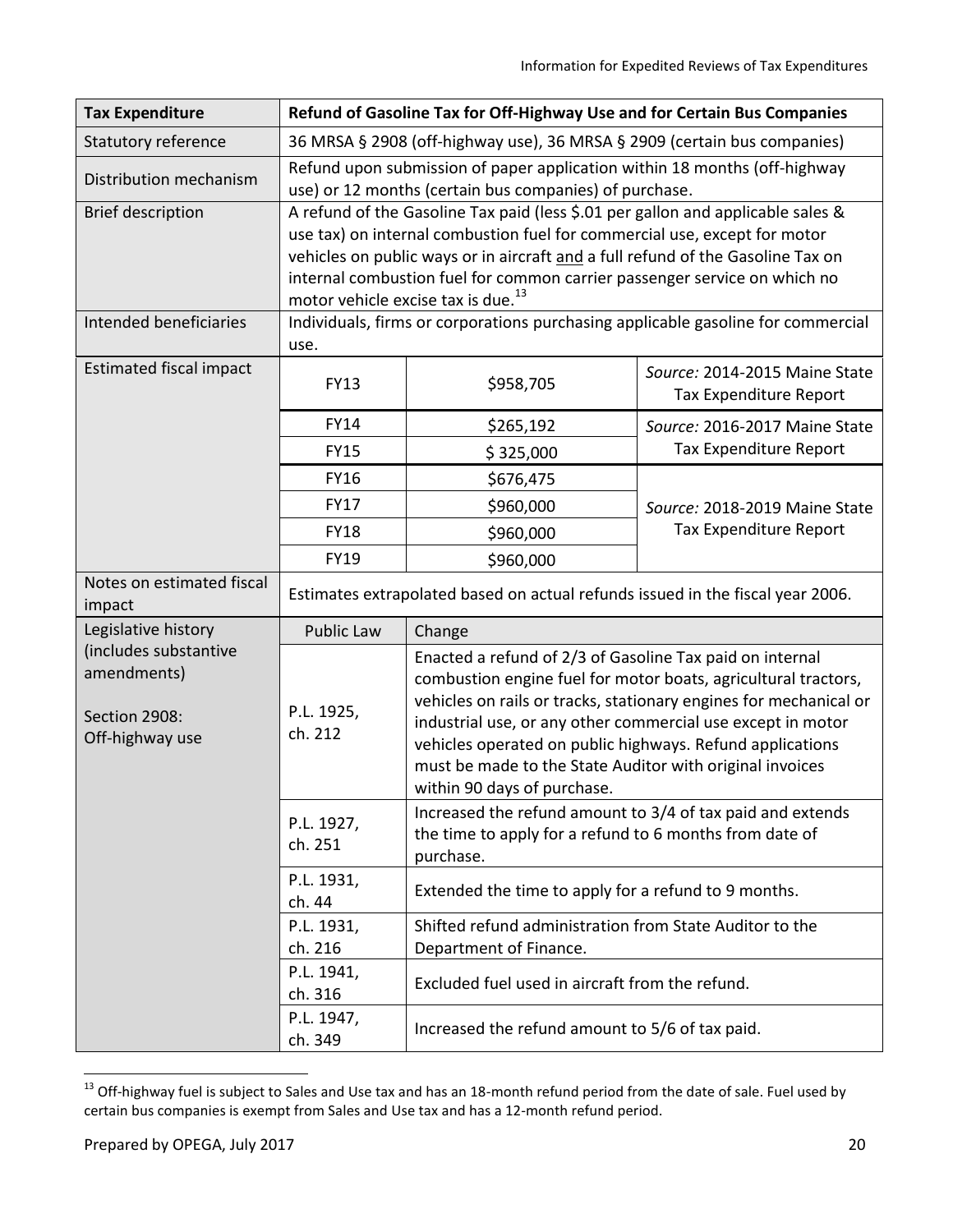| Tax Expenditure | Refund of Gasoline Tax for Off-Highway Use and for Certain Bus Companies | |
|---|---|---|
| Statutory reference | 36 MRSA § 2908 (off-highway use), 36 MRSA § 2909 (certain bus companies) | |
| Distribution mechanism | Refund upon submission of paper application within 18 months (off-highway use) or 12 months (certain bus companies) of purchase. | |
| Brief description | A refund of the Gasoline Tax paid (less $.01 per gallon and applicable sales & use tax) on internal combustion fuel for commercial use, except for motor vehicles on public ways or in aircraft and a full refund of the Gasoline Tax on internal combustion fuel for common carrier passenger service on which no motor vehicle excise tax is due.[13] | |
| Intended beneficiaries | Individuals, firms or corporations purchasing applicable gasoline for commercial use. | |

| Estimated fiscal impact | | | |
|---|---|---|---|
| | FY13 | $958,705 | *Source:* 2014-2015 Maine State Tax Expenditure Report |
| | FY14 | $265,192 | *Source:* 2016-2017 Maine State Tax Expenditure Report |
| | FY15 | $ 325,000 | |
| | FY16 | $676,475 | *Source:* 2018-2019 Maine State Tax Expenditure Report |
| | FY17 | $960,000 | |
| | FY18 | $960,000 | |
| | FY19 | $960,000 | |

| Notes on estimated fiscal impact | Estimates extrapolated based on actual refunds issued in the fiscal year 2006. |
|---|---|

| Legislative history (includes substantive amendments) Section 2908: Off-highway use | Public Law | Change |
|---|---|---|
| | P.L. 1925, ch. 212 | Enacted a refund of 2/3 of Gasoline Tax paid on internal combustion engine fuel for motor boats, agricultural tractors, vehicles on rails or tracks, stationary engines for mechanical or industrial use, or any other commercial use except in motor vehicles operated on public highways. Refund applications must be made to the State Auditor with original invoices within 90 days of purchase. |
| | P.L. 1927, ch. 251 | Increased the refund amount to 3/4 of tax paid and extends the time to apply for a refund to 6 months from date of purchase. |
| | P.L. 1931, ch. 44 | Extended the time to apply for a refund to 9 months. |
| | P.L. 1931, ch. 216 | Shifted refund administration from State Auditor to the Department of Finance. |
| | P.L. 1941, ch. 316 | Excluded fuel used in aircraft from the refund. |
| | P.L. 1947, ch. 349 | Increased the refund amount to 5/6 of tax paid. |

[13] Off-highway fuel is subject to Sales and Use tax and has an 18-month refund period from the date of sale. Fuel used by certain bus companies is exempt from Sales and Use tax and has a 12-month refund period.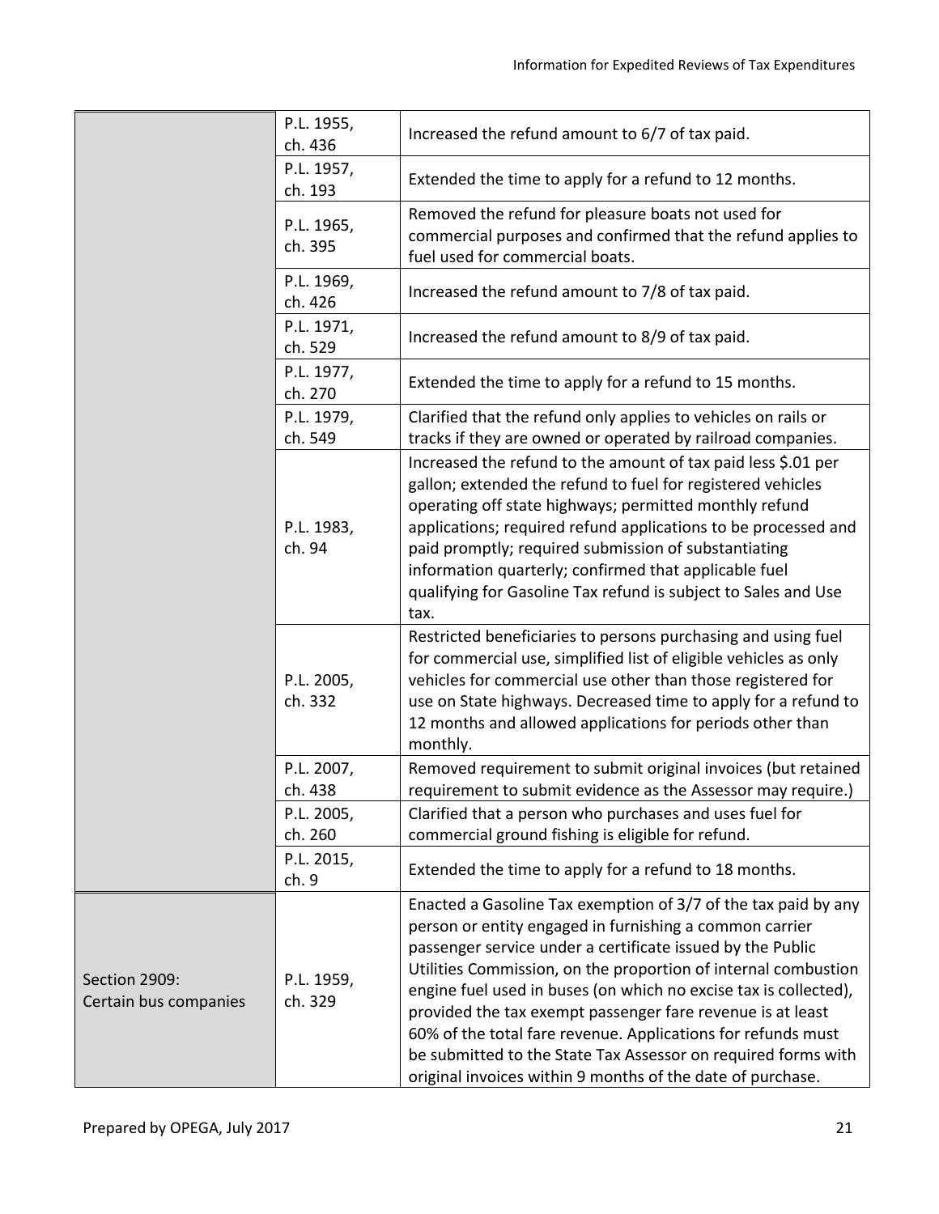| | | |
|---|---|---|
| | P.L. 1955, ch. 436 | Increased the refund amount to 6/7 of tax paid. |
| | P.L. 1957, ch. 193 | Extended the time to apply for a refund to 12 months. |
| | P.L. 1965, ch. 395 | Removed the refund for pleasure boats not used for commercial purposes and confirmed that the refund applies to fuel used for commercial boats. |
| | P.L. 1969, ch. 426 | Increased the refund amount to 7/8 of tax paid. |
| | P.L. 1971, ch. 529 | Increased the refund amount to 8/9 of tax paid. |
| | P.L. 1977, ch. 270 | Extended the time to apply for a refund to 15 months. |
| | P.L. 1979, ch. 549 | Clarified that the refund only applies to vehicles on rails or tracks if they are owned or operated by railroad companies. |
| | P.L. 1983, ch. 94 | Increased the refund to the amount of tax paid less $.01 per gallon; extended the refund to fuel for registered vehicles operating off state highways; permitted monthly refund applications; required refund applications to be processed and paid promptly; required submission of substantiating information quarterly; confirmed that applicable fuel qualifying for Gasoline Tax refund is subject to Sales and Use tax. |
| | P.L. 2005, ch. 332 | Restricted beneficiaries to persons purchasing and using fuel for commercial use, simplified list of eligible vehicles as only vehicles for commercial use other than those registered for use on State highways. Decreased time to apply for a refund to 12 months and allowed applications for periods other than monthly. |
| | P.L. 2007, ch. 438 | Removed requirement to submit original invoices (but retained requirement to submit evidence as the Assessor may require.) |
| | P.L. 2005, ch. 260 | Clarified that a person who purchases and uses fuel for commercial ground fishing is eligible for refund. |
| | P.L. 2015, ch. 9 | Extended the time to apply for a refund to 18 months. |
| Section 2909: Certain bus companies | P.L. 1959, ch. 329 | Enacted a Gasoline Tax exemption of 3/7 of the tax paid by any person or entity engaged in furnishing a common carrier passenger service under a certificate issued by the Public Utilities Commission, on the proportion of internal combustion engine fuel used in buses (on which no excise tax is collected), provided the tax exempt passenger fare revenue is at least 60% of the total fare revenue. Applications for refunds must be submitted to the State Tax Assessor on required forms with original invoices within 9 months of the date of purchase. |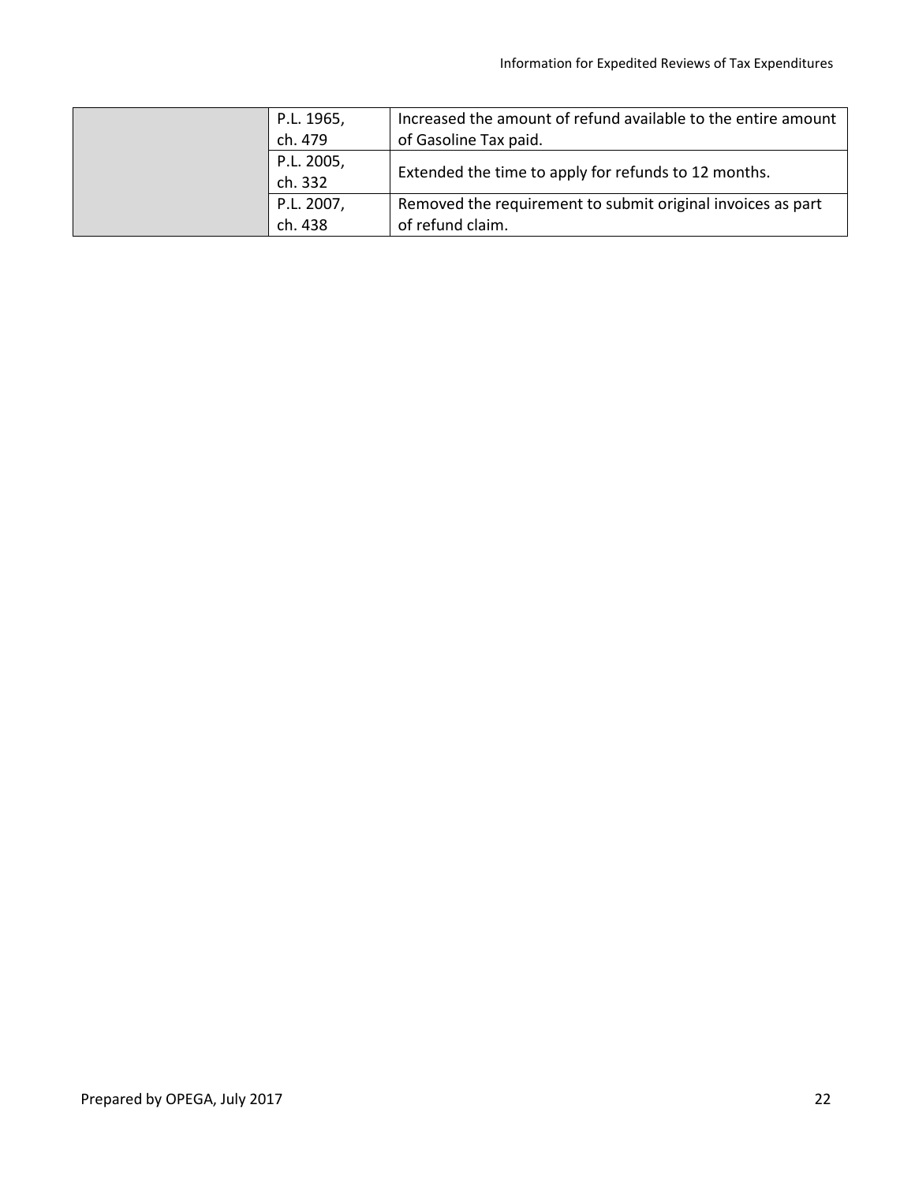| | | |
|---|---|---|
| | P.L. 1965, ch. 479 | Increased the amount of refund available to the entire amount of Gasoline Tax paid. |
| | P.L. 2005, ch. 332 | Extended the time to apply for refunds to 12 months. |
| | P.L. 2007, ch. 438 | Removed the requirement to submit original invoices as part of refund claim. |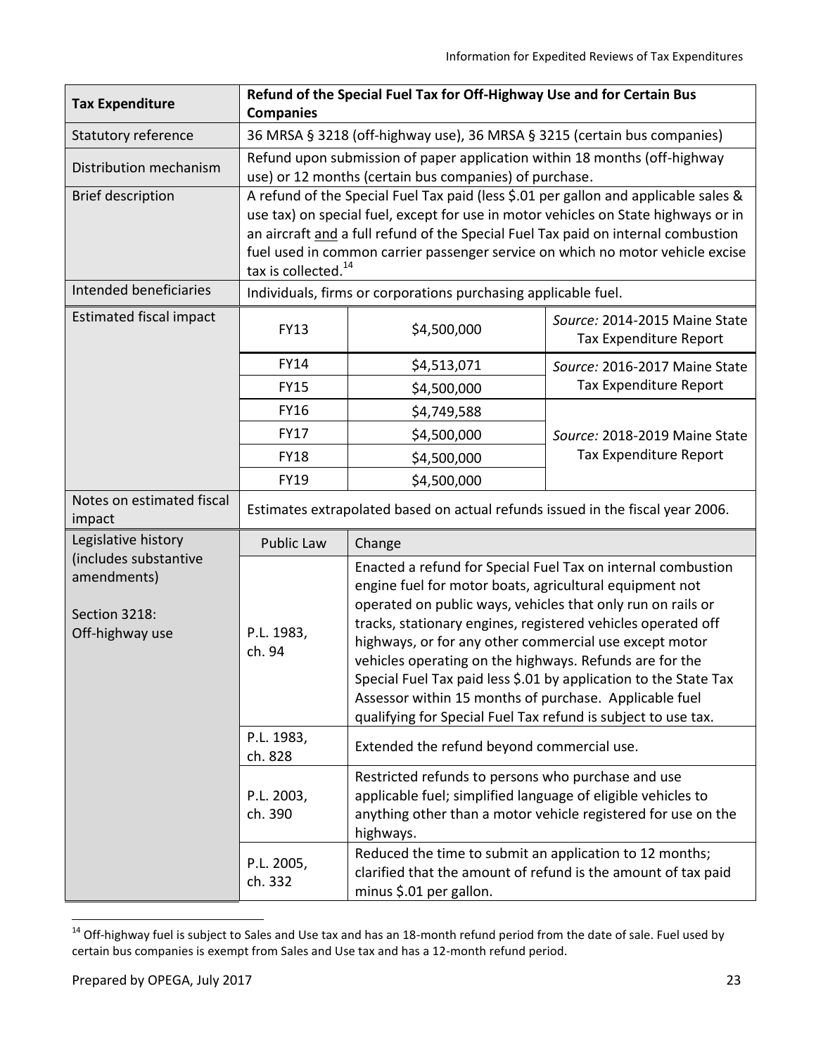| Tax Expenditure | Refund of the Special Fuel Tax for Off-Highway Use and for Certain Bus Companies | | |
|---|---|---|---|
| Statutory reference | 36 MRSA § 3218 (off-highway use), 36 MRSA § 3215 (certain bus companies) | | |
| Distribution mechanism | Refund upon submission of paper application within 18 months (off-highway use) or 12 months (certain bus companies) of purchase. | | |
| Brief description | A refund of the Special Fuel Tax paid (less $.01 per gallon and applicable sales & use tax) on special fuel, except for use in motor vehicles on State highways or in an aircraft <u>and</u> a full refund of the Special Fuel Tax paid on internal combustion fuel used in common carrier passenger service on which no motor vehicle excise tax is collected.[14] | | |
| Intended beneficiaries | Individuals, firms or corporations purchasing applicable fuel. | | |
| Estimated fiscal impact | FY13 | $4,500,000 | *Source:* 2014-2015 Maine State Tax Expenditure Report |
| | FY14 | $4,513,071 | *Source:* 2016-2017 Maine State Tax Expenditure Report |
| | FY15 | $4,500,000 | |
| | FY16 | $4,749,588 | *Source:* 2018-2019 Maine State Tax Expenditure Report |
| | FY17 | $4,500,000 | |
| | FY18 | $4,500,000 | |
| | FY19 | $4,500,000 | |
| Notes on estimated fiscal impact | Estimates extrapolated based on actual refunds issued in the fiscal year 2006. | | |
| Legislative history (includes substantive amendments)<br><br>Section 3218: Off-highway use | Public Law | Change | |
| | P.L. 1983, ch. 94 | Enacted a refund for Special Fuel Tax on internal combustion engine fuel for motor boats, agricultural equipment not operated on public ways, vehicles that only run on rails or tracks, stationary engines, registered vehicles operated off highways, or for any other commercial use except motor vehicles operating on the highways. Refunds are for the Special Fuel Tax paid less $.01 by application to the State Tax Assessor within 15 months of purchase. Applicable fuel qualifying for Special Fuel Tax refund is subject to use tax. | |
| | P.L. 1983, ch. 828 | Extended the refund beyond commercial use. | |
| | P.L. 2003, ch. 390 | Restricted refunds to persons who purchase and use applicable fuel; simplified language of eligible vehicles to anything other than a motor vehicle registered for use on the highways. | |
| | P.L. 2005, ch. 332 | Reduced the time to submit an application to 12 months; clarified that the amount of refund is the amount of tax paid minus $.01 per gallon. | |

[14] Off-highway fuel is subject to Sales and Use tax and has an 18-month refund period from the date of sale. Fuel used by certain bus companies is exempt from Sales and Use tax and has a 12-month refund period.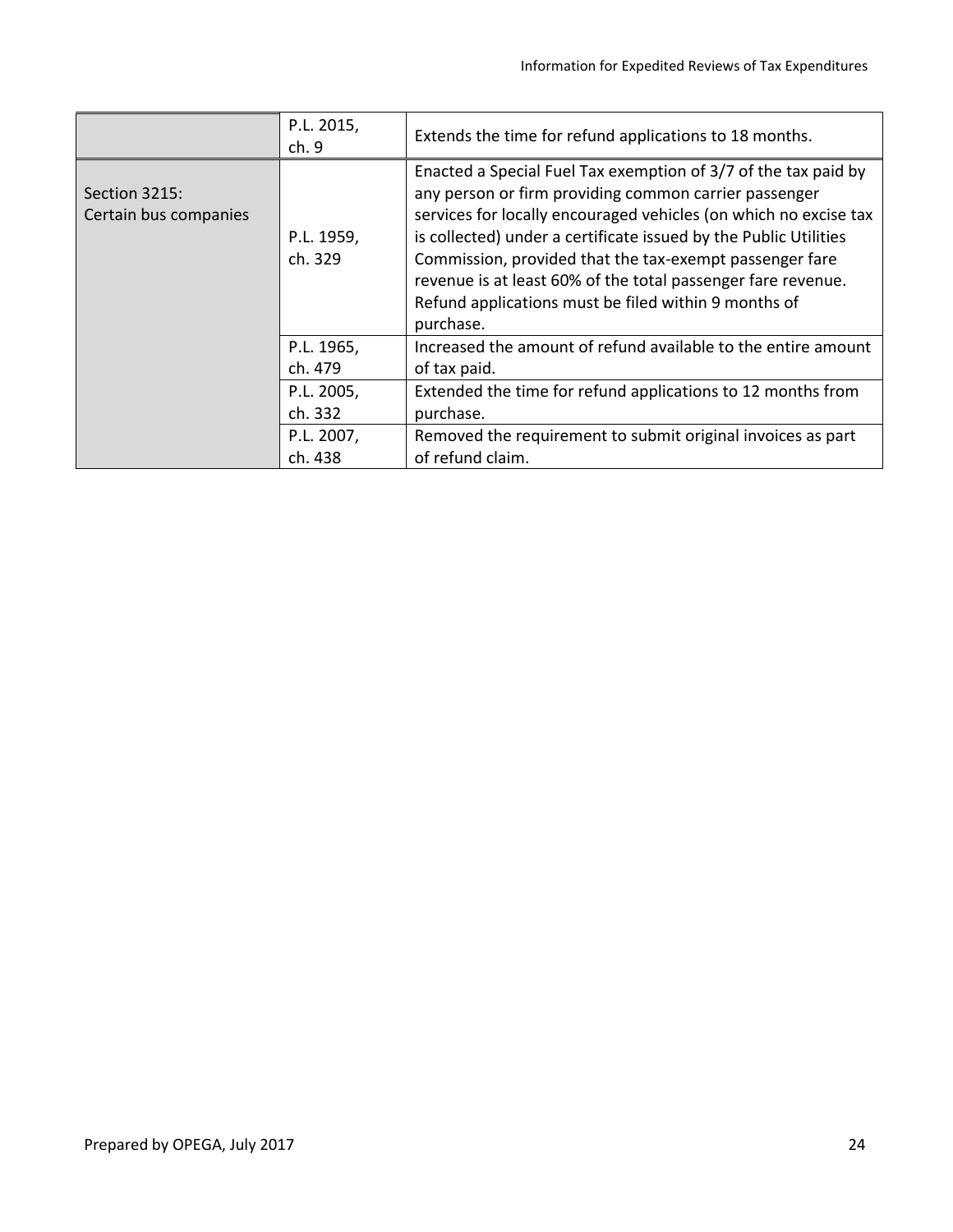| | | |
|---|---|---|
| | P.L. 2015, ch. 9 | Extends the time for refund applications to 18 months. |
| Section 3215: Certain bus companies | P.L. 1959, ch. 329 | Enacted a Special Fuel Tax exemption of 3/7 of the tax paid by any person or firm providing common carrier passenger services for locally encouraged vehicles (on which no excise tax is collected) under a certificate issued by the Public Utilities Commission, provided that the tax-exempt passenger fare revenue is at least 60% of the total passenger fare revenue. Refund applications must be filed within 9 months of purchase. |
| | P.L. 1965, ch. 479 | Increased the amount of refund available to the entire amount of tax paid. |
| | P.L. 2005, ch. 332 | Extended the time for refund applications to 12 months from purchase. |
| | P.L. 2007, ch. 438 | Removed the requirement to submit original invoices as part of refund claim. |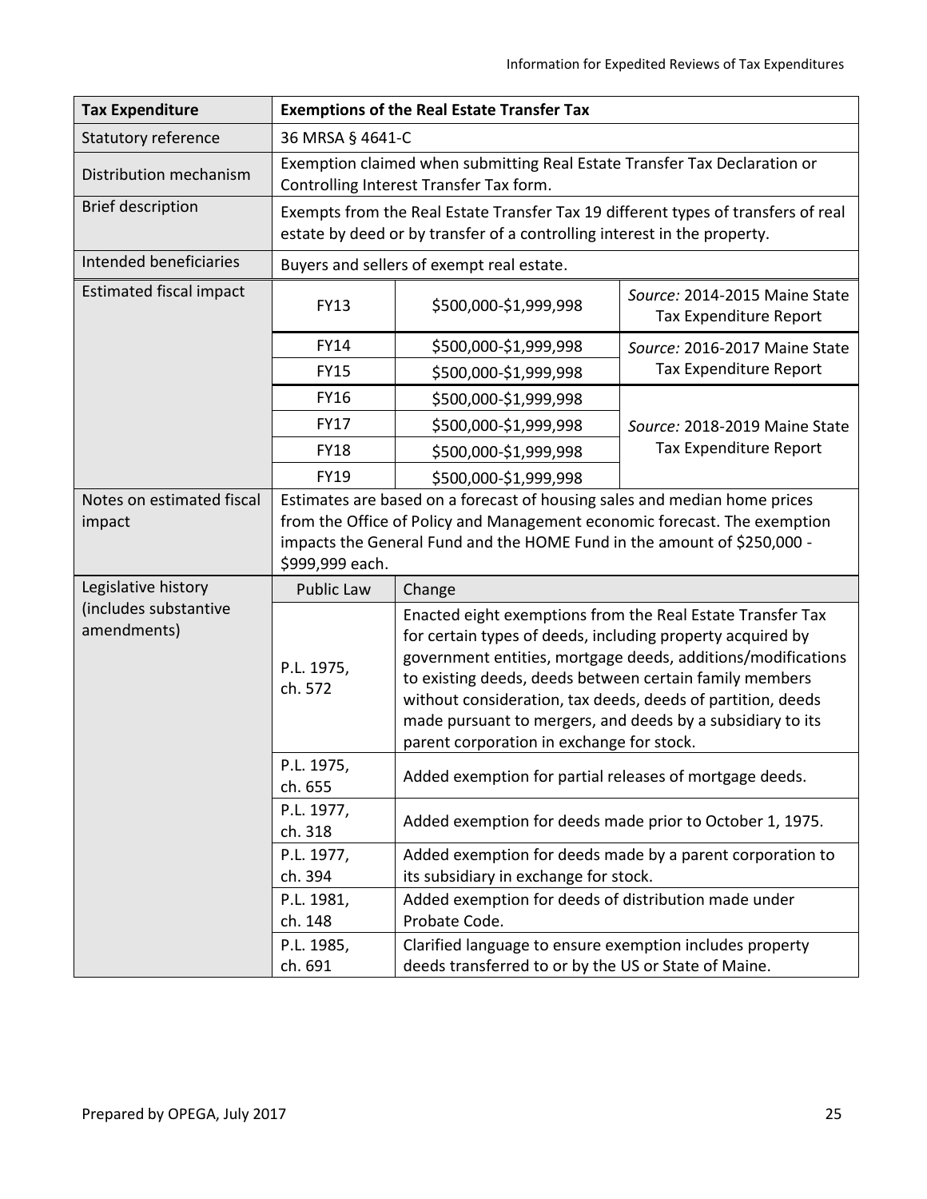| Tax Expenditure | Exemptions of the Real Estate Transfer Tax | | |
|---|---|---|---|
| Statutory reference | 36 MRSA § 4641-C | | |
| Distribution mechanism | Exemption claimed when submitting Real Estate Transfer Tax Declaration or Controlling Interest Transfer Tax form. | | |
| Brief description | Exempts from the Real Estate Transfer Tax 19 different types of transfers of real estate by deed or by transfer of a controlling interest in the property. | | |
| Intended beneficiaries | Buyers and sellers of exempt real estate. | | |
| Estimated fiscal impact | FY13 | \$500,000-\$1,999,998 | *Source:* 2014-2015 Maine State Tax Expenditure Report |
| | FY14 | \$500,000-\$1,999,998 | *Source:* 2016-2017 Maine State Tax Expenditure Report |
| | FY15 | \$500,000-\$1,999,998 | |
| | FY16 | \$500,000-\$1,999,998 | *Source:* 2018-2019 Maine State Tax Expenditure Report |
| | FY17 | \$500,000-\$1,999,998 | |
| | FY18 | \$500,000-\$1,999,998 | |
| | FY19 | \$500,000-\$1,999,998 | |
| Notes on estimated fiscal impact | Estimates are based on a forecast of housing sales and median home prices from the Office of Policy and Management economic forecast. The exemption impacts the General Fund and the HOME Fund in the amount of \$250,000 - \$999,999 each. | | |
| Legislative history (includes substantive amendments) | Public Law | Change | |
| | P.L. 1975, ch. 572 | Enacted eight exemptions from the Real Estate Transfer Tax for certain types of deeds, including property acquired by government entities, mortgage deeds, additions/modifications to existing deeds, deeds between certain family members without consideration, tax deeds, deeds of partition, deeds made pursuant to mergers, and deeds by a subsidiary to its parent corporation in exchange for stock. | |
| | P.L. 1975, ch. 655 | Added exemption for partial releases of mortgage deeds. | |
| | P.L. 1977, ch. 318 | Added exemption for deeds made prior to October 1, 1975. | |
| | P.L. 1977, ch. 394 | Added exemption for deeds made by a parent corporation to its subsidiary in exchange for stock. | |
| | P.L. 1981, ch. 148 | Added exemption for deeds of distribution made under Probate Code. | |
| | P.L. 1985, ch. 691 | Clarified language to ensure exemption includes property deeds transferred to or by the US or State of Maine. | |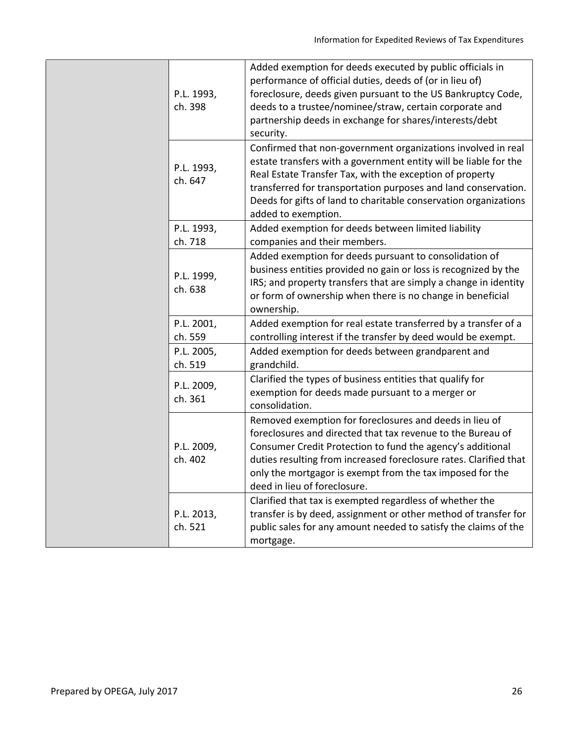| | | |
|---|---|---|
| | P.L. 1993, ch. 398 | Added exemption for deeds executed by public officials in performance of official duties, deeds of (or in lieu of) foreclosure, deeds given pursuant to the US Bankruptcy Code, deeds to a trustee/nominee/straw, certain corporate and partnership deeds in exchange for shares/interests/debt security. |
| | P.L. 1993, ch. 647 | Confirmed that non-government organizations involved in real estate transfers with a government entity will be liable for the Real Estate Transfer Tax, with the exception of property transferred for transportation purposes and land conservation. Deeds for gifts of land to charitable conservation organizations added to exemption. |
| | P.L. 1993, ch. 718 | Added exemption for deeds between limited liability companies and their members. |
| | P.L. 1999, ch. 638 | Added exemption for deeds pursuant to consolidation of business entities provided no gain or loss is recognized by the IRS; and property transfers that are simply a change in identity or form of ownership when there is no change in beneficial ownership. |
| | P.L. 2001, ch. 559 | Added exemption for real estate transferred by a transfer of a controlling interest if the transfer by deed would be exempt. |
| | P.L. 2005, ch. 519 | Added exemption for deeds between grandparent and grandchild. |
| | P.L. 2009, ch. 361 | Clarified the types of business entities that qualify for exemption for deeds made pursuant to a merger or consolidation. |
| | P.L. 2009, ch. 402 | Removed exemption for foreclosures and deeds in lieu of foreclosures and directed that tax revenue to the Bureau of Consumer Credit Protection to fund the agency's additional duties resulting from increased foreclosure rates. Clarified that only the mortgagor is exempt from the tax imposed for the deed in lieu of foreclosure. |
| | P.L. 2013, ch. 521 | Clarified that tax is exempted regardless of whether the transfer is by deed, assignment or other method of transfer for public sales for any amount needed to satisfy the claims of the mortgage. |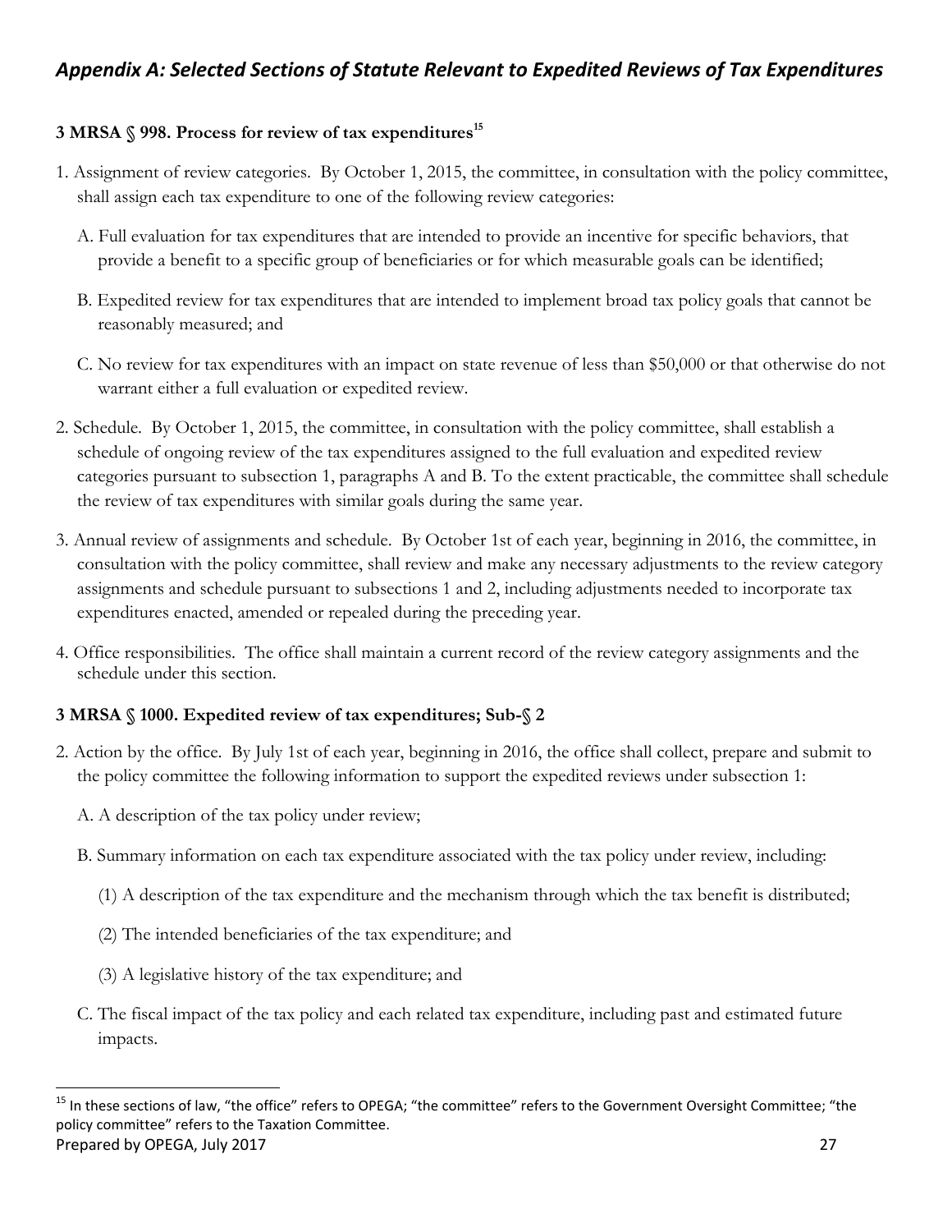## *Appendix A: Selected Sections of Statute Relevant to Expedited Reviews of Tax Expenditures*

### 3 MRSA § 998. Process for review of tax expenditures[15]

1. Assignment of review categories. By October 1, 2015, the committee, in consultation with the policy committee, shall assign each tax expenditure to one of the following review categories:

   A. Full evaluation for tax expenditures that are intended to provide an incentive for specific behaviors, that provide a benefit to a specific group of beneficiaries or for which measurable goals can be identified;

   B. Expedited review for tax expenditures that are intended to implement broad tax policy goals that cannot be reasonably measured; and

   C. No review for tax expenditures with an impact on state revenue of less than $50,000 or that otherwise do not warrant either a full evaluation or expedited review.

2. Schedule. By October 1, 2015, the committee, in consultation with the policy committee, shall establish a schedule of ongoing review of the tax expenditures assigned to the full evaluation and expedited review categories pursuant to subsection 1, paragraphs A and B. To the extent practicable, the committee shall schedule the review of tax expenditures with similar goals during the same year.

3. Annual review of assignments and schedule. By October 1st of each year, beginning in 2016, the committee, in consultation with the policy committee, shall review and make any necessary adjustments to the review category assignments and schedule pursuant to subsections 1 and 2, including adjustments needed to incorporate tax expenditures enacted, amended or repealed during the preceding year.

4. Office responsibilities. The office shall maintain a current record of the review category assignments and the schedule under this section.

### 3 MRSA § 1000. Expedited review of tax expenditures; Sub-§ 2

2. Action by the office. By July 1st of each year, beginning in 2016, the office shall collect, prepare and submit to the policy committee the following information to support the expedited reviews under subsection 1:

   A. A description of the tax policy under review;

   B. Summary information on each tax expenditure associated with the tax policy under review, including:

      (1) A description of the tax expenditure and the mechanism through which the tax benefit is distributed;

      (2) The intended beneficiaries of the tax expenditure; and

      (3) A legislative history of the tax expenditure; and

   C. The fiscal impact of the tax policy and each related tax expenditure, including past and estimated future impacts.

---

[15] In these sections of law, "the office" refers to OPEGA; "the committee" refers to the Government Oversight Committee; "the policy committee" refers to the Taxation Committee.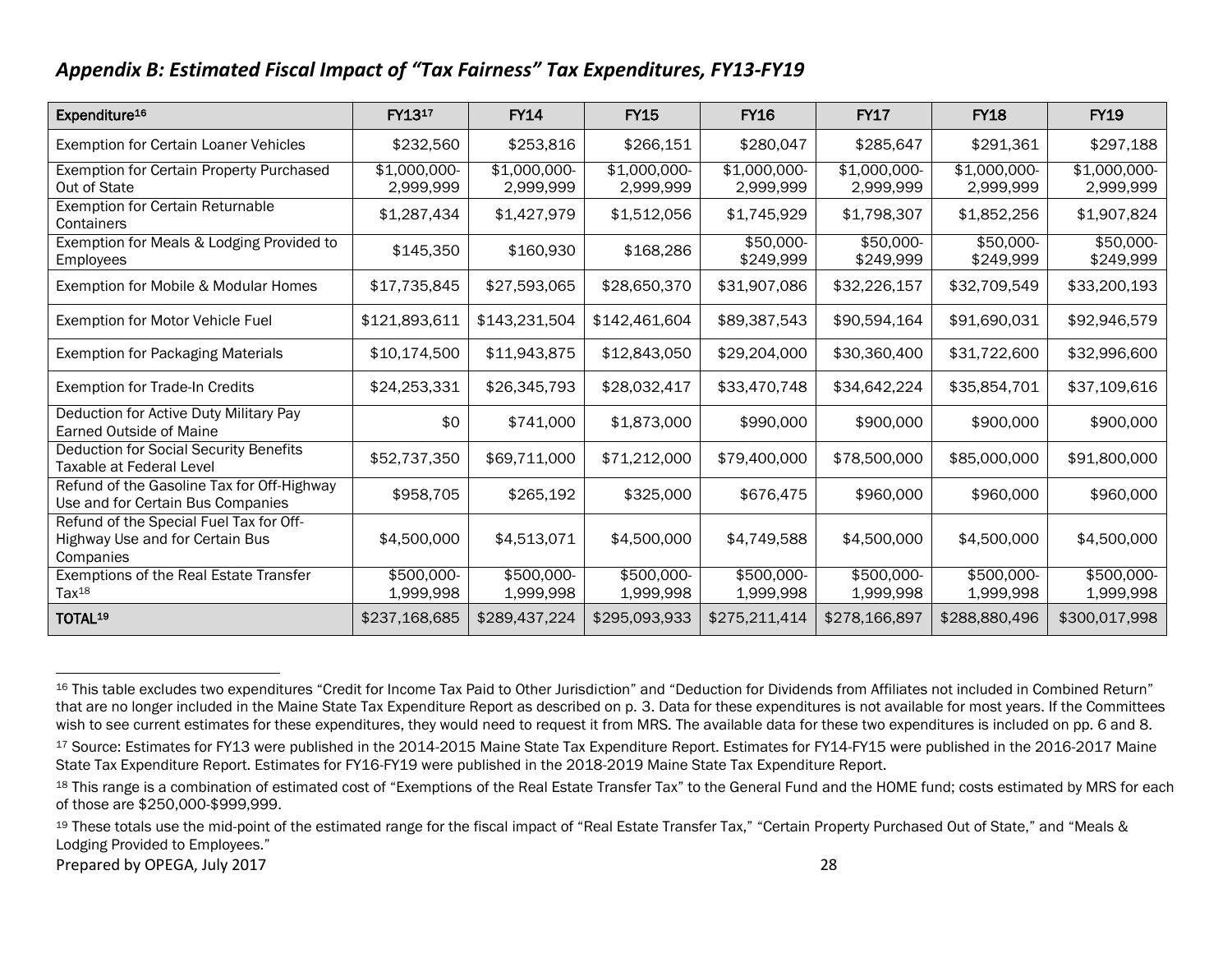### *Appendix B: Estimated Fiscal Impact of "Tax Fairness" Tax Expenditures, FY13-FY19*

| Expenditure[16] | FY13[17] | FY14 | FY15 | FY16 | FY17 | FY18 | FY19 |
|---|---|---|---|---|---|---|---|
| Exemption for Certain Loaner Vehicles | $232,560 | $253,816 | $266,151 | $280,047 | $285,647 | $291,361 | $297,188 |
| Exemption for Certain Property Purchased Out of State | $1,000,000-2,999,999 | $1,000,000-2,999,999 | $1,000,000-2,999,999 | $1,000,000-2,999,999 | $1,000,000-2,999,999 | $1,000,000-2,999,999 | $1,000,000-2,999,999 |
| Exemption for Certain Returnable Containers | $1,287,434 | $1,427,979 | $1,512,056 | $1,745,929 | $1,798,307 | $1,852,256 | $1,907,824 |
| Exemption for Meals & Lodging Provided to Employees | $145,350 | $160,930 | $168,286 | $50,000-$249,999 | $50,000-$249,999 | $50,000-$249,999 | $50,000-$249,999 |
| Exemption for Mobile & Modular Homes | $17,735,845 | $27,593,065 | $28,650,370 | $31,907,086 | $32,226,157 | $32,709,549 | $33,200,193 |
| Exemption for Motor Vehicle Fuel | $121,893,611 | $143,231,504 | $142,461,604 | $89,387,543 | $90,594,164 | $91,690,031 | $92,946,579 |
| Exemption for Packaging Materials | $10,174,500 | $11,943,875 | $12,843,050 | $29,204,000 | $30,360,400 | $31,722,600 | $32,996,600 |
| Exemption for Trade-In Credits | $24,253,331 | $26,345,793 | $28,032,417 | $33,470,748 | $34,642,224 | $35,854,701 | $37,109,616 |
| Deduction for Active Duty Military Pay Earned Outside of Maine | $0 | $741,000 | $1,873,000 | $990,000 | $900,000 | $900,000 | $900,000 |
| Deduction for Social Security Benefits Taxable at Federal Level | $52,737,350 | $69,711,000 | $71,212,000 | $79,400,000 | $78,500,000 | $85,000,000 | $91,800,000 |
| Refund of the Gasoline Tax for Off-Highway Use and for Certain Bus Companies | $958,705 | $265,192 | $325,000 | $676,475 | $960,000 | $960,000 | $960,000 |
| Refund of the Special Fuel Tax for Off-Highway Use and for Certain Bus Companies | $4,500,000 | $4,513,071 | $4,500,000 | $4,749,588 | $4,500,000 | $4,500,000 | $4,500,000 |
| Exemptions of the Real Estate Transfer Tax[18] | $500,000-1,999,998 | $500,000-1,999,998 | $500,000-1,999,998 | $500,000-1,999,998 | $500,000-1,999,998 | $500,000-1,999,998 | $500,000-1,999,998 |
| **TOTAL[19]** | $237,168,685 | $289,437,224 | $295,093,933 | $275,211,414 | $278,166,897 | $288,880,496 | $300,017,998 |

[16] This table excludes two expenditures "Credit for Income Tax Paid to Other Jurisdiction" and "Deduction for Dividends from Affiliates not included in Combined Return" that are no longer included in the Maine State Tax Expenditure Report as described on p. 3. Data for these expenditures is not available for most years. If the Committees wish to see current estimates for these expenditures, they would need to request it from MRS. The available data for these two expenditures is included on pp. 6 and 8.

[17] Source: Estimates for FY13 were published in the 2014-2015 Maine State Tax Expenditure Report. Estimates for FY14-FY15 were published in the 2016-2017 Maine State Tax Expenditure Report. Estimates for FY16-FY19 were published in the 2018-2019 Maine State Tax Expenditure Report.

[18] This range is a combination of estimated cost of "Exemptions of the Real Estate Transfer Tax" to the General Fund and the HOME fund; costs estimated by MRS for each of those are $250,000-$999,999.

[19] These totals use the mid-point of the estimated range for the fiscal impact of "Real Estate Transfer Tax," "Certain Property Purchased Out of State," and "Meals & Lodging Provided to Employees."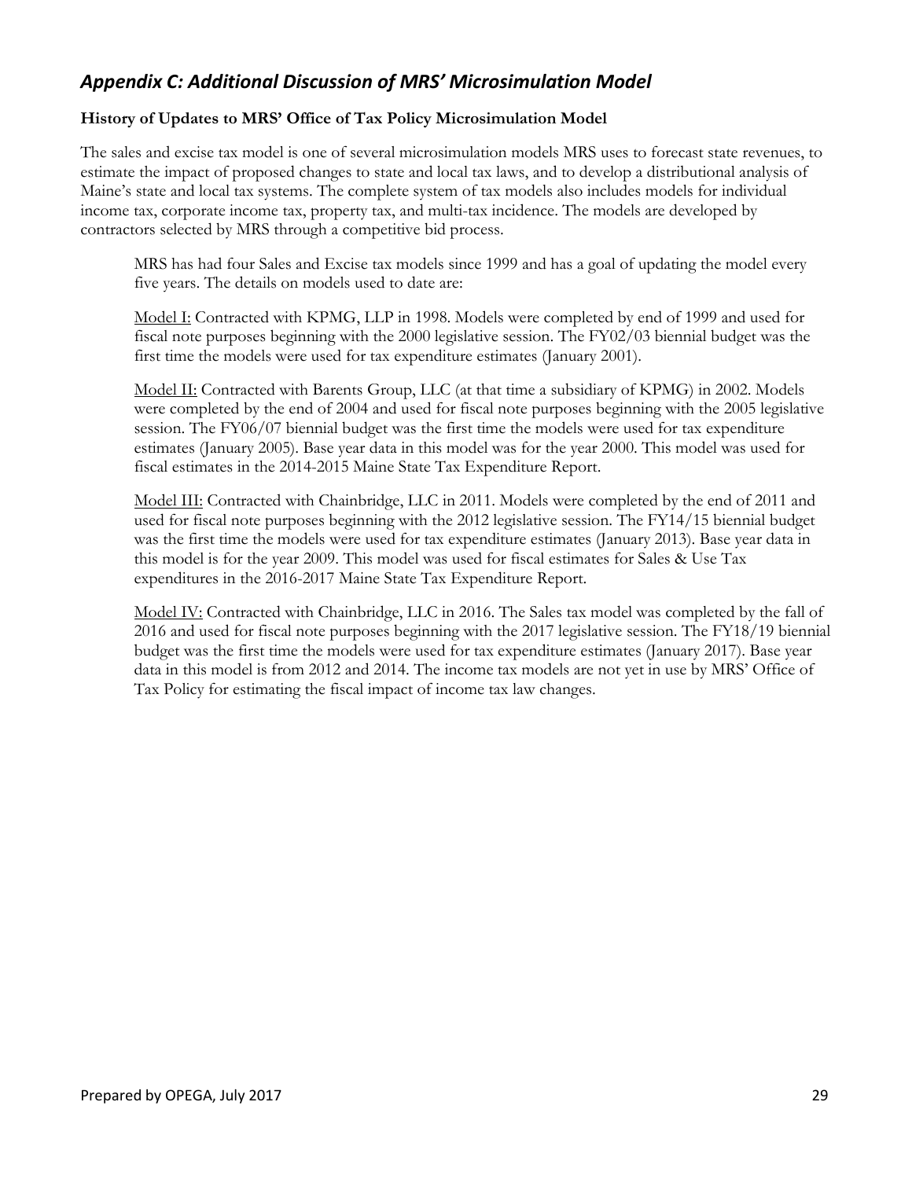## *Appendix C: Additional Discussion of MRS' Microsimulation Model*

**History of Updates to MRS' Office of Tax Policy Microsimulation Model**

The sales and excise tax model is one of several microsimulation models MRS uses to forecast state revenues, to estimate the impact of proposed changes to state and local tax laws, and to develop a distributional analysis of Maine's state and local tax systems. The complete system of tax models also includes models for individual income tax, corporate income tax, property tax, and multi-tax incidence. The models are developed by contractors selected by MRS through a competitive bid process.

MRS has had four Sales and Excise tax models since 1999 and has a goal of updating the model every five years. The details on models used to date are:

Model I: Contracted with KPMG, LLP in 1998. Models were completed by end of 1999 and used for fiscal note purposes beginning with the 2000 legislative session. The FY02/03 biennial budget was the first time the models were used for tax expenditure estimates (January 2001).

Model II: Contracted with Barents Group, LLC (at that time a subsidiary of KPMG) in 2002. Models were completed by the end of 2004 and used for fiscal note purposes beginning with the 2005 legislative session. The FY06/07 biennial budget was the first time the models were used for tax expenditure estimates (January 2005). Base year data in this model was for the year 2000. This model was used for fiscal estimates in the 2014-2015 Maine State Tax Expenditure Report.

Model III: Contracted with Chainbridge, LLC in 2011. Models were completed by the end of 2011 and used for fiscal note purposes beginning with the 2012 legislative session. The FY14/15 biennial budget was the first time the models were used for tax expenditure estimates (January 2013). Base year data in this model is for the year 2009. This model was used for fiscal estimates for Sales & Use Tax expenditures in the 2016-2017 Maine State Tax Expenditure Report.

Model IV: Contracted with Chainbridge, LLC in 2016. The Sales tax model was completed by the fall of 2016 and used for fiscal note purposes beginning with the 2017 legislative session. The FY18/19 biennial budget was the first time the models were used for tax expenditure estimates (January 2017). Base year data in this model is from 2012 and 2014. The income tax models are not yet in use by MRS' Office of Tax Policy for estimating the fiscal impact of income tax law changes.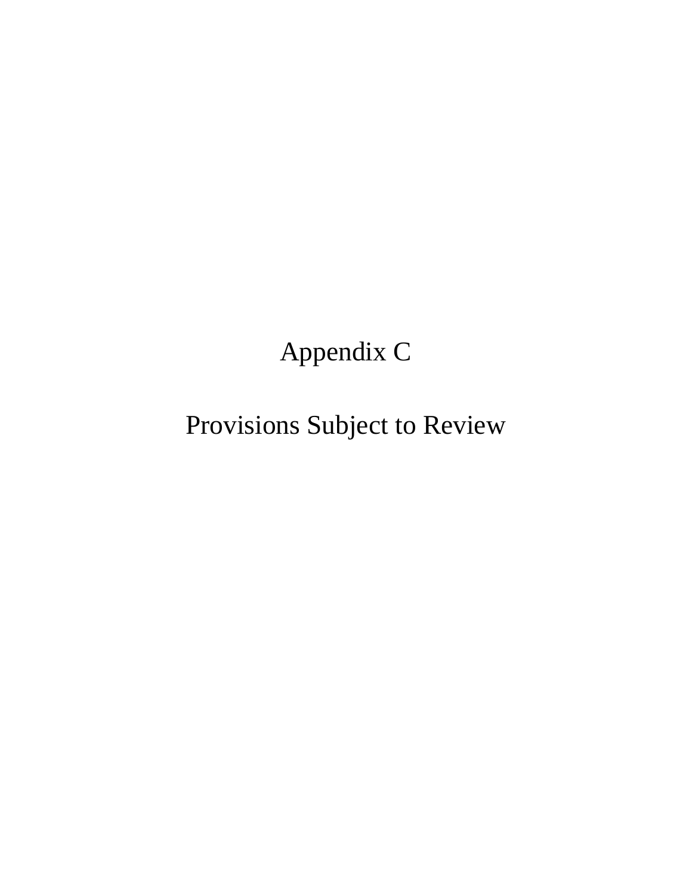# Appendix C

# Provisions Subject to Review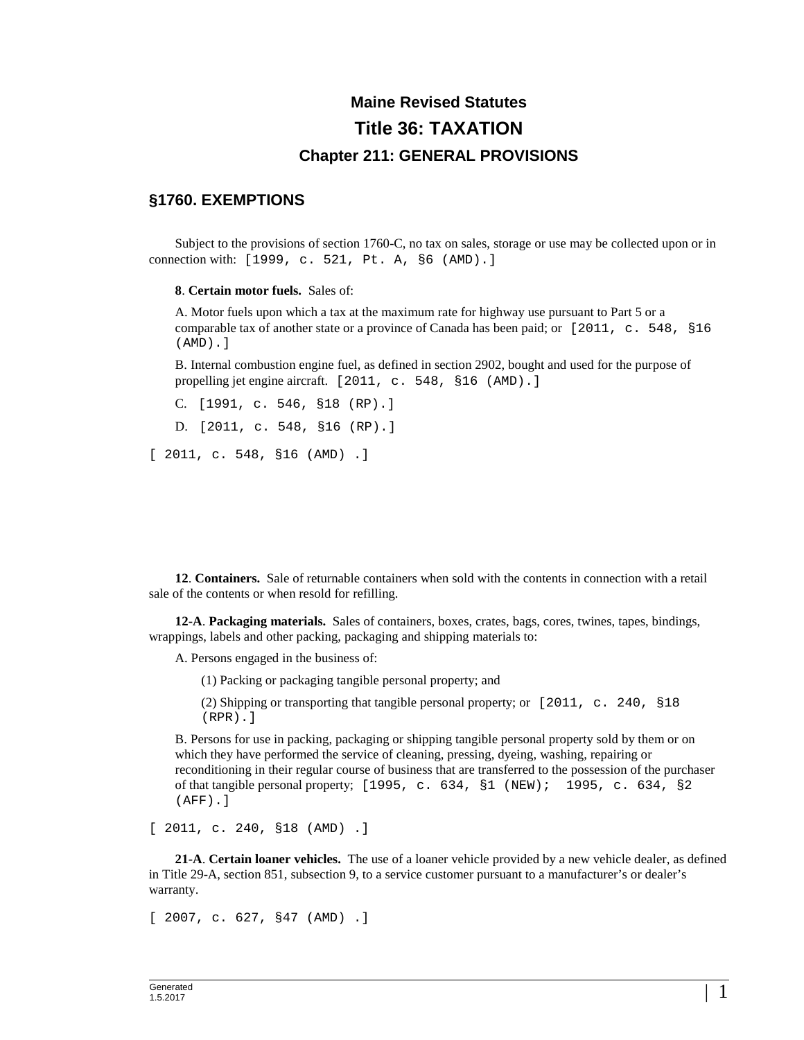# Maine Revised Statutes

## Title 36: TAXATION

### Chapter 211: GENERAL PROVISIONS

### §1760. EXEMPTIONS

Subject to the provisions of section 1760-C, no tax on sales, storage or use may be collected upon or in connection with: [1999, c. 521, Pt. A, §6 (AMD).]

**8**. **Certain motor fuels.** Sales of:

A. Motor fuels upon which a tax at the maximum rate for highway use pursuant to Part 5 or a comparable tax of another state or a province of Canada has been paid; or [2011, c. 548, §16 (AMD).]

B. Internal combustion engine fuel, as defined in section 2902, bought and used for the purpose of propelling jet engine aircraft. [2011, c. 548, §16 (AMD).]

C. [1991, c. 546, §18 (RP).]

D. [2011, c. 548, §16 (RP).]

[ 2011, c. 548, §16 (AMD) .]

**12**. **Containers.** Sale of returnable containers when sold with the contents in connection with a retail sale of the contents or when resold for refilling.

**12-A**. **Packaging materials.** Sales of containers, boxes, crates, bags, cores, twines, tapes, bindings, wrappings, labels and other packing, packaging and shipping materials to:

A. Persons engaged in the business of:

(1) Packing or packaging tangible personal property; and

(2) Shipping or transporting that tangible personal property; or [2011, c. 240, §18 (RPR).]

B. Persons for use in packing, packaging or shipping tangible personal property sold by them or on which they have performed the service of cleaning, pressing, dyeing, washing, repairing or reconditioning in their regular course of business that are transferred to the possession of the purchaser of that tangible personal property; [1995, c. 634, §1 (NEW); 1995, c. 634, §2 (AFF).]

[ 2011, c. 240, §18 (AMD) .]

**21-A**. **Certain loaner vehicles.** The use of a loaner vehicle provided by a new vehicle dealer, as defined in Title 29-A, section 851, subsection 9, to a service customer pursuant to a manufacturer's or dealer's warranty.

[ 2007, c. 627, §47 (AMD) .]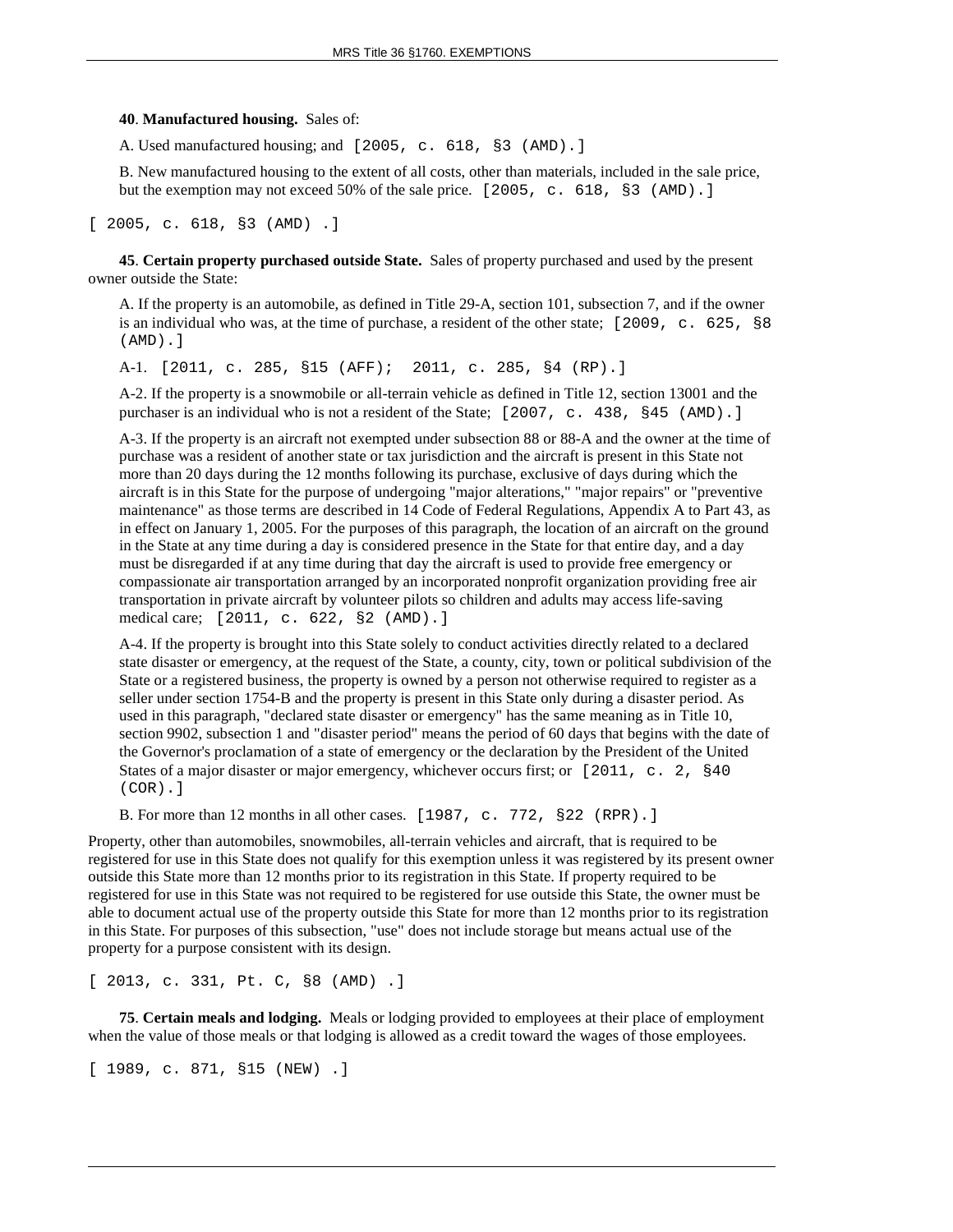**40**. **Manufactured housing.** Sales of:

A. Used manufactured housing; and [2005, c. 618, §3 (AMD).]

B. New manufactured housing to the extent of all costs, other than materials, included in the sale price, but the exemption may not exceed 50% of the sale price. [2005, c. 618, §3 (AMD).]

[ 2005, c. 618, §3 (AMD) .]

**45**. **Certain property purchased outside State.** Sales of property purchased and used by the present owner outside the State:

A. If the property is an automobile, as defined in Title 29-A, section 101, subsection 7, and if the owner is an individual who was, at the time of purchase, a resident of the other state; [2009, c. 625, §8 (AMD).]

A-1. [2011, c. 285, §15 (AFF); 2011, c. 285, §4 (RP).]

A-2. If the property is a snowmobile or all-terrain vehicle as defined in Title 12, section 13001 and the purchaser is an individual who is not a resident of the State; [2007, c. 438, §45 (AMD).]

A-3. If the property is an aircraft not exempted under subsection 88 or 88-A and the owner at the time of purchase was a resident of another state or tax jurisdiction and the aircraft is present in this State not more than 20 days during the 12 months following its purchase, exclusive of days during which the aircraft is in this State for the purpose of undergoing "major alterations," "major repairs" or "preventive maintenance" as those terms are described in 14 Code of Federal Regulations, Appendix A to Part 43, as in effect on January 1, 2005. For the purposes of this paragraph, the location of an aircraft on the ground in the State at any time during a day is considered presence in the State for that entire day, and a day must be disregarded if at any time during that day the aircraft is used to provide free emergency or compassionate air transportation arranged by an incorporated nonprofit organization providing free air transportation in private aircraft by volunteer pilots so children and adults may access life-saving medical care; [2011, c. 622, §2 (AMD).]

A-4. If the property is brought into this State solely to conduct activities directly related to a declared state disaster or emergency, at the request of the State, a county, city, town or political subdivision of the State or a registered business, the property is owned by a person not otherwise required to register as a seller under section 1754-B and the property is present in this State only during a disaster period. As used in this paragraph, "declared state disaster or emergency" has the same meaning as in Title 10, section 9902, subsection 1 and "disaster period" means the period of 60 days that begins with the date of the Governor's proclamation of a state of emergency or the declaration by the President of the United States of a major disaster or major emergency, whichever occurs first; or [2011, c. 2, §40 (COR).]

B. For more than 12 months in all other cases. [1987, c. 772, §22 (RPR).]

Property, other than automobiles, snowmobiles, all-terrain vehicles and aircraft, that is required to be registered for use in this State does not qualify for this exemption unless it was registered by its present owner outside this State more than 12 months prior to its registration in this State. If property required to be registered for use in this State was not required to be registered for use outside this State, the owner must be able to document actual use of the property outside this State for more than 12 months prior to its registration in this State. For purposes of this subsection, "use" does not include storage but means actual use of the property for a purpose consistent with its design.

[ 2013, c. 331, Pt. C, §8 (AMD) .]

**75**. **Certain meals and lodging.** Meals or lodging provided to employees at their place of employment when the value of those meals or that lodging is allowed as a credit toward the wages of those employees.

[ 1989, c. 871, §15 (NEW) .]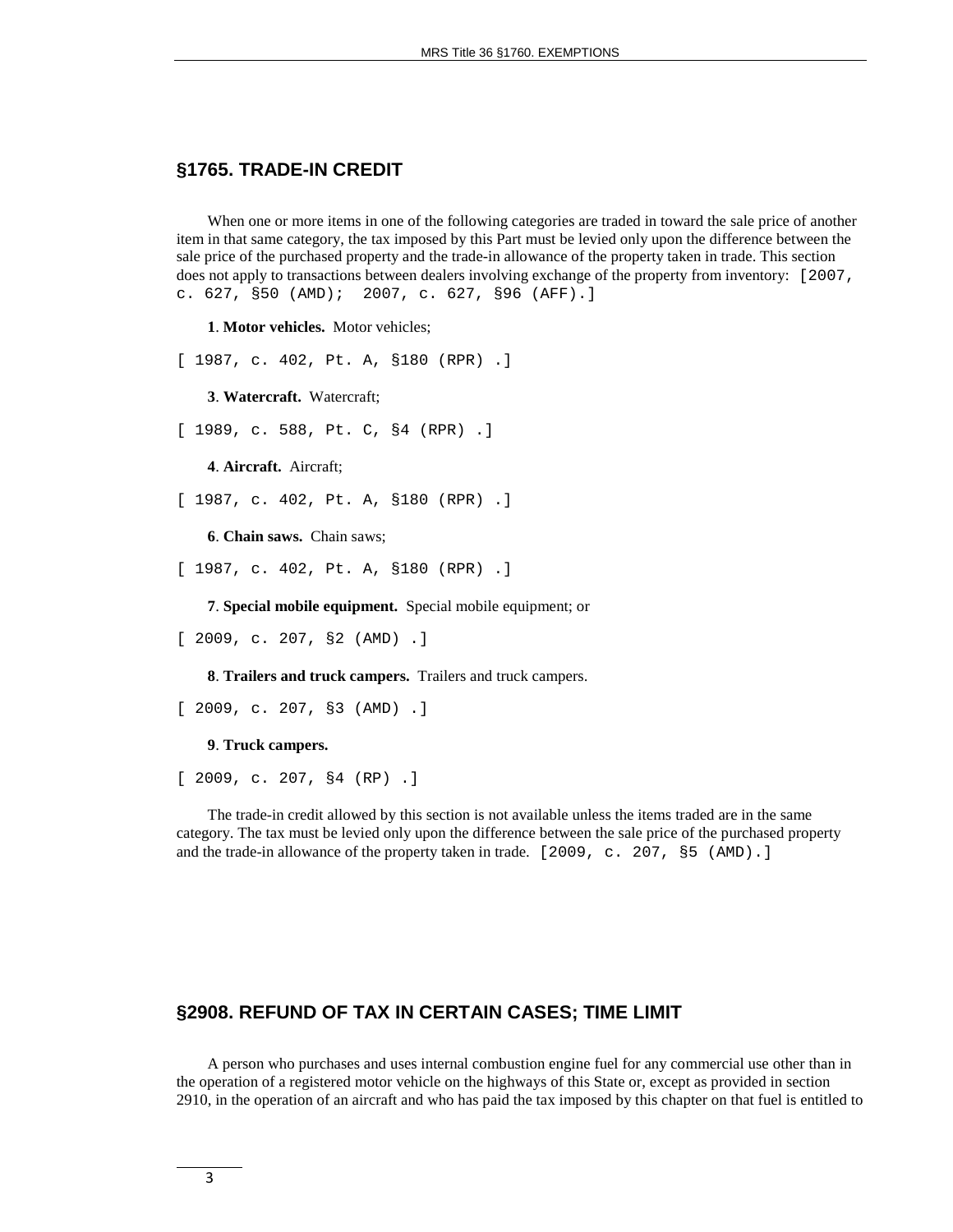## §1765. TRADE-IN CREDIT

When one or more items in one of the following categories are traded in toward the sale price of another item in that same category, the tax imposed by this Part must be levied only upon the difference between the sale price of the purchased property and the trade-in allowance of the property taken in trade. This section does not apply to transactions between dealers involving exchange of the property from inventory: [2007, c. 627, §50 (AMD); 2007, c. 627, §96 (AFF).]

**1**. **Motor vehicles.** Motor vehicles;

[ 1987, c. 402, Pt. A, §180 (RPR) .]

**3**. **Watercraft.** Watercraft;

[ 1989, c. 588, Pt. C, §4 (RPR) .]

**4**. **Aircraft.** Aircraft;

[ 1987, c. 402, Pt. A, §180 (RPR) .]

**6**. **Chain saws.** Chain saws;

[ 1987, c. 402, Pt. A, §180 (RPR) .]

**7**. **Special mobile equipment.** Special mobile equipment; or

[ 2009, c. 207, §2 (AMD) .]

**8**. **Trailers and truck campers.** Trailers and truck campers.

[ 2009, c. 207, §3 (AMD) .]

**9**. **Truck campers.**

[ 2009, c. 207, §4 (RP) .]

The trade-in credit allowed by this section is not available unless the items traded are in the same category. The tax must be levied only upon the difference between the sale price of the purchased property and the trade-in allowance of the property taken in trade. [2009, c. 207, §5 (AMD).]

## §2908. REFUND OF TAX IN CERTAIN CASES; TIME LIMIT

A person who purchases and uses internal combustion engine fuel for any commercial use other than in the operation of a registered motor vehicle on the highways of this State or, except as provided in section 2910, in the operation of an aircraft and who has paid the tax imposed by this chapter on that fuel is entitled to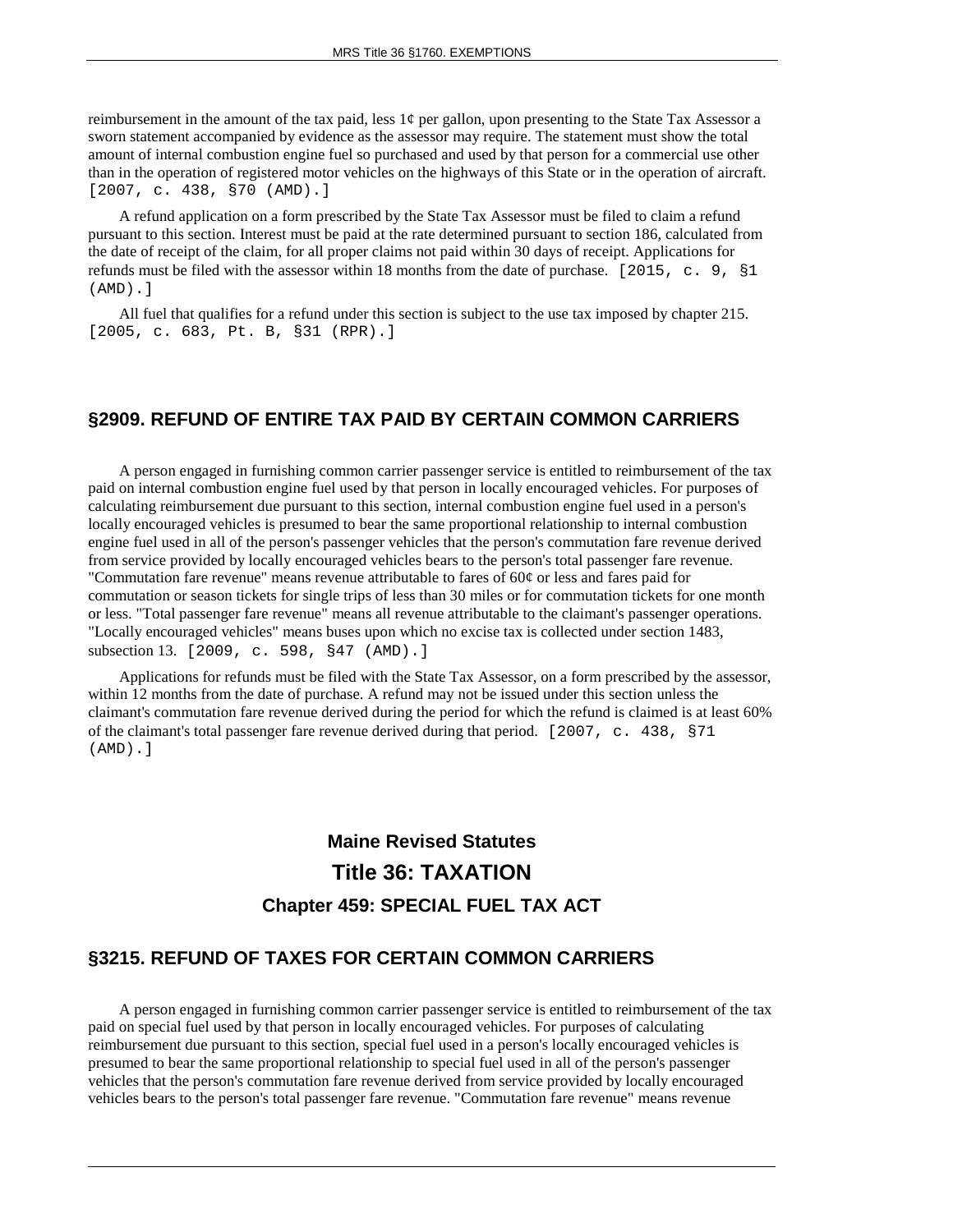reimbursement in the amount of the tax paid, less 1¢ per gallon, upon presenting to the State Tax Assessor a sworn statement accompanied by evidence as the assessor may require. The statement must show the total amount of internal combustion engine fuel so purchased and used by that person for a commercial use other than in the operation of registered motor vehicles on the highways of this State or in the operation of aircraft. [2007, c. 438, §70 (AMD).]

A refund application on a form prescribed by the State Tax Assessor must be filed to claim a refund pursuant to this section. Interest must be paid at the rate determined pursuant to section 186, calculated from the date of receipt of the claim, for all proper claims not paid within 30 days of receipt. Applications for refunds must be filed with the assessor within 18 months from the date of purchase. [2015, c. 9, §1 (AMD).]

All fuel that qualifies for a refund under this section is subject to the use tax imposed by chapter 215. [2005, c. 683, Pt. B, §31 (RPR).]

## §2909. REFUND OF ENTIRE TAX PAID BY CERTAIN COMMON CARRIERS

A person engaged in furnishing common carrier passenger service is entitled to reimbursement of the tax paid on internal combustion engine fuel used by that person in locally encouraged vehicles. For purposes of calculating reimbursement due pursuant to this section, internal combustion engine fuel used in a person's locally encouraged vehicles is presumed to bear the same proportional relationship to internal combustion engine fuel used in all of the person's passenger vehicles that the person's commutation fare revenue derived from service provided by locally encouraged vehicles bears to the person's total passenger fare revenue. "Commutation fare revenue" means revenue attributable to fares of 60¢ or less and fares paid for commutation or season tickets for single trips of less than 30 miles or for commutation tickets for one month or less. "Total passenger fare revenue" means all revenue attributable to the claimant's passenger operations. "Locally encouraged vehicles" means buses upon which no excise tax is collected under section 1483, subsection 13. [2009, c. 598, §47 (AMD).]

Applications for refunds must be filed with the State Tax Assessor, on a form prescribed by the assessor, within 12 months from the date of purchase. A refund may not be issued under this section unless the claimant's commutation fare revenue derived during the period for which the refund is claimed is at least 60% of the claimant's total passenger fare revenue derived during that period. [2007, c. 438, §71 (AMD).]

# Maine Revised Statutes

# Title 36: TAXATION

### Chapter 459: SPECIAL FUEL TAX ACT

## §3215. REFUND OF TAXES FOR CERTAIN COMMON CARRIERS

A person engaged in furnishing common carrier passenger service is entitled to reimbursement of the tax paid on special fuel used by that person in locally encouraged vehicles. For purposes of calculating reimbursement due pursuant to this section, special fuel used in a person's locally encouraged vehicles is presumed to bear the same proportional relationship to special fuel used in all of the person's passenger vehicles that the person's commutation fare revenue derived from service provided by locally encouraged vehicles bears to the person's total passenger fare revenue. "Commutation fare revenue" means revenue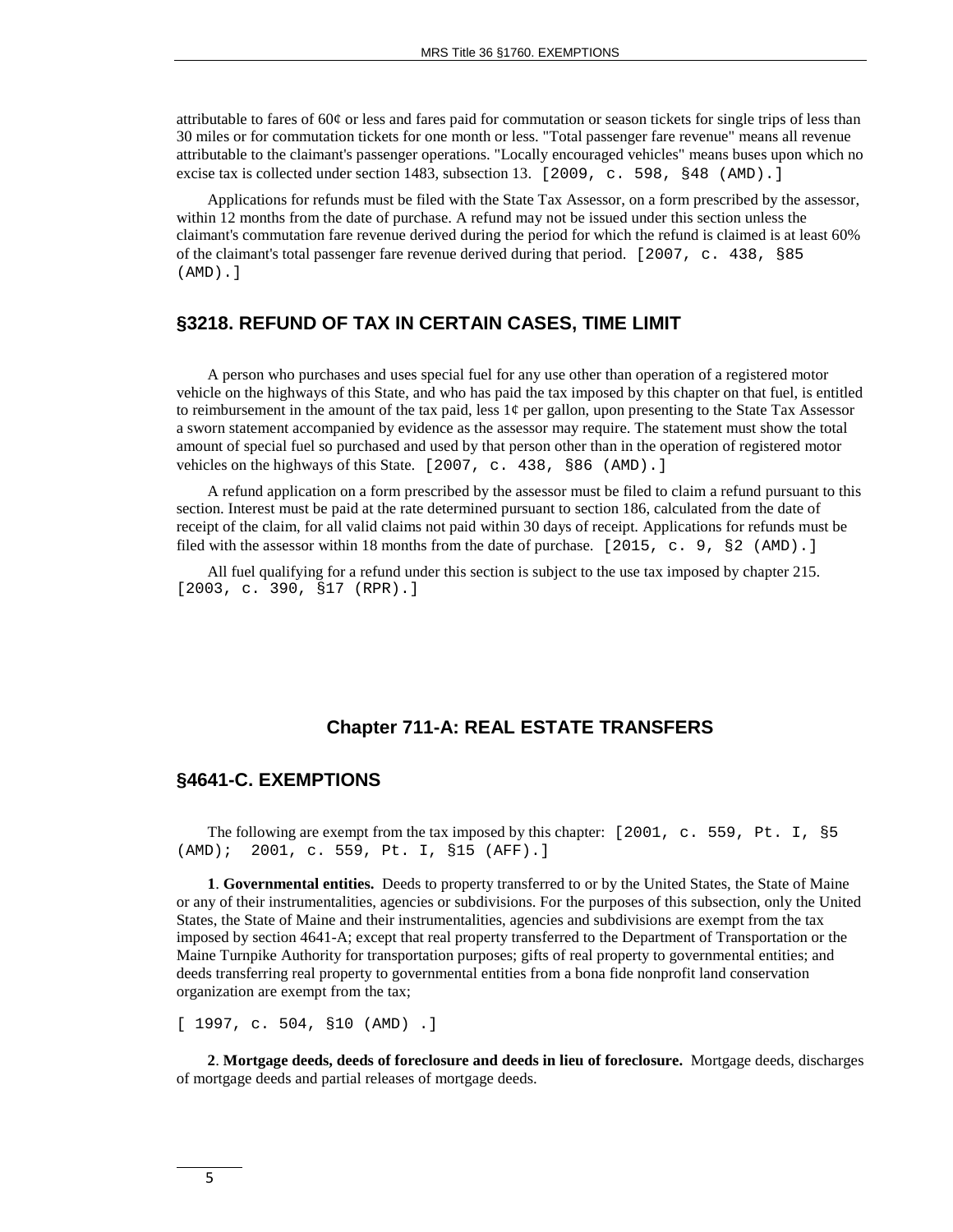attributable to fares of 60¢ or less and fares paid for commutation or season tickets for single trips of less than 30 miles or for commutation tickets for one month or less. "Total passenger fare revenue" means all revenue attributable to the claimant's passenger operations. "Locally encouraged vehicles" means buses upon which no excise tax is collected under section 1483, subsection 13. [2009, c. 598, §48 (AMD).]

Applications for refunds must be filed with the State Tax Assessor, on a form prescribed by the assessor, within 12 months from the date of purchase. A refund may not be issued under this section unless the claimant's commutation fare revenue derived during the period for which the refund is claimed is at least 60% of the claimant's total passenger fare revenue derived during that period. [2007, c. 438, §85 (AMD).]

## §3218. REFUND OF TAX IN CERTAIN CASES, TIME LIMIT

A person who purchases and uses special fuel for any use other than operation of a registered motor vehicle on the highways of this State, and who has paid the tax imposed by this chapter on that fuel, is entitled to reimbursement in the amount of the tax paid, less 1¢ per gallon, upon presenting to the State Tax Assessor a sworn statement accompanied by evidence as the assessor may require. The statement must show the total amount of special fuel so purchased and used by that person other than in the operation of registered motor vehicles on the highways of this State. [2007, c. 438, §86 (AMD).]

A refund application on a form prescribed by the assessor must be filed to claim a refund pursuant to this section. Interest must be paid at the rate determined pursuant to section 186, calculated from the date of receipt of the claim, for all valid claims not paid within 30 days of receipt. Applications for refunds must be filed with the assessor within 18 months from the date of purchase. [2015, c. 9, §2 (AMD).]

All fuel qualifying for a refund under this section is subject to the use tax imposed by chapter 215. [2003, c. 390, §17 (RPR).]

# Chapter 711-A: REAL ESTATE TRANSFERS

## §4641-C. EXEMPTIONS

The following are exempt from the tax imposed by this chapter: [2001, c. 559, Pt. I, §5 (AMD); 2001, c. 559, Pt. I, §15 (AFF).]

**1**. **Governmental entities.** Deeds to property transferred to or by the United States, the State of Maine or any of their instrumentalities, agencies or subdivisions. For the purposes of this subsection, only the United States, the State of Maine and their instrumentalities, agencies and subdivisions are exempt from the tax imposed by section 4641-A; except that real property transferred to the Department of Transportation or the Maine Turnpike Authority for transportation purposes; gifts of real property to governmental entities; and deeds transferring real property to governmental entities from a bona fide nonprofit land conservation organization are exempt from the tax;

[ 1997, c. 504, §10 (AMD) .]

**2**. **Mortgage deeds, deeds of foreclosure and deeds in lieu of foreclosure.** Mortgage deeds, discharges of mortgage deeds and partial releases of mortgage deeds.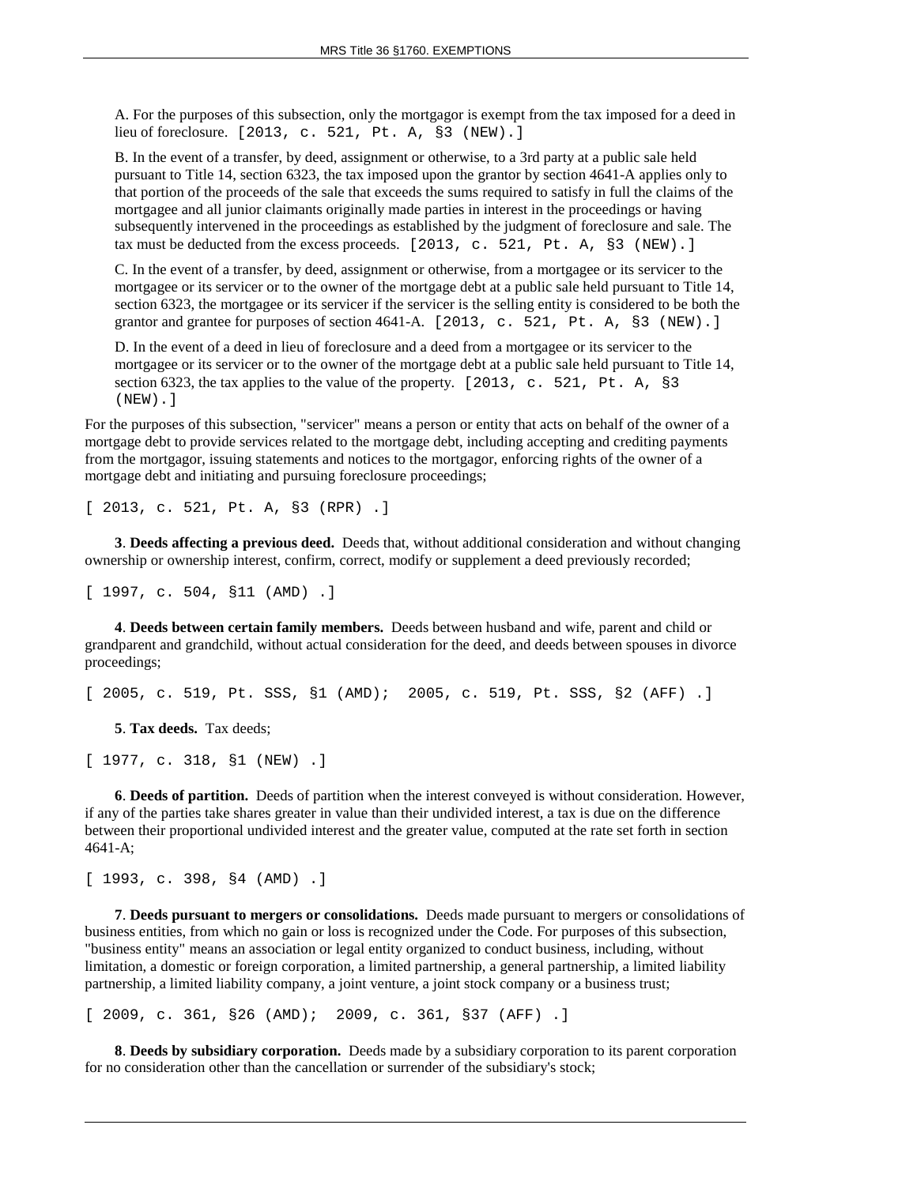A. For the purposes of this subsection, only the mortgagor is exempt from the tax imposed for a deed in lieu of foreclosure. [2013, c. 521, Pt. A, §3 (NEW).]

B. In the event of a transfer, by deed, assignment or otherwise, to a 3rd party at a public sale held pursuant to Title 14, section 6323, the tax imposed upon the grantor by section 4641-A applies only to that portion of the proceeds of the sale that exceeds the sums required to satisfy in full the claims of the mortgagee and all junior claimants originally made parties in interest in the proceedings or having subsequently intervened in the proceedings as established by the judgment of foreclosure and sale. The tax must be deducted from the excess proceeds. [2013, c. 521, Pt. A, §3 (NEW).]

C. In the event of a transfer, by deed, assignment or otherwise, from a mortgagee or its servicer to the mortgagee or its servicer or to the owner of the mortgage debt at a public sale held pursuant to Title 14, section 6323, the mortgagee or its servicer if the servicer is the selling entity is considered to be both the grantor and grantee for purposes of section 4641-A. [2013, c. 521, Pt. A, §3 (NEW).]

D. In the event of a deed in lieu of foreclosure and a deed from a mortgagee or its servicer to the mortgagee or its servicer or to the owner of the mortgage debt at a public sale held pursuant to Title 14, section 6323, the tax applies to the value of the property. [2013, c. 521, Pt. A, §3 (NEW).]

For the purposes of this subsection, "servicer" means a person or entity that acts on behalf of the owner of a mortgage debt to provide services related to the mortgage debt, including accepting and crediting payments from the mortgagor, issuing statements and notices to the mortgagor, enforcing rights of the owner of a mortgage debt and initiating and pursuing foreclosure proceedings;

[ 2013, c. 521, Pt. A, §3 (RPR) .]

**3**. **Deeds affecting a previous deed.** Deeds that, without additional consideration and without changing ownership or ownership interest, confirm, correct, modify or supplement a deed previously recorded;

[ 1997, c. 504, §11 (AMD) .]

**4**. **Deeds between certain family members.** Deeds between husband and wife, parent and child or grandparent and grandchild, without actual consideration for the deed, and deeds between spouses in divorce proceedings;

[ 2005, c. 519, Pt. SSS, §1 (AMD); 2005, c. 519, Pt. SSS, §2 (AFF) .]

**5**. **Tax deeds.** Tax deeds;

[ 1977, c. 318, §1 (NEW) .]

**6**. **Deeds of partition.** Deeds of partition when the interest conveyed is without consideration. However, if any of the parties take shares greater in value than their undivided interest, a tax is due on the difference between their proportional undivided interest and the greater value, computed at the rate set forth in section 4641-A;

[ 1993, c. 398, §4 (AMD) .]

**7**. **Deeds pursuant to mergers or consolidations.** Deeds made pursuant to mergers or consolidations of business entities, from which no gain or loss is recognized under the Code. For purposes of this subsection, "business entity" means an association or legal entity organized to conduct business, including, without limitation, a domestic or foreign corporation, a limited partnership, a general partnership, a limited liability partnership, a limited liability company, a joint venture, a joint stock company or a business trust;

[ 2009, c. 361, §26 (AMD); 2009, c. 361, §37 (AFF) .]

**8**. **Deeds by subsidiary corporation.** Deeds made by a subsidiary corporation to its parent corporation for no consideration other than the cancellation or surrender of the subsidiary's stock;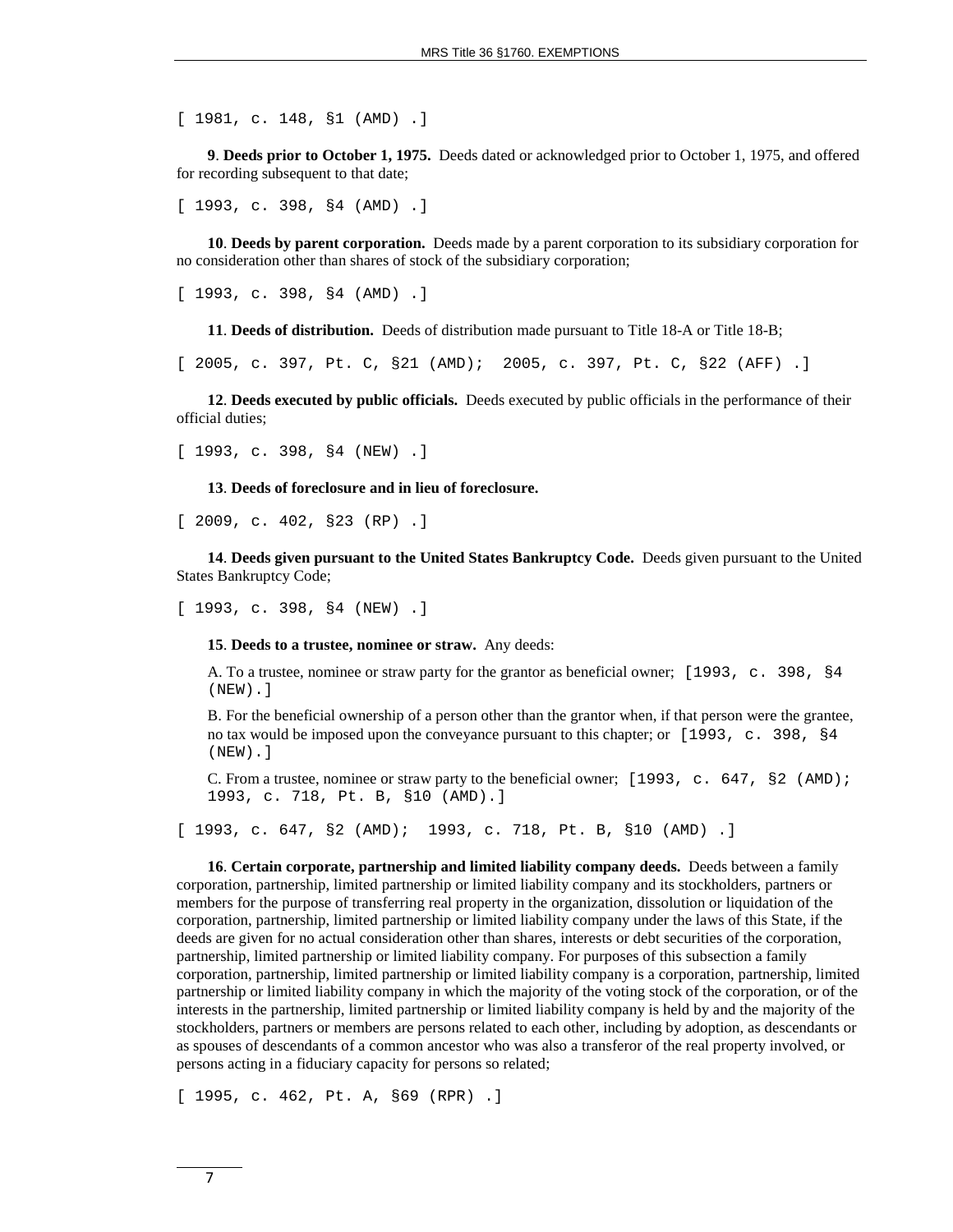[ 1981, c. 148, §1 (AMD) .]

**9**. **Deeds prior to October 1, 1975.** Deeds dated or acknowledged prior to October 1, 1975, and offered for recording subsequent to that date;

[ 1993, c. 398, §4 (AMD) .]

**10**. **Deeds by parent corporation.** Deeds made by a parent corporation to its subsidiary corporation for no consideration other than shares of stock of the subsidiary corporation;

[ 1993, c. 398, §4 (AMD) .]

**11**. **Deeds of distribution.** Deeds of distribution made pursuant to Title 18-A or Title 18-B;

[ 2005, c. 397, Pt. C, §21 (AMD); 2005, c. 397, Pt. C, §22 (AFF) .]

**12**. **Deeds executed by public officials.** Deeds executed by public officials in the performance of their official duties;

[ 1993, c. 398, §4 (NEW) .]

**13**. **Deeds of foreclosure and in lieu of foreclosure.**

[ 2009, c. 402, §23 (RP) .]

**14**. **Deeds given pursuant to the United States Bankruptcy Code.** Deeds given pursuant to the United States Bankruptcy Code;

[ 1993, c. 398, §4 (NEW) .]

**15**. **Deeds to a trustee, nominee or straw.** Any deeds:

A. To a trustee, nominee or straw party for the grantor as beneficial owner; [1993, c. 398, §4 (NEW).]

B. For the beneficial ownership of a person other than the grantor when, if that person were the grantee, no tax would be imposed upon the conveyance pursuant to this chapter; or [1993, c. 398, §4 (NEW).]

C. From a trustee, nominee or straw party to the beneficial owner; [1993, c. 647, §2 (AMD); 1993, c. 718, Pt. B, §10 (AMD).]

[ 1993, c. 647, §2 (AMD); 1993, c. 718, Pt. B, §10 (AMD) .]

**16**. **Certain corporate, partnership and limited liability company deeds.** Deeds between a family corporation, partnership, limited partnership or limited liability company and its stockholders, partners or members for the purpose of transferring real property in the organization, dissolution or liquidation of the corporation, partnership, limited partnership or limited liability company under the laws of this State, if the deeds are given for no actual consideration other than shares, interests or debt securities of the corporation, partnership, limited partnership or limited liability company. For purposes of this subsection a family corporation, partnership, limited partnership or limited liability company is a corporation, partnership, limited partnership or limited liability company in which the majority of the voting stock of the corporation, or of the interests in the partnership, limited partnership or limited liability company is held by and the majority of the stockholders, partners or members are persons related to each other, including by adoption, as descendants or as spouses of descendants of a common ancestor who was also a transferor of the real property involved, or persons acting in a fiduciary capacity for persons so related;

[ 1995, c. 462, Pt. A, §69 (RPR) .]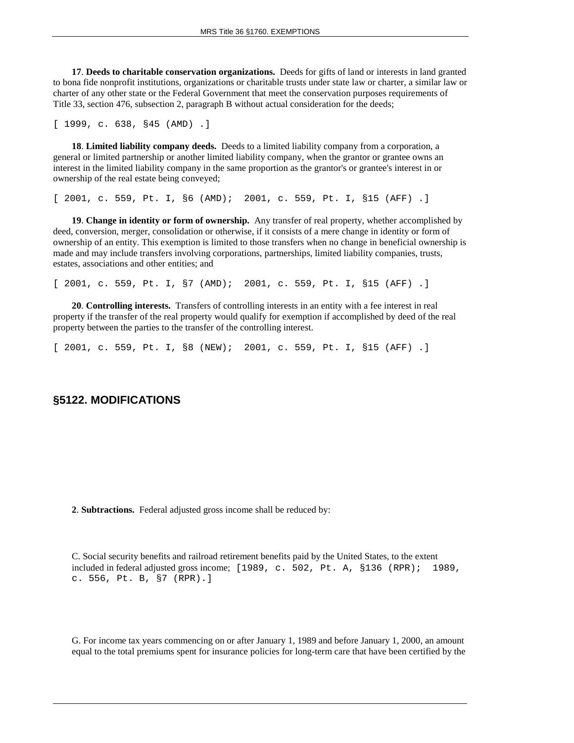**17**. **Deeds to charitable conservation organizations.** Deeds for gifts of land or interests in land granted to bona fide nonprofit institutions, organizations or charitable trusts under state law or charter, a similar law or charter of any other state or the Federal Government that meet the conservation purposes requirements of Title 33, section 476, subsection 2, paragraph B without actual consideration for the deeds;

[ 1999, c. 638, §45 (AMD) .]

**18**. **Limited liability company deeds.** Deeds to a limited liability company from a corporation, a general or limited partnership or another limited liability company, when the grantor or grantee owns an interest in the limited liability company in the same proportion as the grantor's or grantee's interest in or ownership of the real estate being conveyed;

[ 2001, c. 559, Pt. I, §6 (AMD); 2001, c. 559, Pt. I, §15 (AFF) .]

**19**. **Change in identity or form of ownership.** Any transfer of real property, whether accomplished by deed, conversion, merger, consolidation or otherwise, if it consists of a mere change in identity or form of ownership of an entity. This exemption is limited to those transfers when no change in beneficial ownership is made and may include transfers involving corporations, partnerships, limited liability companies, trusts, estates, associations and other entities; and

[ 2001, c. 559, Pt. I, §7 (AMD); 2001, c. 559, Pt. I, §15 (AFF) .]

**20**. **Controlling interests.** Transfers of controlling interests in an entity with a fee interest in real property if the transfer of the real property would qualify for exemption if accomplished by deed of the real property between the parties to the transfer of the controlling interest.

[ 2001, c. 559, Pt. I, §8 (NEW); 2001, c. 559, Pt. I, §15 (AFF) .]

## §5122. MODIFICATIONS

**2**. **Subtractions.** Federal adjusted gross income shall be reduced by:

C. Social security benefits and railroad retirement benefits paid by the United States, to the extent included in federal adjusted gross income; [1989, c. 502, Pt. A, §136 (RPR); 1989, c. 556, Pt. B, §7 (RPR).]

G. For income tax years commencing on or after January 1, 1989 and before January 1, 2000, an amount equal to the total premiums spent for insurance policies for long-term care that have been certified by the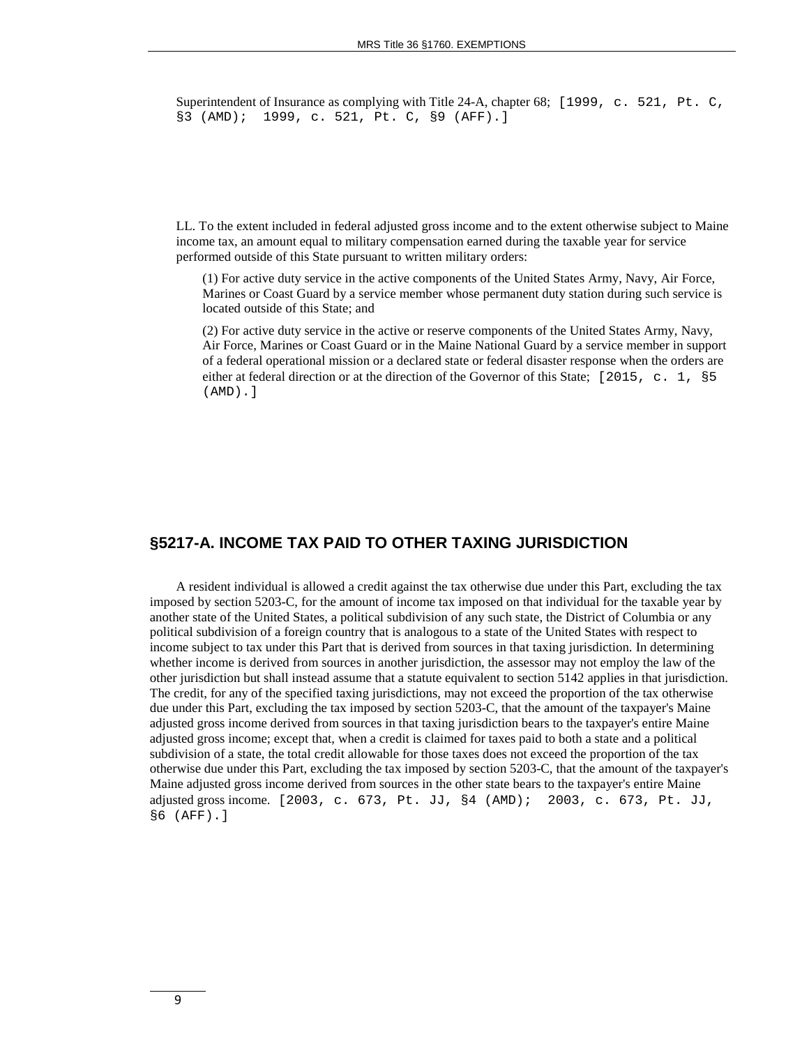Superintendent of Insurance as complying with Title 24-A, chapter 68; [1999, c. 521, Pt. C, §3 (AMD); 1999, c. 521, Pt. C, §9 (AFF).]

LL. To the extent included in federal adjusted gross income and to the extent otherwise subject to Maine income tax, an amount equal to military compensation earned during the taxable year for service performed outside of this State pursuant to written military orders:

(1) For active duty service in the active components of the United States Army, Navy, Air Force, Marines or Coast Guard by a service member whose permanent duty station during such service is located outside of this State; and

(2) For active duty service in the active or reserve components of the United States Army, Navy, Air Force, Marines or Coast Guard or in the Maine National Guard by a service member in support of a federal operational mission or a declared state or federal disaster response when the orders are either at federal direction or at the direction of the Governor of this State; [2015, c. 1, §5 (AMD).]

## §5217-A. INCOME TAX PAID TO OTHER TAXING JURISDICTION

A resident individual is allowed a credit against the tax otherwise due under this Part, excluding the tax imposed by section 5203-C, for the amount of income tax imposed on that individual for the taxable year by another state of the United States, a political subdivision of any such state, the District of Columbia or any political subdivision of a foreign country that is analogous to a state of the United States with respect to income subject to tax under this Part that is derived from sources in that taxing jurisdiction. In determining whether income is derived from sources in another jurisdiction, the assessor may not employ the law of the other jurisdiction but shall instead assume that a statute equivalent to section 5142 applies in that jurisdiction. The credit, for any of the specified taxing jurisdictions, may not exceed the proportion of the tax otherwise due under this Part, excluding the tax imposed by section 5203-C, that the amount of the taxpayer's Maine adjusted gross income derived from sources in that taxing jurisdiction bears to the taxpayer's entire Maine adjusted gross income; except that, when a credit is claimed for taxes paid to both a state and a political subdivision of a state, the total credit allowable for those taxes does not exceed the proportion of the tax otherwise due under this Part, excluding the tax imposed by section 5203-C, that the amount of the taxpayer's Maine adjusted gross income derived from sources in the other state bears to the taxpayer's entire Maine adjusted gross income. [2003, c. 673, Pt. JJ, §4 (AMD); 2003, c. 673, Pt. JJ, §6 (AFF).]